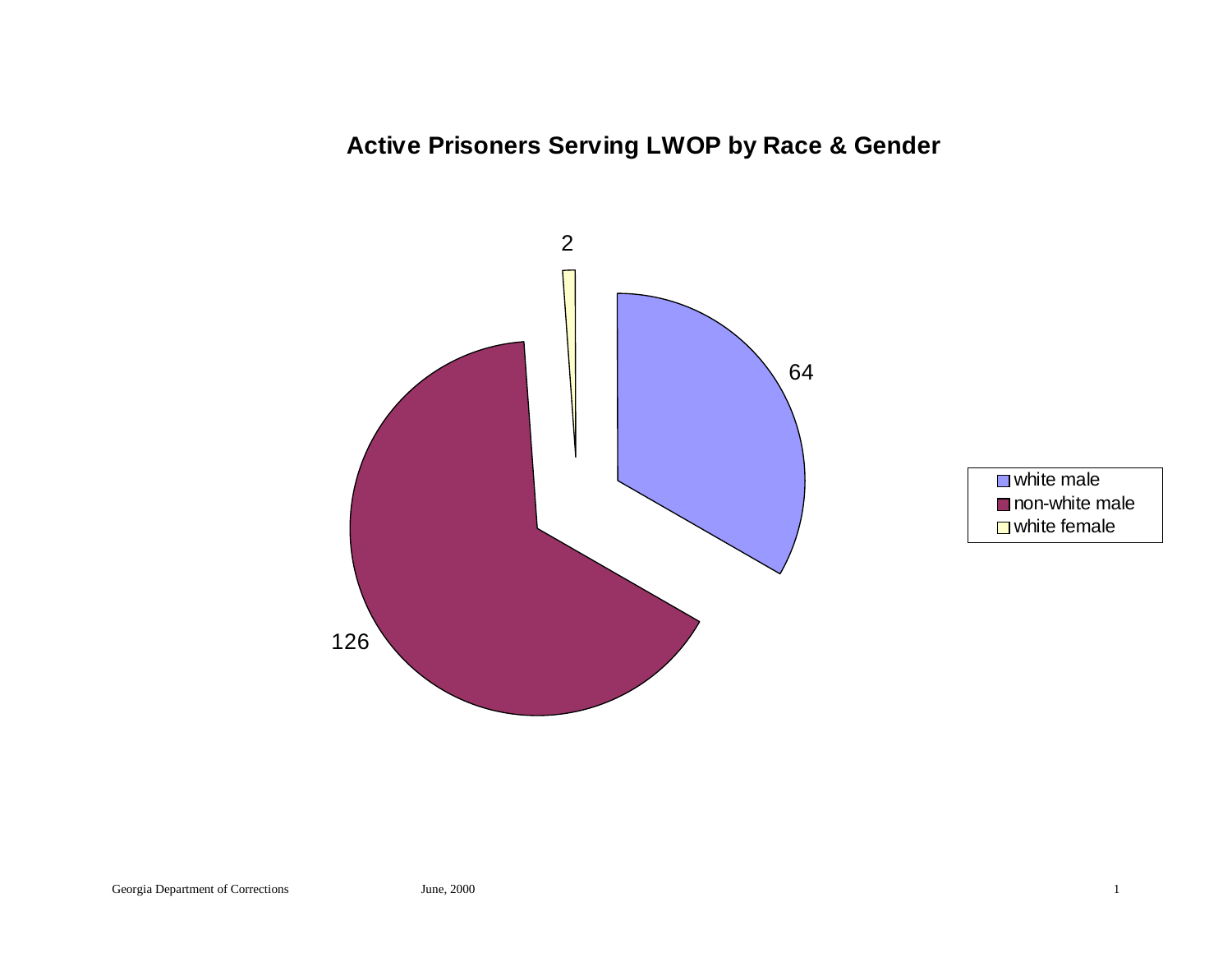# Active Prisoners Serving LWOP by Race & Gender

| Category | Count |
|---|---|
| white male | 64 |
| non-white male | 126 |
| white female | 2 |

Georgia Department of Corrections June, 2000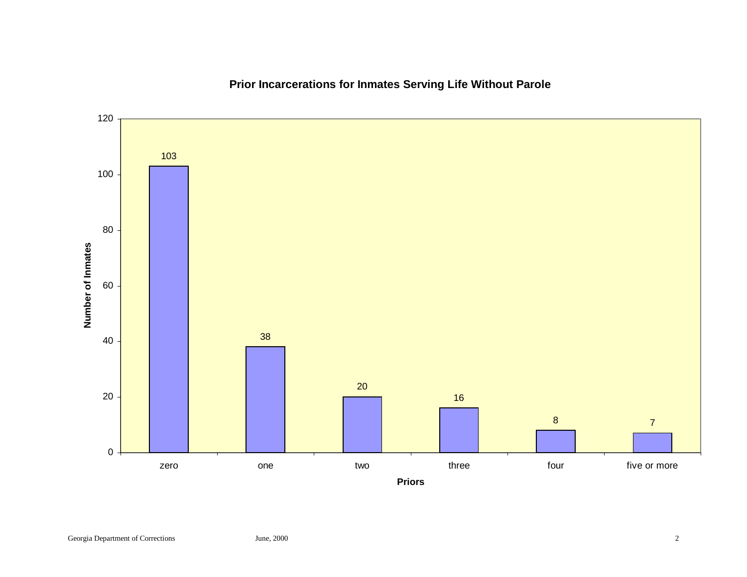## Prior Incarcerations for Inmates Serving Life Without Parole

| Priors | Number of Inmates |
|---|---|
| zero | 103 |
| one | 38 |
| two | 20 |
| three | 16 |
| four | 8 |
| five or more | 7 |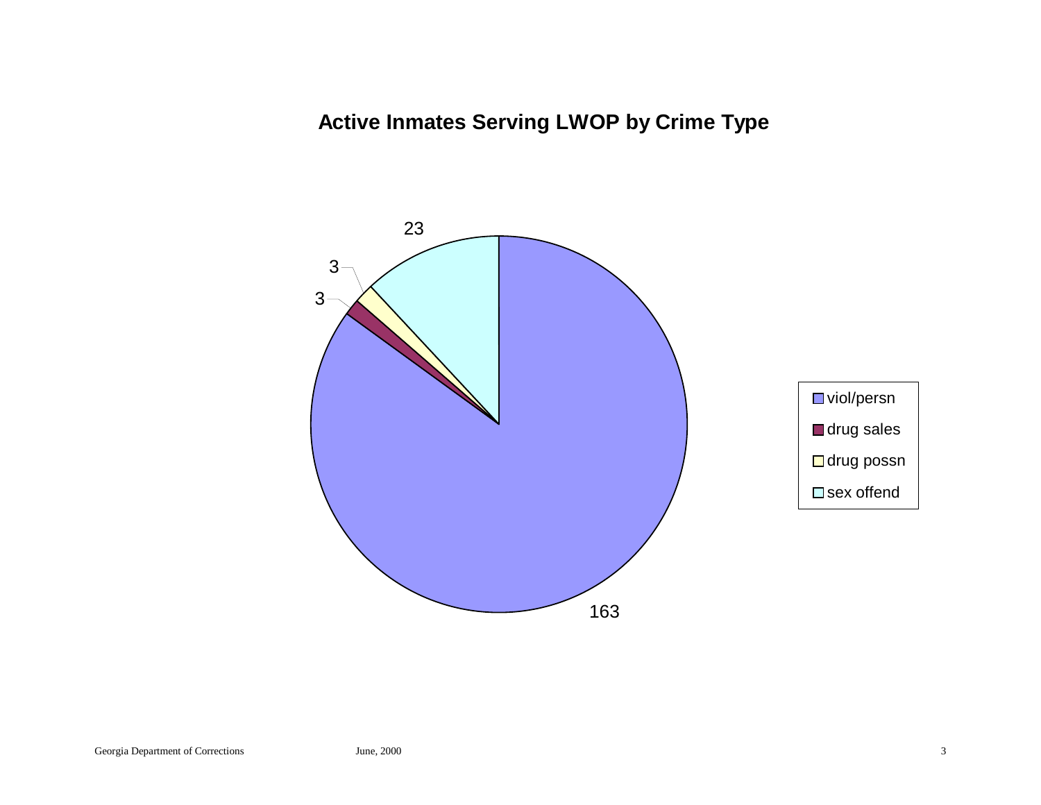## Active Inmates Serving LWOP by Crime Type

| Crime Type | Count |
|---|---|
| viol/persn | 163 |
| drug sales | 3 |
| drug possn | 3 |
| sex offend | 23 |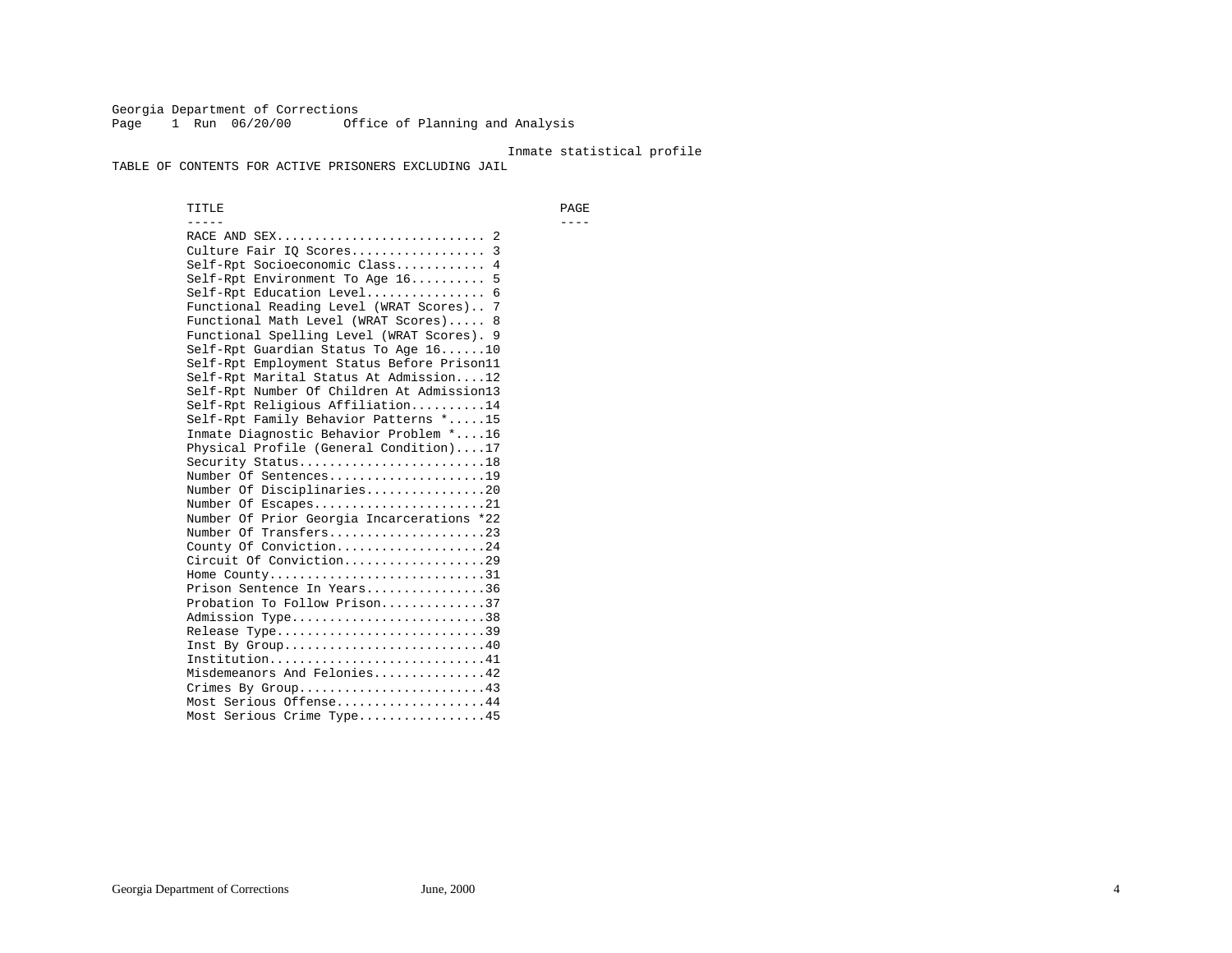Georgia Department of Corrections
Page 1 Run 06/20/00 Office of Planning and Analysis

Inmate statistical profile

TABLE OF CONTENTS FOR ACTIVE PRISONERS EXCLUDING JAIL

| TITLE | PAGE |
| --- | --- |
| RACE AND SEX | 2 |
| Culture Fair IQ Scores | 3 |
| Self-Rpt Socioeconomic Class | 4 |
| Self-Rpt Environment To Age 16 | 5 |
| Self-Rpt Education Level | 6 |
| Functional Reading Level (WRAT Scores) | 7 |
| Functional Math Level (WRAT Scores) | 8 |
| Functional Spelling Level (WRAT Scores) | 9 |
| Self-Rpt Guardian Status To Age 16 | 10 |
| Self-Rpt Employment Status Before Prison | 11 |
| Self-Rpt Marital Status At Admission | 12 |
| Self-Rpt Number Of Children At Admission | 13 |
| Self-Rpt Religious Affiliation | 14 |
| Self-Rpt Family Behavior Patterns * | 15 |
| Inmate Diagnostic Behavior Problem * | 16 |
| Physical Profile (General Condition) | 17 |
| Security Status | 18 |
| Number Of Sentences | 19 |
| Number Of Disciplinaries | 20 |
| Number Of Escapes | 21 |
| Number Of Prior Georgia Incarcerations * | 22 |
| Number Of Transfers | 23 |
| County Of Conviction | 24 |
| Circuit Of Conviction | 29 |
| Home County | 31 |
| Prison Sentence In Years | 36 |
| Probation To Follow Prison | 37 |
| Admission Type | 38 |
| Release Type | 39 |
| Inst By Group | 40 |
| Institution | 41 |
| Misdemeanors And Felonies | 42 |
| Crimes By Group | 43 |
| Most Serious Offense | 44 |
| Most Serious Crime Type | 45 |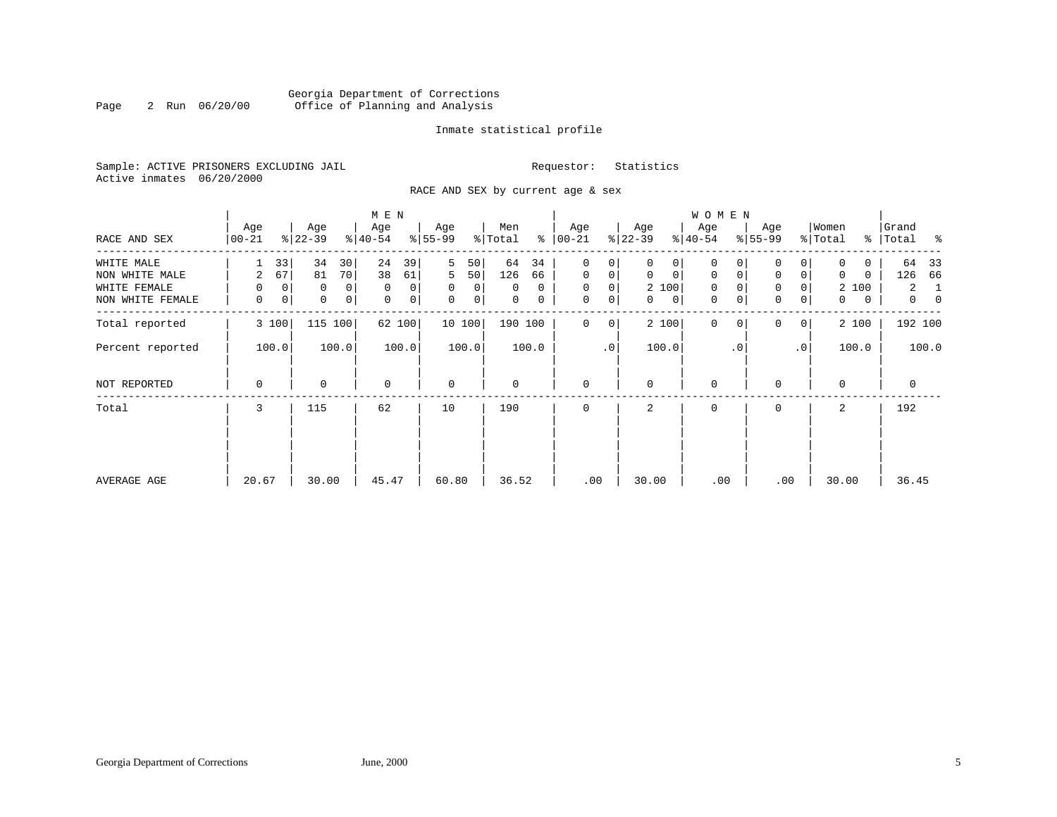Georgia Department of Corrections
Office of Planning and Analysis

Inmate statistical profile

Sample: ACTIVE PRISONERS EXCLUDING JAIL
Active inmates 06/20/2000

Requestor: Statistics

RACE AND SEX by current age & sex

| RACE AND SEX | MEN Age 00-21 | % | Age 22-39 | % | Age 40-54 | % | Age 55-99 | % | Men Total | % | WOMEN Age 00-21 | % | Age 22-39 | % | Age 40-54 | % | Age 55-99 | % | Women Total | % | Grand Total | % |
|---|---|---|---|---|---|---|---|---|---|---|---|---|---|---|---|---|---|---|---|---|---|---|
| WHITE MALE | 1 | 33 | 34 | 30 | 24 | 39 | 5 | 50 | 64 | 34 | 0 | 0 | 0 | 0 | 0 | 0 | 0 | 0 | 0 | 0 | 64 | 33 |
| NON WHITE MALE | 2 | 67 | 81 | 70 | 38 | 61 | 5 | 50 | 126 | 66 | 0 | 0 | 0 | 0 | 0 | 0 | 0 | 0 | 0 | 0 | 126 | 66 |
| WHITE FEMALE | 0 | 0 | 0 | 0 | 0 | 0 | 0 | 0 | 0 | 0 | 0 | 0 | 2 | 100 | 0 | 0 | 0 | 0 | 2 | 100 | 2 | 1 |
| NON WHITE FEMALE | 0 | 0 | 0 | 0 | 0 | 0 | 0 | 0 | 0 | 0 | 0 | 0 | 0 | 0 | 0 | 0 | 0 | 0 | 0 | 0 | 0 | 0 |
| Total reported | 3 | 100 | 115 | 100 | 62 | 100 | 10 | 100 | 190 | 100 | 0 | 0 | 2 | 100 | 0 | 0 | 0 | 0 | 2 | 100 | 192 | 100 |
| Percent reported | | 100.0 | | 100.0 | | 100.0 | | 100.0 | | 100.0 | | .0 | | 100.0 | | .0 | | .0 | | 100.0 | | 100.0 |
| NOT REPORTED | 0 | | 0 | | 0 | | 0 | | 0 | | 0 | | 0 | | 0 | | 0 | | 0 | | 0 | |
| Total | 3 | | 115 | | 62 | | 10 | | 190 | | 0 | | 2 | | 0 | | 0 | | 2 | | 192 | |
| AVERAGE AGE | 20.67 | | 30.00 | | 45.47 | | 60.80 | | 36.52 | | .00 | | 30.00 | | .00 | | .00 | | 30.00 | | 36.45 | |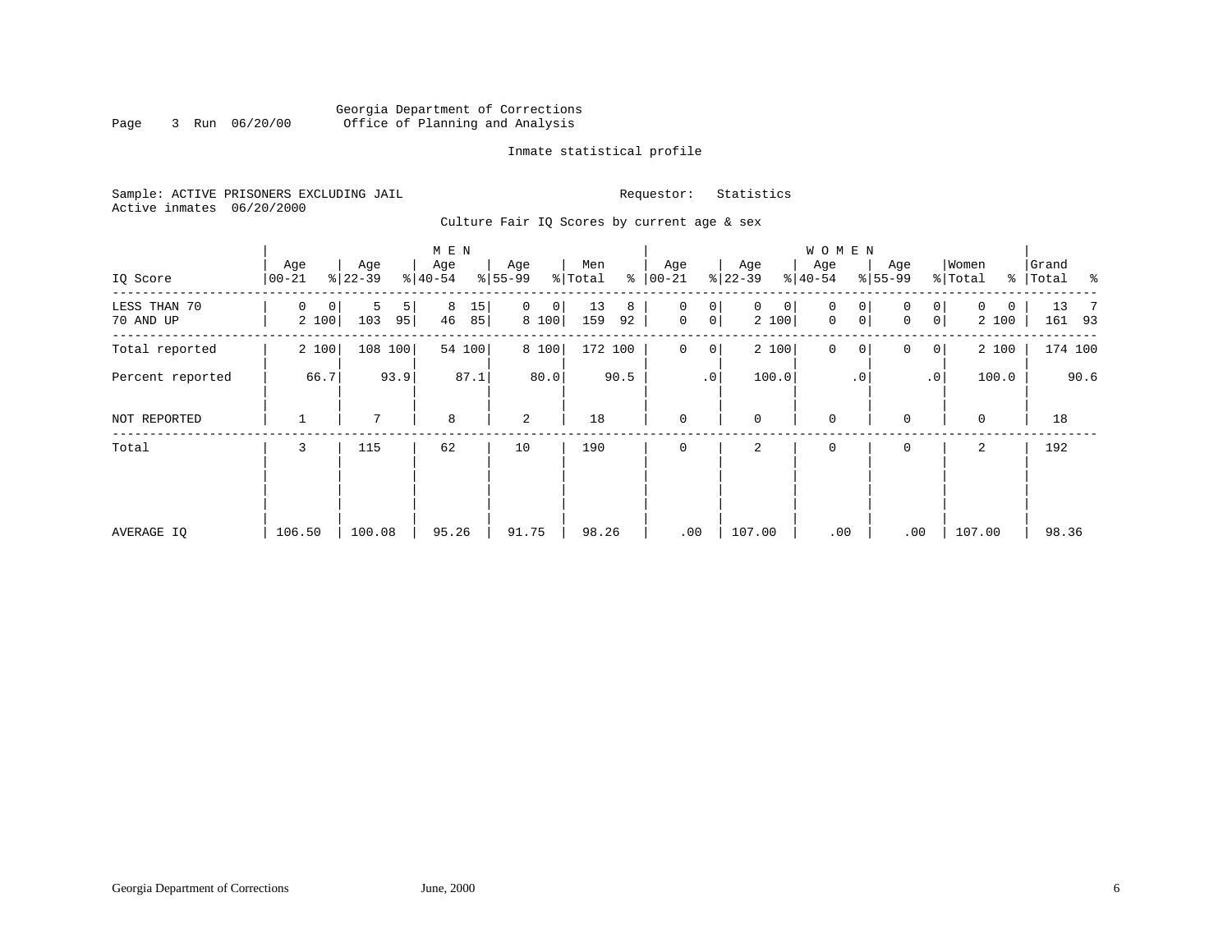Georgia Department of Corrections
Office of Planning and Analysis

Inmate statistical profile

Sample: ACTIVE PRISONERS EXCLUDING JAIL                    Requestor: Statistics
Active inmates 06/20/2000

Culture Fair IQ Scores by current age & sex

| IQ Score | MEN Age 00-21 | % | Age 22-39 | % | Age 40-54 | % | Age 55-99 | % | Men Total | % | WOMEN Age 00-21 | % | Age 22-39 | % | Age 40-54 | % | Age 55-99 | % | Women Total | % | Grand Total | % |
|---|---|---|---|---|---|---|---|---|---|---|---|---|---|---|---|---|---|---|---|---|---|---|
| LESS THAN 70 | 0 | 0 | 5 | 5 | 8 | 15 | 0 | 0 | 13 | 8 | 0 | 0 | 0 | 0 | 0 | 0 | 0 | 0 | 0 | 0 | 13 | 7 |
| 70 AND UP | 2 | 100 | 103 | 95 | 46 | 85 | 8 | 100 | 159 | 92 | 0 | 0 | 2 | 100 | 0 | 0 | 0 | 0 | 2 | 100 | 161 | 93 |
| Total reported | 2 | 100 | 108 | 100 | 54 | 100 | 8 | 100 | 172 | 100 | 0 | 0 | 2 | 100 | 0 | 0 | 0 | 0 | 2 | 100 | 174 | 100 |
| Percent reported | | 66.7 | | 93.9 | | 87.1 | | 80.0 | | 90.5 | | .0 | | 100.0 | | .0 | | .0 | | 100.0 | | 90.6 |
| NOT REPORTED | 1 | | 7 | | 8 | | 2 | | 18 | | 0 | | 0 | | 0 | | 0 | | 0 | | 18 | |
| Total | 3 | | 115 | | 62 | | 10 | | 190 | | 0 | | 2 | | 0 | | 0 | | 2 | | 192 | |
| AVERAGE IQ | 106.50 | | 100.08 | | 95.26 | | 91.75 | | 98.26 | | .00 | | 107.00 | | .00 | | .00 | | 107.00 | | 98.36 | |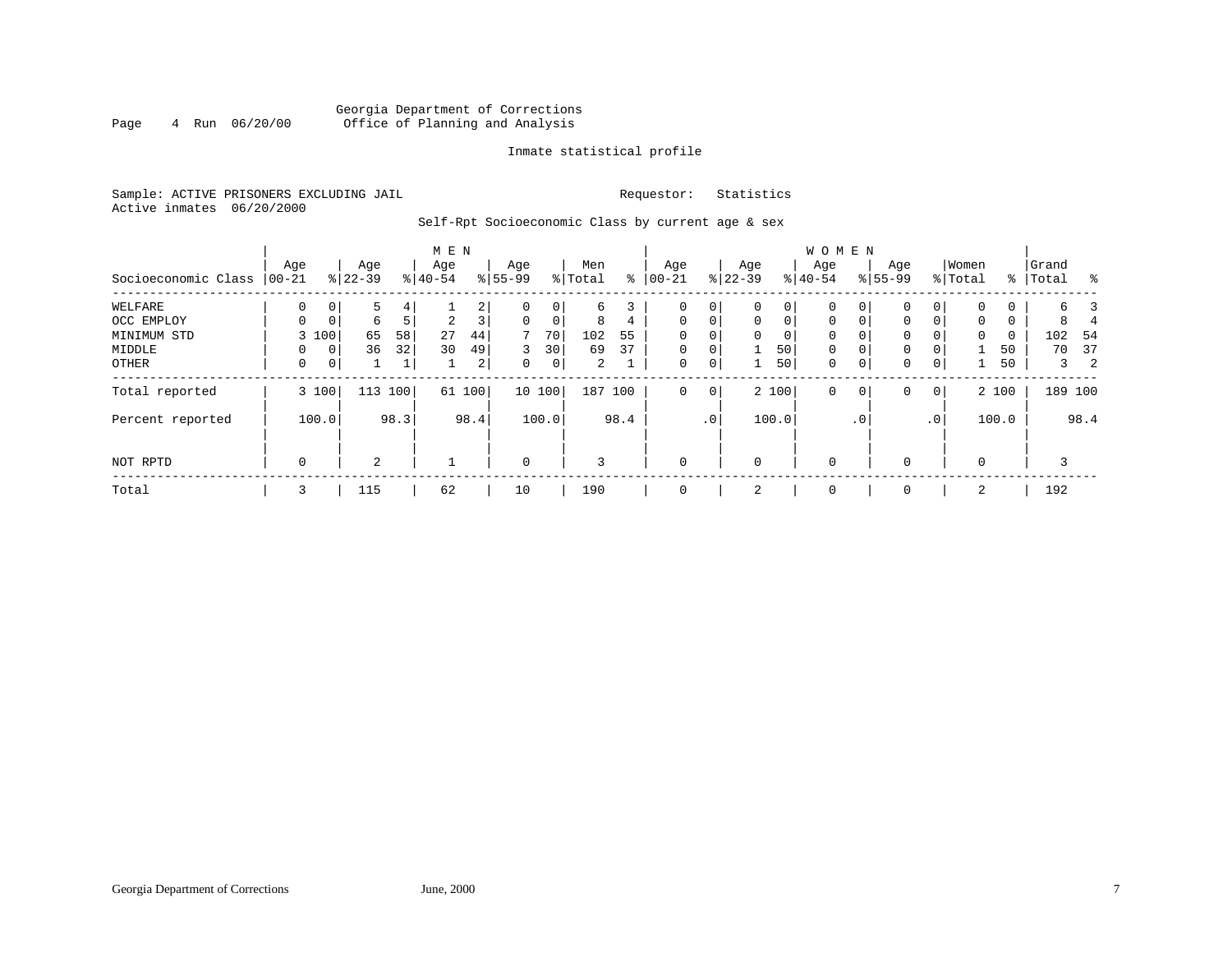Georgia Department of Corrections
Office of Planning and Analysis

Inmate statistical profile

Sample: ACTIVE PRISONERS EXCLUDING JAIL　　　　Requestor: Statistics
Active inmates 06/20/2000

Self-Rpt Socioeconomic Class by current age & sex

| Socioeconomic Class | MEN Age 00-21 | % | Age 22-39 | % | Age 40-54 | % | Age 55-99 | % | Men Total | % | WOMEN Age 00-21 | % | Age 22-39 | % | Age 40-54 | % | Age 55-99 | % | Women Total | % | Grand Total | % |
|---|---|---|---|---|---|---|---|---|---|---|---|---|---|---|---|---|---|---|---|---|---|---|
| WELFARE | 0 | 0 | 5 | 4 | 1 | 2 | 0 | 0 | 6 | 3 | 0 | 0 | 0 | 0 | 0 | 0 | 0 | 0 | 0 | 0 | 6 | 3 |
| OCC EMPLOY | 0 | 0 | 6 | 5 | 2 | 3 | 0 | 0 | 8 | 4 | 0 | 0 | 0 | 0 | 0 | 0 | 0 | 0 | 0 | 0 | 8 | 4 |
| MINIMUM STD | 3 | 100 | 65 | 58 | 27 | 44 | 7 | 70 | 102 | 55 | 0 | 0 | 0 | 0 | 0 | 0 | 0 | 0 | 0 | 0 | 102 | 54 |
| MIDDLE | 0 | 0 | 36 | 32 | 30 | 49 | 3 | 30 | 69 | 37 | 0 | 0 | 1 | 50 | 0 | 0 | 0 | 0 | 1 | 50 | 70 | 37 |
| OTHER | 0 | 0 | 1 | 1 | 1 | 2 | 0 | 0 | 2 | 1 | 0 | 0 | 1 | 50 | 0 | 0 | 0 | 0 | 1 | 50 | 3 | 2 |
| Total reported | 3 | 100 | 113 | 100 | 61 | 100 | 10 | 100 | 187 | 100 | 0 | 0 | 2 | 100 | 0 | 0 | 0 | 0 | 2 | 100 | 189 | 100 |
| Percent reported | | 100.0 | | 98.3 | | 98.4 | | 100.0 | | 98.4 | | .0 | | 100.0 | | .0 | | .0 | | 100.0 | | 98.4 |
| NOT RPTD | 0 | | 2 | | 1 | | 0 | | 3 | | 0 | | 0 | | 0 | | 0 | | 0 | | 3 | |
| Total | 3 | | 115 | | 62 | | 10 | | 190 | | 0 | | 2 | | 0 | | 0 | | 2 | | 192 | |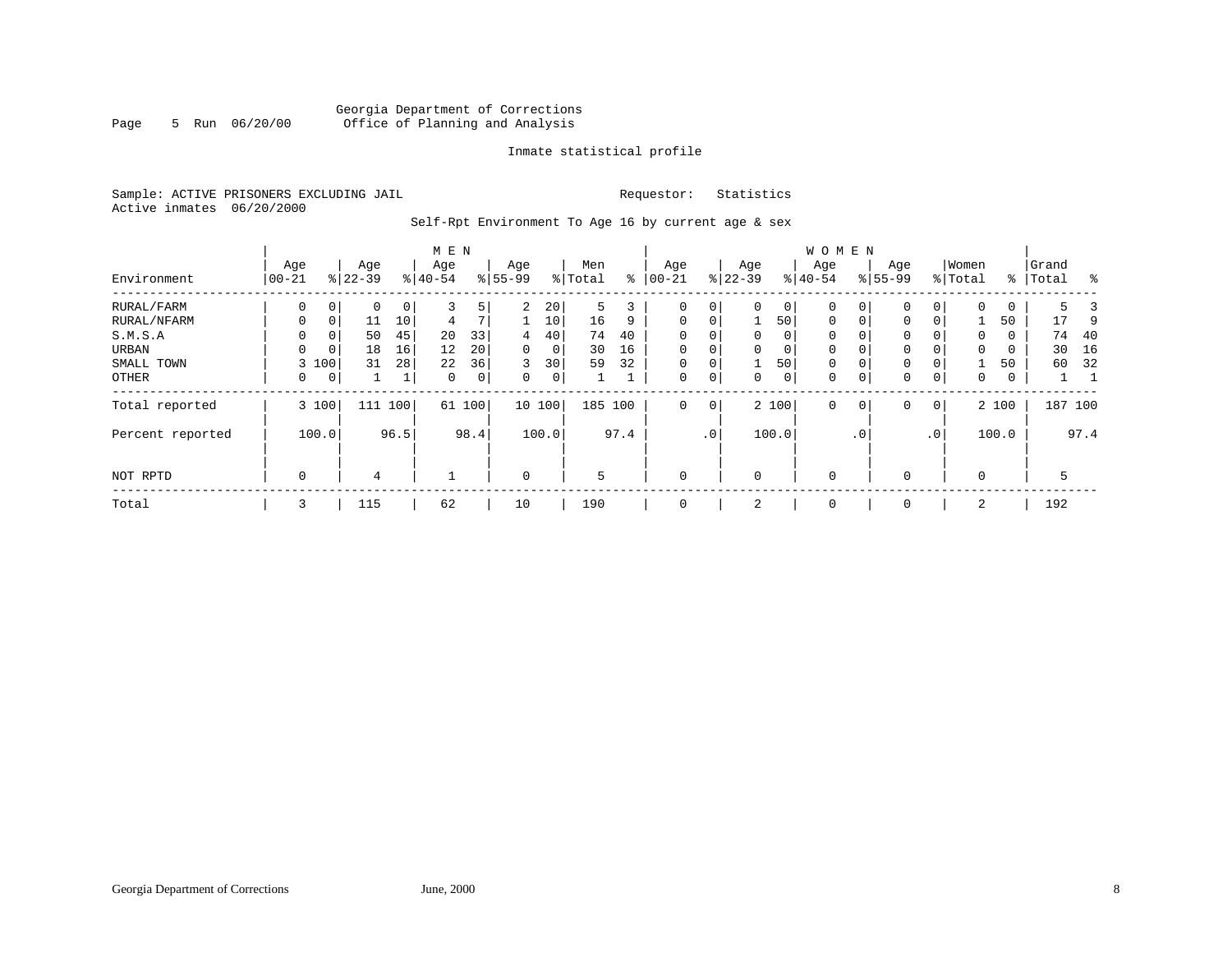Georgia Department of Corrections
Office of Planning and Analysis

Inmate statistical profile

Sample: ACTIVE PRISONERS EXCLUDING JAIL        Requestor: Statistics
Active inmates 06/20/2000

Self-Rpt Environment To Age 16 by current age & sex

| Environment | MEN Age 00-21 | % | Age 22-39 | % | Age 40-54 | % | Age 55-99 | % | Men Total | % | WOMEN Age 00-21 | % | Age 22-39 | % | Age 40-54 | % | Age 55-99 | % | Women Total | % | Grand Total | % |
|---|---|---|---|---|---|---|---|---|---|---|---|---|---|---|---|---|---|---|---|---|---|---|
| RURAL/FARM | 0 | 0 | 0 | 0 | 3 | 5 | 2 | 20 | 5 | 3 | 0 | 0 | 0 | 0 | 0 | 0 | 0 | 0 | 0 | 0 | 5 | 3 |
| RURAL/NFARM | 0 | 0 | 11 | 10 | 4 | 7 | 1 | 10 | 16 | 9 | 0 | 0 | 1 | 50 | 0 | 0 | 0 | 0 | 1 | 50 | 17 | 9 |
| S.M.S.A | 0 | 0 | 50 | 45 | 20 | 33 | 4 | 40 | 74 | 40 | 0 | 0 | 0 | 0 | 0 | 0 | 0 | 0 | 0 | 0 | 74 | 40 |
| URBAN | 0 | 0 | 18 | 16 | 12 | 20 | 0 | 0 | 30 | 16 | 0 | 0 | 0 | 0 | 0 | 0 | 0 | 0 | 0 | 0 | 30 | 16 |
| SMALL TOWN | 3 | 100 | 31 | 28 | 22 | 36 | 3 | 30 | 59 | 32 | 0 | 0 | 1 | 50 | 0 | 0 | 0 | 0 | 1 | 50 | 60 | 32 |
| OTHER | 0 | 0 | 1 | 1 | 0 | 0 | 0 | 0 | 1 | 1 | 0 | 0 | 0 | 0 | 0 | 0 | 0 | 0 | 0 | 0 | 1 | 1 |
| Total reported | 3 | 100 | 111 | 100 | 61 | 100 | 10 | 100 | 185 | 100 | 0 | 0 | 2 | 100 | 0 | 0 | 0 | 0 | 2 | 100 | 187 | 100 |
| Percent reported | | 100.0 | | 96.5 | | 98.4 | | 100.0 | | 97.4 | | .0 | | 100.0 | | .0 | | .0 | | 100.0 | | 97.4 |
| NOT RPTD | 0 | | 4 | | 1 | | 0 | | 5 | | 0 | | 0 | | 0 | | 0 | | 0 | | 5 | |
| Total | 3 | | 115 | | 62 | | 10 | | 190 | | 0 | | 2 | | 0 | | 0 | | 2 | | 192 | |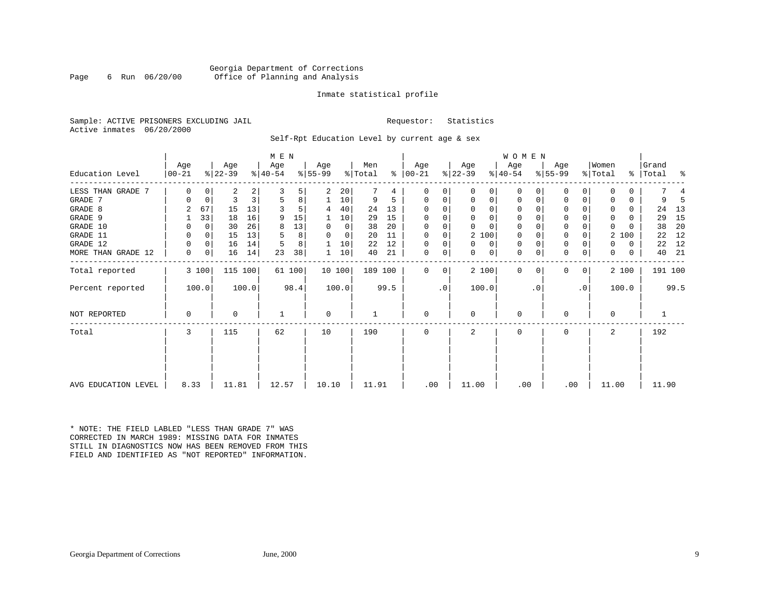Georgia Department of Corrections
Office of Planning and Analysis

Inmate statistical profile

Sample: ACTIVE PRISONERS EXCLUDING JAIL    Requestor: Statistics
Active inmates 06/20/2000

Self-Rpt Education Level by current age & sex

| Education Level | MEN Age 00-21 | % | Age 22-39 | % | Age 40-54 | % | Age 55-99 | % | Men Total | % | WOMEN Age 00-21 | % | Age 22-39 | % | Age 40-54 | % | Age 55-99 | % | Women Total | % | Grand Total | % |
|---|---|---|---|---|---|---|---|---|---|---|---|---|---|---|---|---|---|---|---|---|---|---|
| LESS THAN GRADE 7 | 0 | 0 | 2 | 2 | 3 | 5 | 2 | 20 | 7 | 4 | 0 | 0 | 0 | 0 | 0 | 0 | 0 | 0 | 0 | 0 | 7 | 4 |
| GRADE 7 | 0 | 0 | 3 | 3 | 5 | 8 | 1 | 10 | 9 | 5 | 0 | 0 | 0 | 0 | 0 | 0 | 0 | 0 | 0 | 0 | 9 | 5 |
| GRADE 8 | 2 | 67 | 15 | 13 | 3 | 5 | 4 | 40 | 24 | 13 | 0 | 0 | 0 | 0 | 0 | 0 | 0 | 0 | 0 | 0 | 24 | 13 |
| GRADE 9 | 1 | 33 | 18 | 16 | 9 | 15 | 1 | 10 | 29 | 15 | 0 | 0 | 0 | 0 | 0 | 0 | 0 | 0 | 0 | 0 | 29 | 15 |
| GRADE 10 | 0 | 0 | 30 | 26 | 8 | 13 | 0 | 0 | 38 | 20 | 0 | 0 | 0 | 0 | 0 | 0 | 0 | 0 | 0 | 0 | 38 | 20 |
| GRADE 11 | 0 | 0 | 15 | 13 | 5 | 8 | 0 | 0 | 20 | 11 | 0 | 0 | 2 | 100 | 0 | 0 | 0 | 0 | 2 | 100 | 22 | 12 |
| GRADE 12 | 0 | 0 | 16 | 14 | 5 | 8 | 1 | 10 | 22 | 12 | 0 | 0 | 0 | 0 | 0 | 0 | 0 | 0 | 0 | 0 | 22 | 12 |
| MORE THAN GRADE 12 | 0 | 0 | 16 | 14 | 23 | 38 | 1 | 10 | 40 | 21 | 0 | 0 | 0 | 0 | 0 | 0 | 0 | 0 | 0 | 0 | 40 | 21 |
| Total reported | 3 | 100 | 115 | 100 | 61 | 100 | 10 | 100 | 189 | 100 | 0 | 0 | 2 | 100 | 0 | 0 | 0 | 0 | 2 | 100 | 191 | 100 |
| Percent reported | | 100.0 | | 100.0 | | 98.4 | | 100.0 | | 99.5 | | .0 | | 100.0 | | .0 | | .0 | | 100.0 | | 99.5 |
| NOT REPORTED | 0 | | 0 | | 1 | | 0 | | 1 | | 0 | | 0 | | 0 | | 0 | | 0 | | 1 | |
| Total | 3 | | 115 | | 62 | | 10 | | 190 | | 0 | | 2 | | 0 | | 0 | | 2 | | 192 | |
| AVG EDUCATION LEVEL | 8.33 | | 11.81 | | 12.57 | | 10.10 | | 11.91 | | .00 | | 11.00 | | .00 | | .00 | | 11.00 | | 11.90 | |

* NOTE: THE FIELD LABLED "LESS THAN GRADE 7" WAS CORRECTED IN MARCH 1989: MISSING DATA FOR INMATES STILL IN DIAGNOSTICS NOW HAS BEEN REMOVED FROM THIS FIELD AND IDENTIFIED AS "NOT REPORTED" INFORMATION.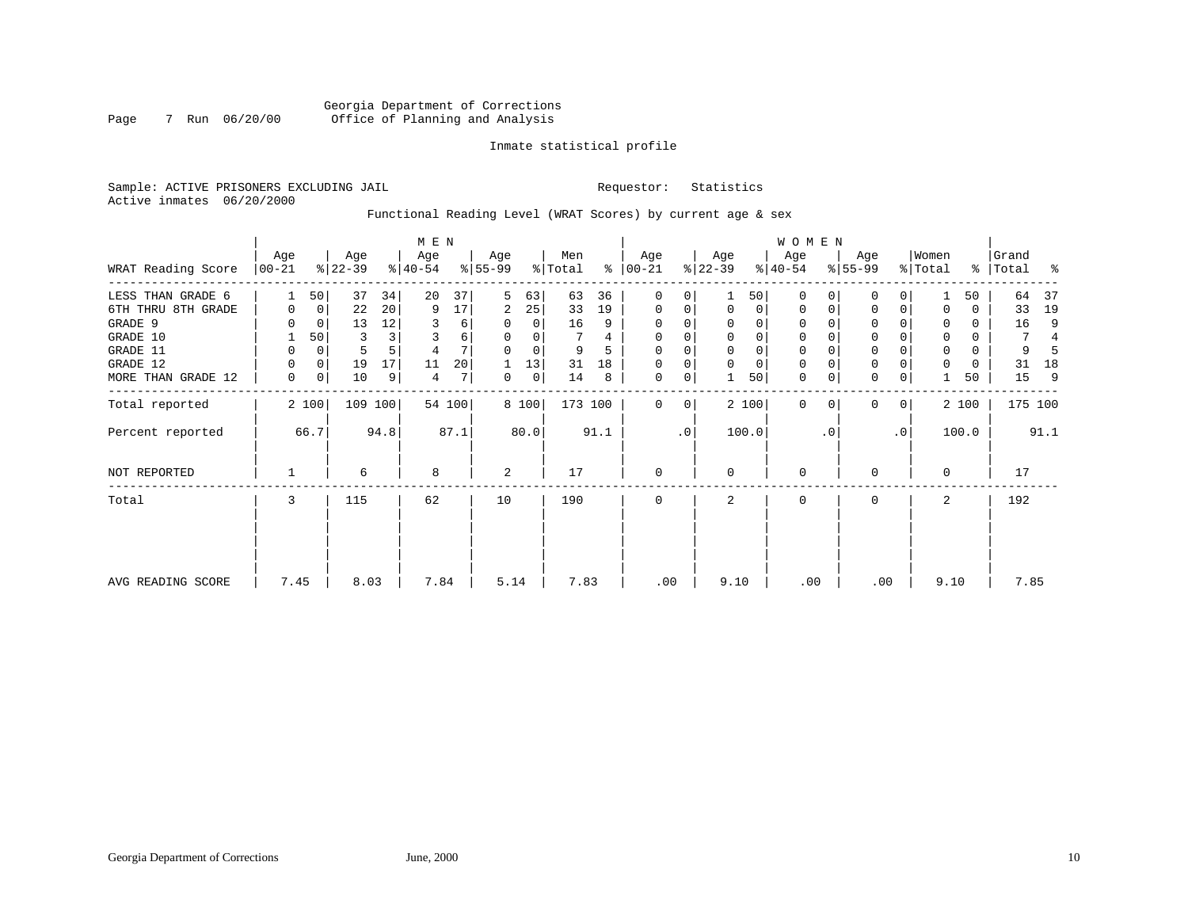Georgia Department of Corrections
Office of Planning and Analysis

Inmate statistical profile

Sample: ACTIVE PRISONERS EXCLUDING JAIL

Requestor: Statistics

Active inmates 06/20/2000

Functional Reading Level (WRAT Scores) by current age & sex

| | MEN | | | | | | | | | | WOMEN | | | | | | | | | | Grand | |
|---|---|---|---|---|---|---|---|---|---|---|---|---|---|---|---|---|---|---|---|---|---|---|
| WRAT Reading Score | Age 00-21 | % | Age 22-39 | % | Age 40-54 | % | Age 55-99 | % | Men Total | % | Age 00-21 | % | Age 22-39 | % | Age 40-54 | % | Age 55-99 | % | Women Total | % | Grand Total | % |
| LESS THAN GRADE 6 | 1 | 50 | 37 | 34 | 20 | 37 | 5 | 63 | 63 | 36 | 0 | 0 | 1 | 50 | 0 | 0 | 0 | 0 | 1 | 50 | 64 | 37 |
| 6TH THRU 8TH GRADE | 0 | 0 | 22 | 20 | 9 | 17 | 2 | 25 | 33 | 19 | 0 | 0 | 0 | 0 | 0 | 0 | 0 | 0 | 0 | 0 | 33 | 19 |
| GRADE 9 | 0 | 0 | 13 | 12 | 3 | 6 | 0 | 0 | 16 | 9 | 0 | 0 | 0 | 0 | 0 | 0 | 0 | 0 | 0 | 0 | 16 | 9 |
| GRADE 10 | 1 | 50 | 3 | 3 | 3 | 6 | 0 | 0 | 7 | 4 | 0 | 0 | 0 | 0 | 0 | 0 | 0 | 0 | 0 | 0 | 7 | 4 |
| GRADE 11 | 0 | 0 | 5 | 5 | 4 | 7 | 0 | 0 | 9 | 5 | 0 | 0 | 0 | 0 | 0 | 0 | 0 | 0 | 0 | 0 | 9 | 5 |
| GRADE 12 | 0 | 0 | 19 | 17 | 11 | 20 | 1 | 13 | 31 | 18 | 0 | 0 | 0 | 0 | 0 | 0 | 0 | 0 | 0 | 0 | 31 | 18 |
| MORE THAN GRADE 12 | 0 | 0 | 10 | 9 | 4 | 7 | 0 | 0 | 14 | 8 | 0 | 0 | 1 | 50 | 0 | 0 | 0 | 0 | 1 | 50 | 15 | 9 |
| Total reported | 2 | 100 | 109 | 100 | 54 | 100 | 8 | 100 | 173 | 100 | 0 | 0 | 2 | 100 | 0 | 0 | 0 | 0 | 2 | 100 | 175 | 100 |
| Percent reported | | 66.7 | | 94.8 | | 87.1 | | 80.0 | | 91.1 | | .0 | | 100.0 | | .0 | | .0 | | 100.0 | | 91.1 |
| NOT REPORTED | 1 | | 6 | | 8 | | 2 | | 17 | | 0 | | 0 | | 0 | | 0 | | 0 | | 17 | |
| Total | 3 | | 115 | | 62 | | 10 | | 190 | | 0 | | 2 | | 0 | | 0 | | 2 | | 192 | |
| AVG READING SCORE | 7.45 | | 8.03 | | 7.84 | | 5.14 | | 7.83 | | .00 | | 9.10 | | .00 | | .00 | | 9.10 | | 7.85 | |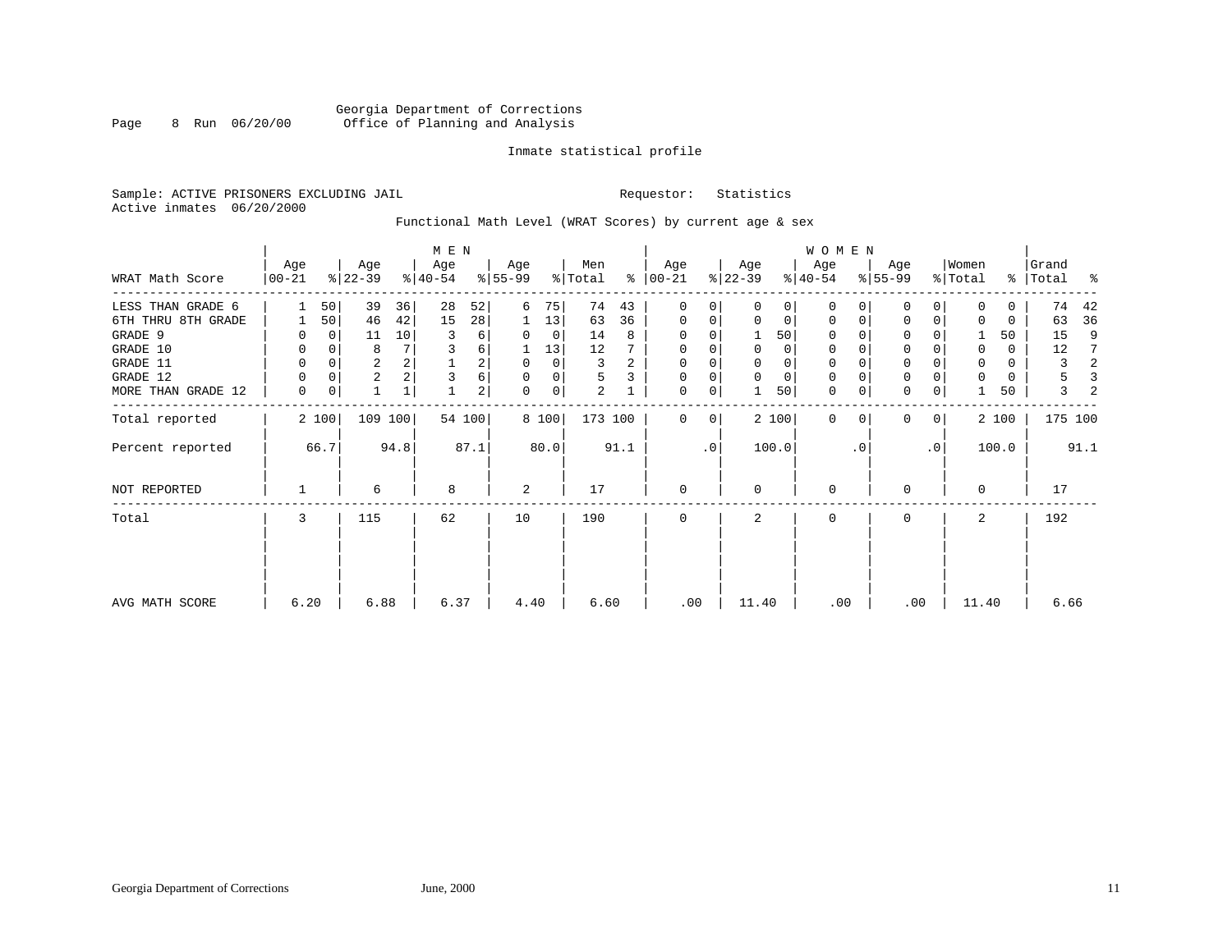Georgia Department of Corrections
Office of Planning and Analysis

Inmate statistical profile

Sample: ACTIVE PRISONERS EXCLUDING JAIL    Requestor: Statistics
Active inmates 06/20/2000

Functional Math Level (WRAT Scores) by current age & sex

| WRAT Math Score | MEN Age 00-21 | % | Age 22-39 | % | Age 40-54 | % | Age 55-99 | % | Men Total | % | WOMEN Age 00-21 | % | Age 22-39 | % | Age 40-54 | % | Age 55-99 | % | Women Total | % | Grand Total | % |
|---|---|---|---|---|---|---|---|---|---|---|---|---|---|---|---|---|---|---|---|---|---|---|
| LESS THAN GRADE 6 | 1 | 50 | 39 | 36 | 28 | 52 | 6 | 75 | 74 | 43 | 0 | 0 | 0 | 0 | 0 | 0 | 0 | 0 | 0 | 0 | 74 | 42 |
| 6TH THRU 8TH GRADE | 1 | 50 | 46 | 42 | 15 | 28 | 1 | 13 | 63 | 36 | 0 | 0 | 0 | 0 | 0 | 0 | 0 | 0 | 0 | 0 | 63 | 36 |
| GRADE 9 | 0 | 0 | 11 | 10 | 3 | 6 | 0 | 0 | 14 | 8 | 0 | 0 | 1 | 50 | 0 | 0 | 0 | 0 | 1 | 50 | 15 | 9 |
| GRADE 10 | 0 | 0 | 8 | 7 | 3 | 6 | 1 | 13 | 12 | 7 | 0 | 0 | 0 | 0 | 0 | 0 | 0 | 0 | 0 | 0 | 12 | 7 |
| GRADE 11 | 0 | 0 | 2 | 2 | 1 | 2 | 0 | 0 | 3 | 2 | 0 | 0 | 0 | 0 | 0 | 0 | 0 | 0 | 0 | 0 | 3 | 2 |
| GRADE 12 | 0 | 0 | 2 | 2 | 3 | 6 | 0 | 0 | 5 | 3 | 0 | 0 | 0 | 0 | 0 | 0 | 0 | 0 | 0 | 0 | 5 | 3 |
| MORE THAN GRADE 12 | 0 | 0 | 1 | 1 | 1 | 2 | 0 | 0 | 2 | 1 | 0 | 0 | 1 | 50 | 0 | 0 | 0 | 0 | 1 | 50 | 3 | 2 |
| Total reported | 2 | 100 | 109 | 100 | 54 | 100 | 8 | 100 | 173 | 100 | 0 | 0 | 2 | 100 | 0 | 0 | 0 | 0 | 2 | 100 | 175 | 100 |
| Percent reported | | 66.7 | | 94.8 | | 87.1 | | 80.0 | | 91.1 | | .0 | | 100.0 | | .0 | | .0 | | 100.0 | | 91.1 |
| NOT REPORTED | 1 | | 6 | | 8 | | 2 | | 17 | | 0 | | 0 | | 0 | | 0 | | 0 | | 17 | |
| Total | 3 | | 115 | | 62 | | 10 | | 190 | | 0 | | 2 | | 0 | | 0 | | 2 | | 192 | |
| AVG MATH SCORE | 6.20 | | 6.88 | | 6.37 | | 4.40 | | 6.60 | | .00 | | 11.40 | | .00 | | .00 | | 11.40 | | 6.66 | |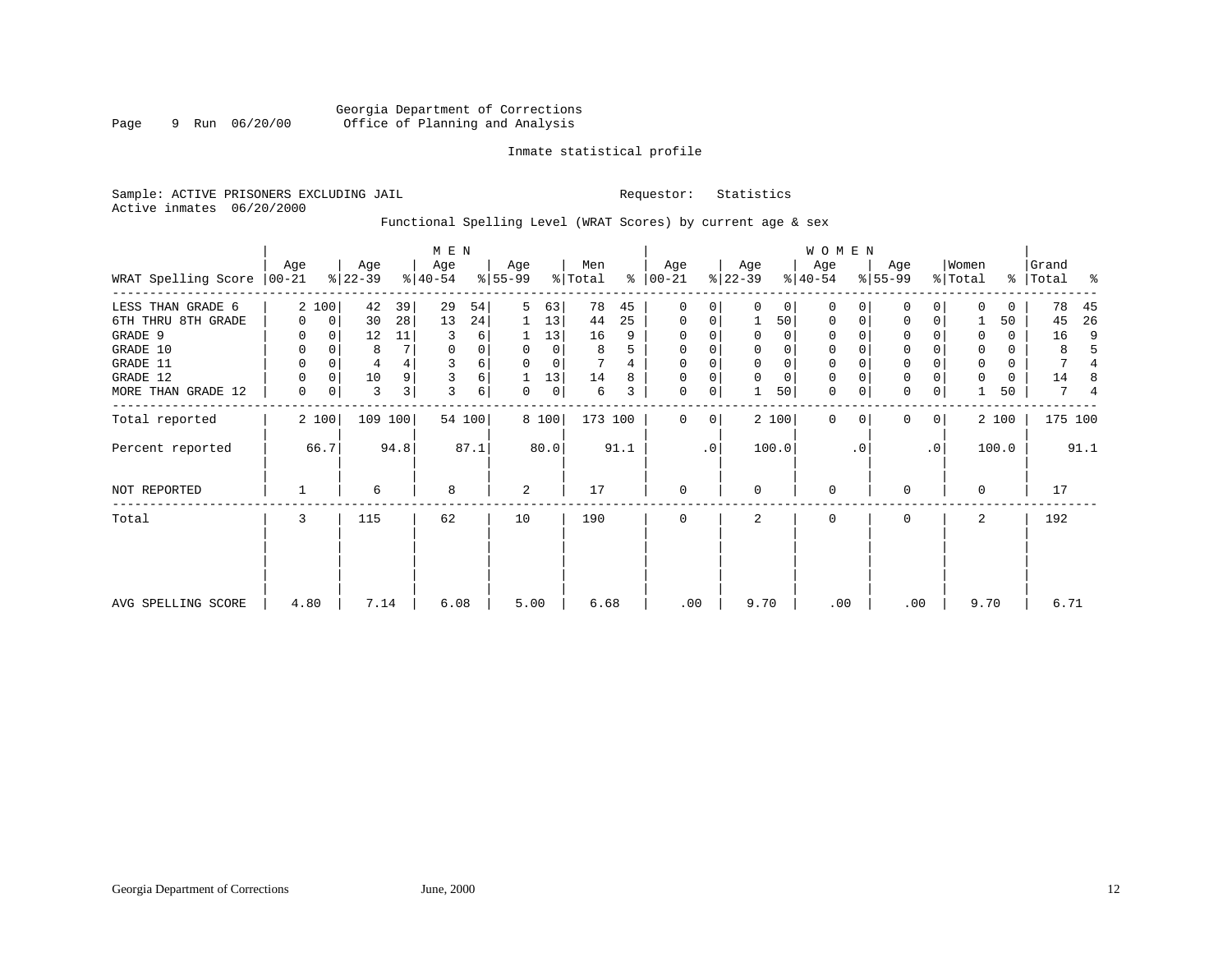Georgia Department of Corrections
Office of Planning and Analysis

Inmate statistical profile

Sample: ACTIVE PRISONERS EXCLUDING JAIL

Active inmates 06/20/2000

Requestor: Statistics

Functional Spelling Level (WRAT Scores) by current age & sex

| WRAT Spelling Score | MEN Age 00-21 | % | Age 22-39 | % | Age 40-54 | % | Age 55-99 | % | Men Total | % | WOMEN Age 00-21 | % | Age 22-39 | % | Age 40-54 | % | Age 55-99 | % | Women Total | % | Grand Total | % |
|---|---|---|---|---|---|---|---|---|---|---|---|---|---|---|---|---|---|---|---|---|---|---|
| LESS THAN GRADE 6 | 2 | 100 | 42 | 39 | 29 | 54 | 5 | 63 | 78 | 45 | 0 | 0 | 0 | 0 | 0 | 0 | 0 | 0 | 0 | 0 | 78 | 45 |
| 6TH THRU 8TH GRADE | 0 | 0 | 30 | 28 | 13 | 24 | 1 | 13 | 44 | 25 | 0 | 0 | 1 | 50 | 0 | 0 | 0 | 0 | 1 | 50 | 45 | 26 |
| GRADE 9 | 0 | 0 | 12 | 11 | 3 | 6 | 1 | 13 | 16 | 9 | 0 | 0 | 0 | 0 | 0 | 0 | 0 | 0 | 0 | 0 | 16 | 9 |
| GRADE 10 | 0 | 0 | 8 | 7 | 0 | 0 | 0 | 0 | 8 | 5 | 0 | 0 | 0 | 0 | 0 | 0 | 0 | 0 | 0 | 0 | 8 | 5 |
| GRADE 11 | 0 | 0 | 4 | 4 | 3 | 6 | 0 | 0 | 7 | 4 | 0 | 0 | 0 | 0 | 0 | 0 | 0 | 0 | 0 | 0 | 7 | 4 |
| GRADE 12 | 0 | 0 | 10 | 9 | 3 | 6 | 1 | 13 | 14 | 8 | 0 | 0 | 0 | 0 | 0 | 0 | 0 | 0 | 0 | 0 | 14 | 8 |
| MORE THAN GRADE 12 | 0 | 0 | 3 | 3 | 3 | 6 | 0 | 0 | 6 | 3 | 0 | 0 | 1 | 50 | 0 | 0 | 0 | 0 | 1 | 50 | 7 | 4 |
| Total reported | 2 | 100 | 109 | 100 | 54 | 100 | 8 | 100 | 173 | 100 | 0 | 0 | 2 | 100 | 0 | 0 | 0 | 0 | 2 | 100 | 175 | 100 |
| Percent reported | 66.7 | | 94.8 | | 87.1 | | 80.0 | | 91.1 | | .0 | | 100.0 | | .0 | | .0 | | 100.0 | | 91.1 | |
| NOT REPORTED | 1 | | 6 | | 8 | | 2 | | 17 | | 0 | | 0 | | 0 | | 0 | | 0 | | 17 | |
| Total | 3 | | 115 | | 62 | | 10 | | 190 | | 0 | | 2 | | 0 | | 0 | | 2 | | 192 | |
| AVG SPELLING SCORE | 4.80 | | 7.14 | | 6.08 | | 5.00 | | 6.68 | | .00 | | 9.70 | | .00 | | .00 | | 9.70 | | 6.71 | |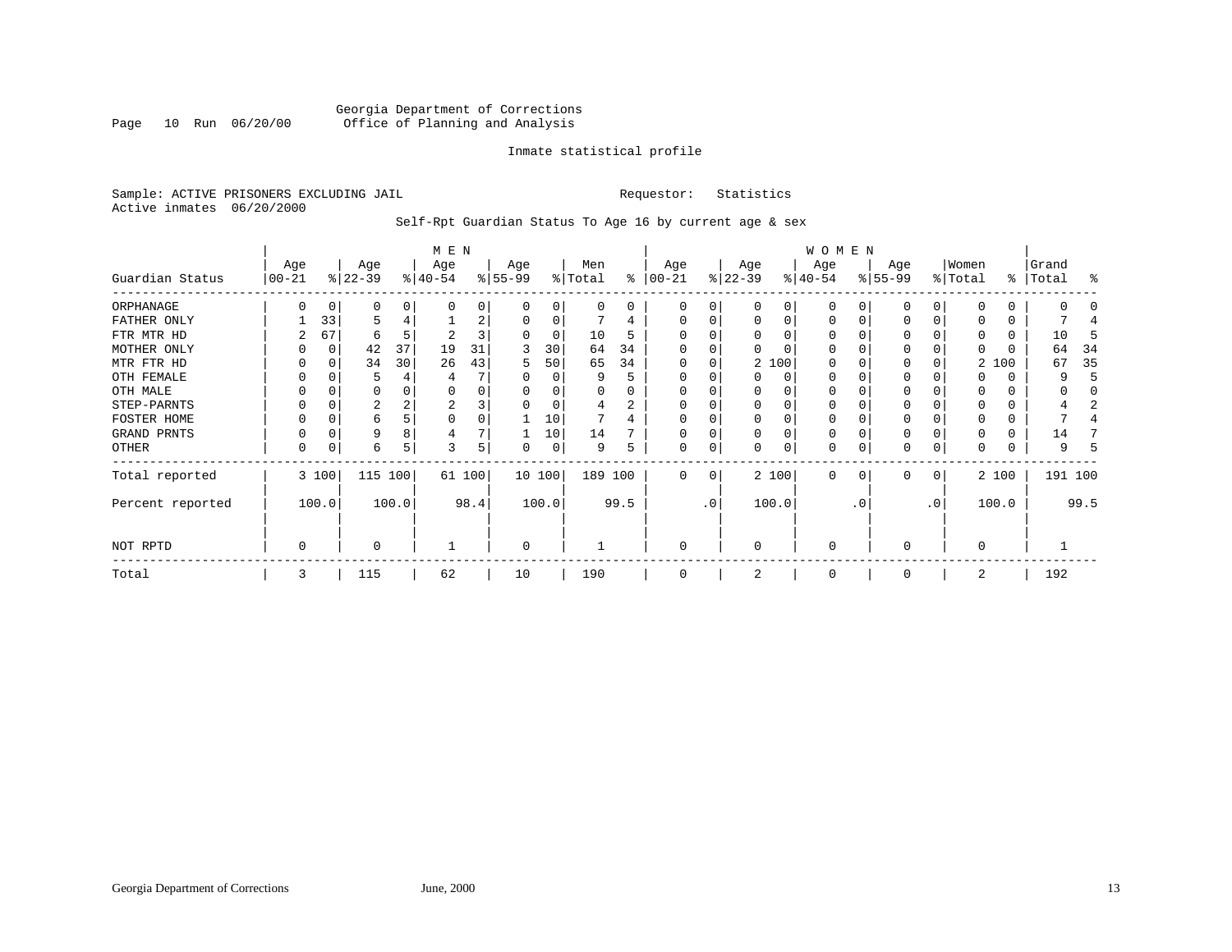Georgia Department of Corrections
Office of Planning and Analysis

Page 10 Run 06/20/00

Inmate statistical profile

Sample: ACTIVE PRISONERS EXCLUDING JAIL    Requestor: Statistics
Active inmates 06/20/2000

Self-Rpt Guardian Status To Age 16 by current age & sex

| | MEN | | | | | | | | | | WOMEN | | | | | | | | | | | |
|---|---|---|---|---|---|---|---|---|---|---|---|---|---|---|---|---|---|---|---|---|---|---|
| Guardian Status | Age 00-21 | % | Age 22-39 | % | Age 40-54 | % | Age 55-99 | % | Men Total | % | Age 00-21 | % | Age 22-39 | % | Age 40-54 | % | Age 55-99 | % | Women Total | % | Grand Total | % |
| ORPHANAGE | 0 | 0 | 0 | 0 | 0 | 0 | 0 | 0 | 0 | 0 | 0 | 0 | 0 | 0 | 0 | 0 | 0 | 0 | 0 | 0 | 0 | 0 |
| FATHER ONLY | 1 | 33 | 5 | 4 | 1 | 2 | 0 | 0 | 7 | 4 | 0 | 0 | 0 | 0 | 0 | 0 | 0 | 0 | 0 | 0 | 7 | 4 |
| FTR MTR HD | 2 | 67 | 6 | 5 | 2 | 3 | 0 | 0 | 10 | 5 | 0 | 0 | 0 | 0 | 0 | 0 | 0 | 0 | 0 | 0 | 10 | 5 |
| MOTHER ONLY | 0 | 0 | 42 | 37 | 19 | 31 | 3 | 30 | 64 | 34 | 0 | 0 | 0 | 0 | 0 | 0 | 0 | 0 | 0 | 0 | 64 | 34 |
| MTR FTR HD | 0 | 0 | 34 | 30 | 26 | 43 | 5 | 50 | 65 | 34 | 0 | 0 | 2 | 100 | 0 | 0 | 0 | 0 | 2 | 100 | 67 | 35 |
| OTH FEMALE | 0 | 0 | 5 | 4 | 4 | 7 | 0 | 0 | 9 | 5 | 0 | 0 | 0 | 0 | 0 | 0 | 0 | 0 | 0 | 0 | 9 | 5 |
| OTH MALE | 0 | 0 | 0 | 0 | 0 | 0 | 0 | 0 | 0 | 0 | 0 | 0 | 0 | 0 | 0 | 0 | 0 | 0 | 0 | 0 | 0 | 0 |
| STEP-PARNTS | 0 | 0 | 2 | 2 | 2 | 3 | 0 | 0 | 4 | 2 | 0 | 0 | 0 | 0 | 0 | 0 | 0 | 0 | 0 | 0 | 4 | 2 |
| FOSTER HOME | 0 | 0 | 6 | 5 | 0 | 0 | 1 | 10 | 7 | 4 | 0 | 0 | 0 | 0 | 0 | 0 | 0 | 0 | 0 | 0 | 7 | 4 |
| GRAND PRNTS | 0 | 0 | 9 | 8 | 4 | 7 | 1 | 10 | 14 | 7 | 0 | 0 | 0 | 0 | 0 | 0 | 0 | 0 | 0 | 0 | 14 | 7 |
| OTHER | 0 | 0 | 6 | 5 | 3 | 5 | 0 | 0 | 9 | 5 | 0 | 0 | 0 | 0 | 0 | 0 | 0 | 0 | 0 | 0 | 9 | 5 |
| Total reported | 3 | 100 | 115 | 100 | 61 | 100 | 10 | 100 | 189 | 100 | 0 | 0 | 2 | 100 | 0 | 0 | 0 | 0 | 2 | 100 | 191 | 100 |
| Percent reported | | 100.0 | | 100.0 | | 98.4 | | 100.0 | | 99.5 | | .0 | | 100.0 | | .0 | | .0 | | 100.0 | | 99.5 |
| NOT RPTD | 0 | | 0 | | 1 | | 0 | | 1 | | 0 | | 0 | | 0 | | 0 | | 0 | | 1 | |
| Total | 3 | | 115 | | 62 | | 10 | | 190 | | 0 | | 2 | | 0 | | 0 | | 2 | | 192 | |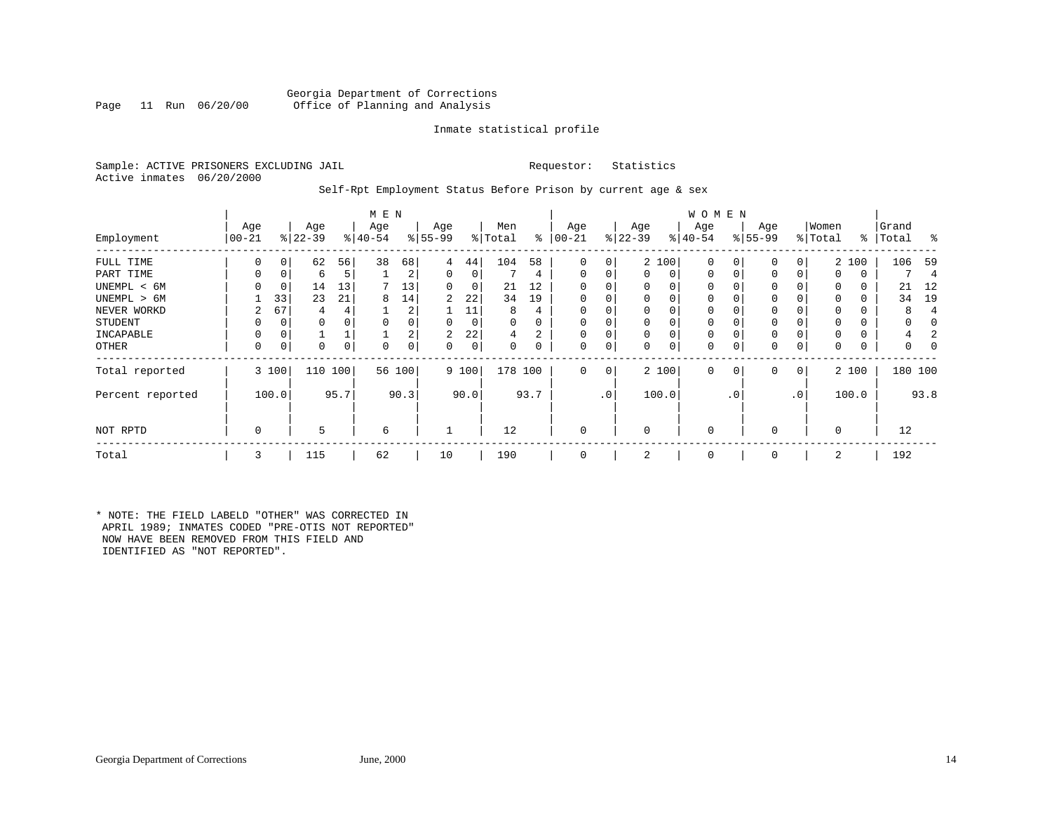Georgia Department of Corrections
Office of Planning and Analysis

Page 11 Run 06/20/00

Inmate statistical profile

Sample: ACTIVE PRISONERS EXCLUDING JAIL

Requestor: Statistics

Active inmates 06/20/2000

Self-Rpt Employment Status Before Prison by current age & sex

| | MEN | | | | | | | | | | WOMEN | | | | | | | | | | | |
|---|---|---|---|---|---|---|---|---|---|---|---|---|---|---|---|---|---|---|---|---|---|---|
| Employment | Age 00-21 | % | Age 22-39 | % | Age 40-54 | % | Age 55-99 | % | Men Total | % | Age 00-21 | % | Age 22-39 | % | Age 40-54 | % | Age 55-99 | % | Women Total | % | Grand Total | % |
| FULL TIME | 0 | 0 | 62 | 56 | 38 | 68 | 4 | 44 | 104 | 58 | 0 | 0 | 2 | 100 | 0 | 0 | 0 | 0 | 2 | 100 | 106 | 59 |
| PART TIME | 0 | 0 | 6 | 5 | 1 | 2 | 0 | 0 | 7 | 4 | 0 | 0 | 0 | 0 | 0 | 0 | 0 | 0 | 0 | 0 | 7 | 4 |
| UNEMPL < 6M | 0 | 0 | 14 | 13 | 7 | 13 | 0 | 0 | 21 | 12 | 0 | 0 | 0 | 0 | 0 | 0 | 0 | 0 | 0 | 0 | 21 | 12 |
| UNEMPL > 6M | 1 | 33 | 23 | 21 | 8 | 14 | 2 | 22 | 34 | 19 | 0 | 0 | 0 | 0 | 0 | 0 | 0 | 0 | 0 | 0 | 34 | 19 |
| NEVER WORKD | 2 | 67 | 4 | 4 | 1 | 2 | 1 | 11 | 8 | 4 | 0 | 0 | 0 | 0 | 0 | 0 | 0 | 0 | 0 | 0 | 8 | 4 |
| STUDENT | 0 | 0 | 0 | 0 | 0 | 0 | 0 | 0 | 0 | 0 | 0 | 0 | 0 | 0 | 0 | 0 | 0 | 0 | 0 | 0 | 0 | 0 |
| INCAPABLE | 0 | 0 | 1 | 1 | 1 | 2 | 2 | 22 | 4 | 2 | 0 | 0 | 0 | 0 | 0 | 0 | 0 | 0 | 0 | 0 | 4 | 2 |
| OTHER | 0 | 0 | 0 | 0 | 0 | 0 | 0 | 0 | 0 | 0 | 0 | 0 | 0 | 0 | 0 | 0 | 0 | 0 | 0 | 0 | 0 | 0 |
| Total reported | 3 | 100 | 110 | 100 | 56 | 100 | 9 | 100 | 178 | 100 | 0 | 0 | 2 | 100 | 0 | 0 | 0 | 0 | 2 | 100 | 180 | 100 |
| Percent reported | | 100.0 | | 95.7 | | 90.3 | | 90.0 | | 93.7 | | .0 | | 100.0 | | .0 | | .0 | | 100.0 | | 93.8 |
| NOT RPTD | 0 | | 5 | | 6 | | 1 | | 12 | | 0 | | 0 | | 0 | | 0 | | 0 | | 12 | |
| Total | 3 | | 115 | | 62 | | 10 | | 190 | | 0 | | 2 | | 0 | | 0 | | 2 | | 192 | |

* NOTE: THE FIELD LABELD "OTHER" WAS CORRECTED IN APRIL 1989; INMATES CODED "PRE-OTIS NOT REPORTED" NOW HAVE BEEN REMOVED FROM THIS FIELD AND IDENTIFIED AS "NOT REPORTED".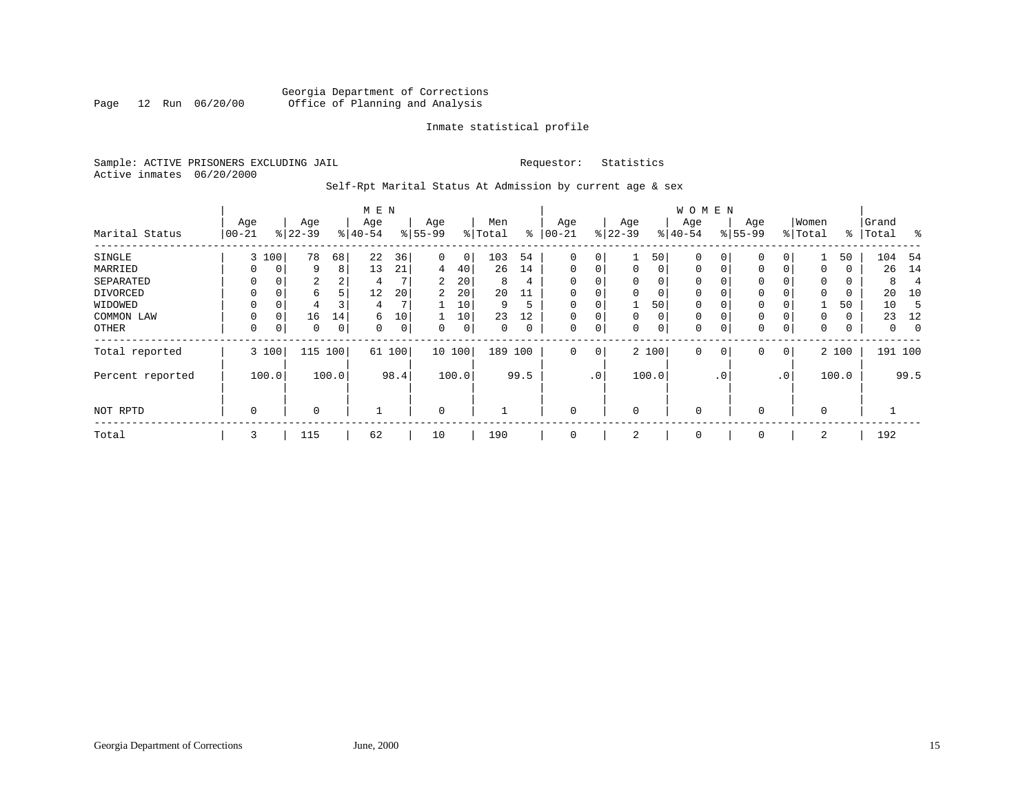Georgia Department of Corrections
Office of Planning and Analysis

Inmate statistical profile

Sample: ACTIVE PRISONERS EXCLUDING JAIL    Requestor: Statistics
Active inmates 06/20/2000

Self-Rpt Marital Status At Admission by current age & sex

| Marital Status | MEN Age 00-21 | % | Age 22-39 | % | Age 40-54 | % | Age 55-99 | % | Men Total | % | WOMEN Age 00-21 | % | Age 22-39 | % | Age 40-54 | % | Age 55-99 | % | Women Total | % | Grand Total | % |
|---|---|---|---|---|---|---|---|---|---|---|---|---|---|---|---|---|---|---|---|---|---|---|
| SINGLE | 3 | 100 | 78 | 68 | 22 | 36 | 0 | 0 | 103 | 54 | 0 | 0 | 1 | 50 | 0 | 0 | 0 | 0 | 1 | 50 | 104 | 54 |
| MARRIED | 0 | 0 | 9 | 8 | 13 | 21 | 4 | 40 | 26 | 14 | 0 | 0 | 0 | 0 | 0 | 0 | 0 | 0 | 0 | 0 | 26 | 14 |
| SEPARATED | 0 | 0 | 2 | 2 | 4 | 7 | 2 | 20 | 8 | 4 | 0 | 0 | 0 | 0 | 0 | 0 | 0 | 0 | 0 | 0 | 8 | 4 |
| DIVORCED | 0 | 0 | 6 | 5 | 12 | 20 | 2 | 20 | 20 | 11 | 0 | 0 | 0 | 0 | 0 | 0 | 0 | 0 | 0 | 0 | 20 | 10 |
| WIDOWED | 0 | 0 | 4 | 3 | 4 | 7 | 1 | 10 | 9 | 5 | 0 | 0 | 1 | 50 | 0 | 0 | 0 | 0 | 1 | 50 | 10 | 5 |
| COMMON LAW | 0 | 0 | 16 | 14 | 6 | 10 | 1 | 10 | 23 | 12 | 0 | 0 | 0 | 0 | 0 | 0 | 0 | 0 | 0 | 0 | 23 | 12 |
| OTHER | 0 | 0 | 0 | 0 | 0 | 0 | 0 | 0 | 0 | 0 | 0 | 0 | 0 | 0 | 0 | 0 | 0 | 0 | 0 | 0 | 0 | 0 |
| Total reported | 3 | 100 | 115 | 100 | 61 | 100 | 10 | 100 | 189 | 100 | 0 | 0 | 2 | 100 | 0 | 0 | 0 | 0 | 2 | 100 | 191 | 100 |
| Percent reported | | 100.0 | | 100.0 | | 98.4 | | 100.0 | | 99.5 | | .0 | | 100.0 | | .0 | | .0 | | 100.0 | | 99.5 |
| NOT RPTD | 0 | | 0 | | 1 | | 0 | | 1 | | 0 | | 0 | | 0 | | 0 | | 0 | | 1 | |
| Total | 3 | | 115 | | 62 | | 10 | | 190 | | 0 | | 2 | | 0 | | 0 | | 2 | | 192 | |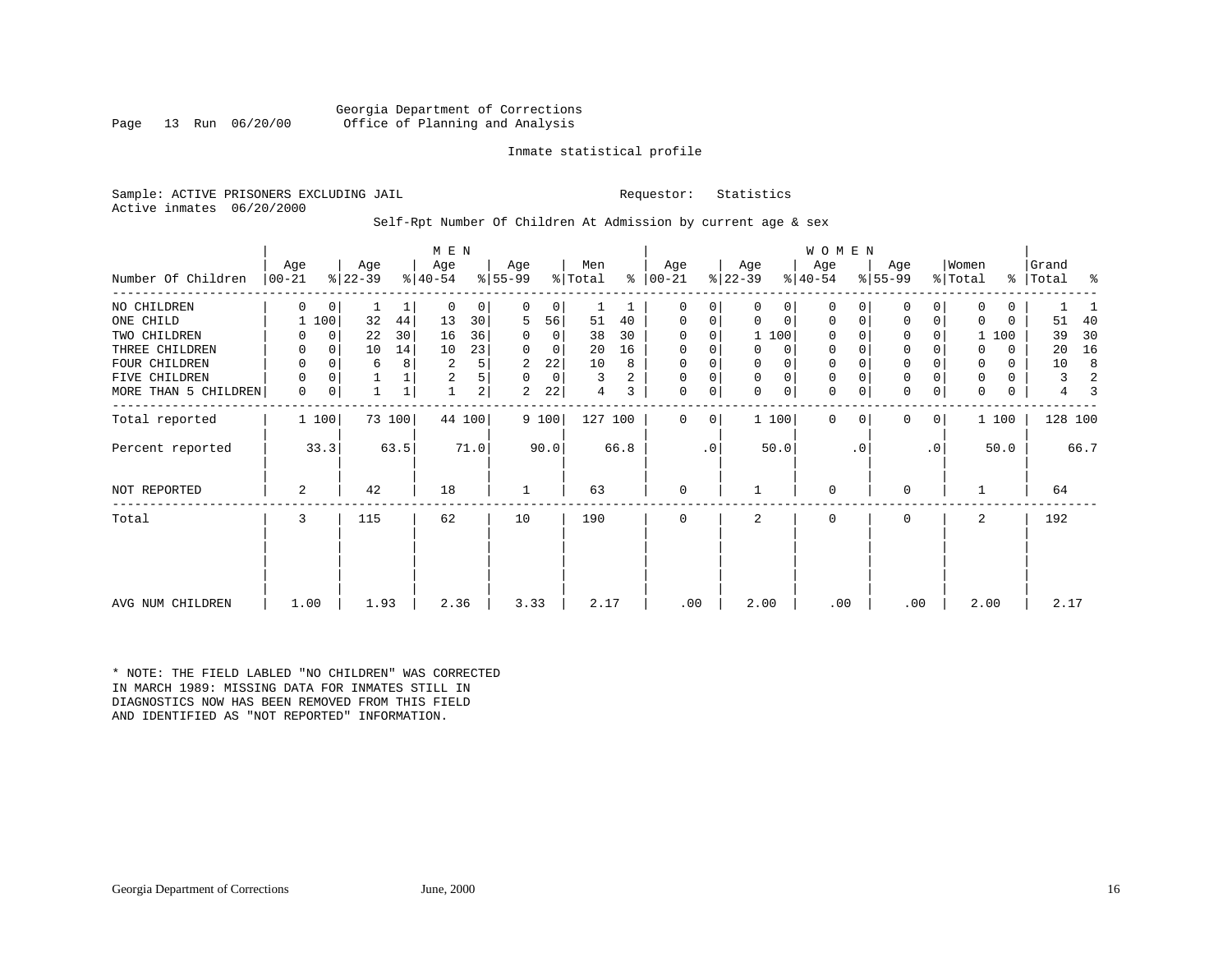Georgia Department of Corrections
Office of Planning and Analysis

Inmate statistical profile

Sample: ACTIVE PRISONERS EXCLUDING JAIL    Requestor: Statistics
Active inmates 06/20/2000

Self-Rpt Number Of Children At Admission by current age & sex

| Number Of Children | MEN Age 00-21 | % | Age 22-39 | % | Age 40-54 | % | Age 55-99 | % | Men Total | % | WOMEN Age 00-21 | % | Age 22-39 | % | Age 40-54 | % | Age 55-99 | % | Women Total | % | Grand Total | % |
|---|---|---|---|---|---|---|---|---|---|---|---|---|---|---|---|---|---|---|---|---|---|---|
| NO CHILDREN | 0 | 0 | 1 | 1 | 0 | 0 | 0 | 0 | 1 | 1 | 0 | 0 | 0 | 0 | 0 | 0 | 0 | 0 | 0 | 0 | 1 | 1 |
| ONE CHILD | 1 | 100 | 32 | 44 | 13 | 30 | 5 | 56 | 51 | 40 | 0 | 0 | 0 | 0 | 0 | 0 | 0 | 0 | 0 | 0 | 51 | 40 |
| TWO CHILDREN | 0 | 0 | 22 | 30 | 16 | 36 | 0 | 0 | 38 | 30 | 0 | 0 | 1 | 100 | 0 | 0 | 0 | 0 | 1 | 100 | 39 | 30 |
| THREE CHILDREN | 0 | 0 | 10 | 14 | 10 | 23 | 0 | 0 | 20 | 16 | 0 | 0 | 0 | 0 | 0 | 0 | 0 | 0 | 0 | 0 | 20 | 16 |
| FOUR CHILDREN | 0 | 0 | 6 | 8 | 2 | 5 | 2 | 22 | 10 | 8 | 0 | 0 | 0 | 0 | 0 | 0 | 0 | 0 | 0 | 0 | 10 | 8 |
| FIVE CHILDREN | 0 | 0 | 1 | 1 | 2 | 5 | 0 | 0 | 3 | 2 | 0 | 0 | 0 | 0 | 0 | 0 | 0 | 0 | 0 | 0 | 3 | 2 |
| MORE THAN 5 CHILDREN | 0 | 0 | 1 | 1 | 1 | 2 | 2 | 22 | 4 | 3 | 0 | 0 | 0 | 0 | 0 | 0 | 0 | 0 | 0 | 0 | 4 | 3 |
| Total reported | 1 | 100 | 73 | 100 | 44 | 100 | 9 | 100 | 127 | 100 | 0 | 0 | 1 | 100 | 0 | 0 | 0 | 0 | 1 | 100 | 128 | 100 |
| Percent reported | | 33.3 | | 63.5 | | 71.0 | | 90.0 | | 66.8 | | .0 | | 50.0 | | .0 | | .0 | | 50.0 | | 66.7 |
| NOT REPORTED | 2 | | 42 | | 18 | | 1 | | 63 | | 0 | | 1 | | 0 | | 0 | | 1 | | 64 | |
| Total | 3 | | 115 | | 62 | | 10 | | 190 | | 0 | | 2 | | 0 | | 0 | | 2 | | 192 | |
| AVG NUM CHILDREN | 1.00 | | 1.93 | | 2.36 | | 3.33 | | 2.17 | | .00 | | 2.00 | | .00 | | .00 | | 2.00 | | 2.17 | |

* NOTE: THE FIELD LABLED "NO CHILDREN" WAS CORRECTED IN MARCH 1989: MISSING DATA FOR INMATES STILL IN DIAGNOSTICS NOW HAS BEEN REMOVED FROM THIS FIELD AND IDENTIFIED AS "NOT REPORTED" INFORMATION.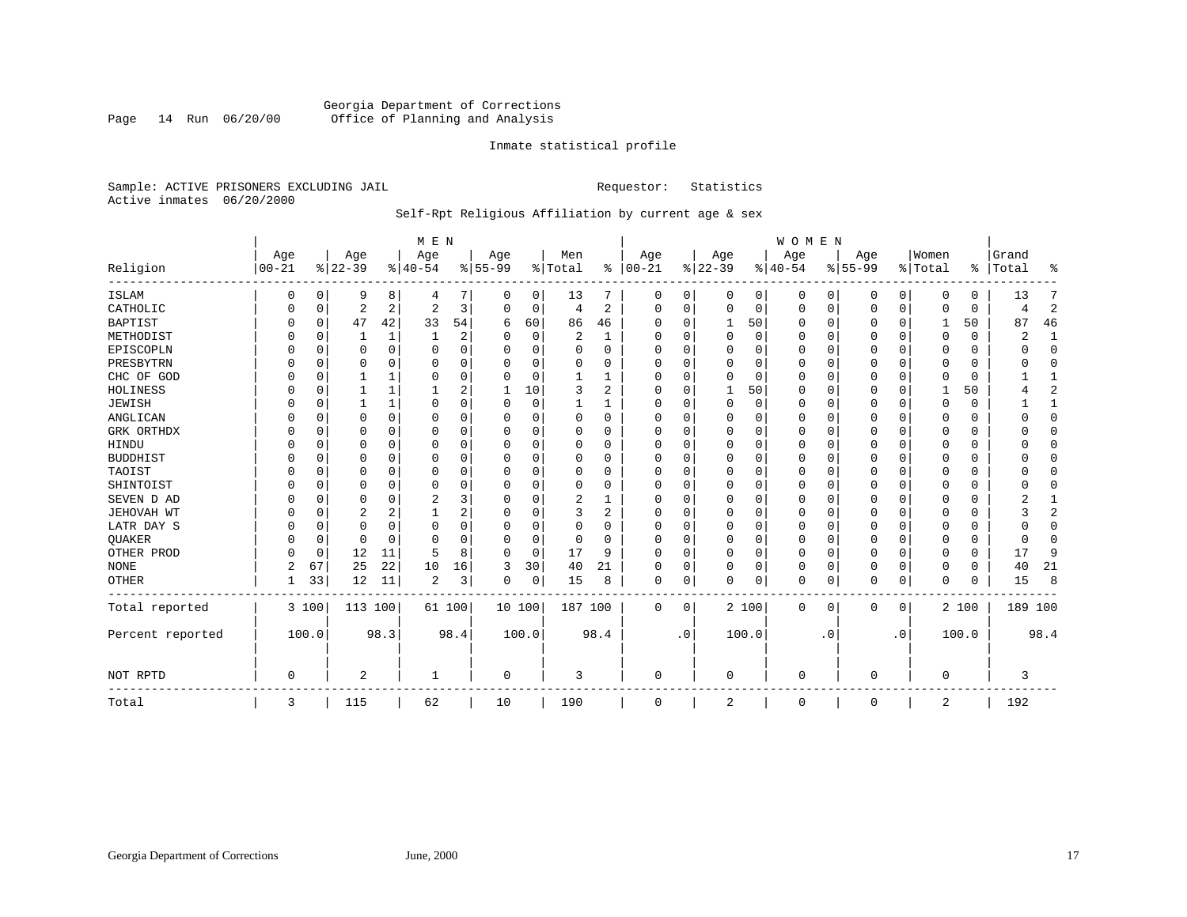Georgia Department of Corrections
Office of Planning and Analysis

Inmate statistical profile

Sample: ACTIVE PRISONERS EXCLUDING JAIL                    Requestor: Statistics
Active inmates 06/20/2000

Self-Rpt Religious Affiliation by current age & sex

| Religion | MEN Age 00-21 | % | Age 22-39 | % | Age 40-54 | % | Age 55-99 | % | Men Total | % | WOMEN Age 00-21 | % | Age 22-39 | % | Age 40-54 | % | Age 55-99 | % | Women Total | % | Grand Total | % |
|---|---|---|---|---|---|---|---|---|---|---|---|---|---|---|---|---|---|---|---|---|---|---|
| ISLAM | 0 | 0 | 9 | 8 | 4 | 7 | 0 | 0 | 13 | 7 | 0 | 0 | 0 | 0 | 0 | 0 | 0 | 0 | 0 | 0 | 13 | 7 |
| CATHOLIC | 0 | 0 | 2 | 2 | 2 | 3 | 0 | 0 | 4 | 2 | 0 | 0 | 0 | 0 | 0 | 0 | 0 | 0 | 0 | 0 | 4 | 2 |
| BAPTIST | 0 | 0 | 47 | 42 | 33 | 54 | 6 | 60 | 86 | 46 | 0 | 0 | 1 | 50 | 0 | 0 | 0 | 0 | 1 | 50 | 87 | 46 |
| METHODIST | 0 | 0 | 1 | 1 | 1 | 2 | 0 | 0 | 2 | 1 | 0 | 0 | 0 | 0 | 0 | 0 | 0 | 0 | 0 | 0 | 2 | 1 |
| EPISCOPLN | 0 | 0 | 0 | 0 | 0 | 0 | 0 | 0 | 0 | 0 | 0 | 0 | 0 | 0 | 0 | 0 | 0 | 0 | 0 | 0 | 0 | 0 |
| PRESBYTRN | 0 | 0 | 0 | 0 | 0 | 0 | 0 | 0 | 0 | 0 | 0 | 0 | 0 | 0 | 0 | 0 | 0 | 0 | 0 | 0 | 0 | 0 |
| CHC OF GOD | 0 | 0 | 1 | 1 | 0 | 0 | 0 | 0 | 1 | 1 | 0 | 0 | 0 | 0 | 0 | 0 | 0 | 0 | 0 | 0 | 1 | 1 |
| HOLINESS | 0 | 0 | 1 | 1 | 1 | 2 | 1 | 10 | 3 | 2 | 0 | 0 | 1 | 50 | 0 | 0 | 0 | 0 | 1 | 50 | 4 | 2 |
| JEWISH | 0 | 0 | 1 | 1 | 0 | 0 | 0 | 0 | 1 | 1 | 0 | 0 | 0 | 0 | 0 | 0 | 0 | 0 | 0 | 0 | 1 | 1 |
| ANGLICAN | 0 | 0 | 0 | 0 | 0 | 0 | 0 | 0 | 0 | 0 | 0 | 0 | 0 | 0 | 0 | 0 | 0 | 0 | 0 | 0 | 0 | 0 |
| GRK ORTHDX | 0 | 0 | 0 | 0 | 0 | 0 | 0 | 0 | 0 | 0 | 0 | 0 | 0 | 0 | 0 | 0 | 0 | 0 | 0 | 0 | 0 | 0 |
| HINDU | 0 | 0 | 0 | 0 | 0 | 0 | 0 | 0 | 0 | 0 | 0 | 0 | 0 | 0 | 0 | 0 | 0 | 0 | 0 | 0 | 0 | 0 |
| BUDDHIST | 0 | 0 | 0 | 0 | 0 | 0 | 0 | 0 | 0 | 0 | 0 | 0 | 0 | 0 | 0 | 0 | 0 | 0 | 0 | 0 | 0 | 0 |
| TAOIST | 0 | 0 | 0 | 0 | 0 | 0 | 0 | 0 | 0 | 0 | 0 | 0 | 0 | 0 | 0 | 0 | 0 | 0 | 0 | 0 | 0 | 0 |
| SHINTOIST | 0 | 0 | 0 | 0 | 0 | 0 | 0 | 0 | 0 | 0 | 0 | 0 | 0 | 0 | 0 | 0 | 0 | 0 | 0 | 0 | 0 | 0 |
| SEVEN D AD | 0 | 0 | 0 | 0 | 2 | 3 | 0 | 0 | 2 | 1 | 0 | 0 | 0 | 0 | 0 | 0 | 0 | 0 | 0 | 0 | 2 | 1 |
| JEHOVAH WT | 0 | 0 | 2 | 2 | 1 | 2 | 0 | 0 | 3 | 2 | 0 | 0 | 0 | 0 | 0 | 0 | 0 | 0 | 0 | 0 | 3 | 2 |
| LATR DAY S | 0 | 0 | 0 | 0 | 0 | 0 | 0 | 0 | 0 | 0 | 0 | 0 | 0 | 0 | 0 | 0 | 0 | 0 | 0 | 0 | 0 | 0 |
| QUAKER | 0 | 0 | 0 | 0 | 0 | 0 | 0 | 0 | 0 | 0 | 0 | 0 | 0 | 0 | 0 | 0 | 0 | 0 | 0 | 0 | 0 | 0 |
| OTHER PROD | 0 | 0 | 12 | 11 | 5 | 8 | 0 | 0 | 17 | 9 | 0 | 0 | 0 | 0 | 0 | 0 | 0 | 0 | 0 | 0 | 17 | 9 |
| NONE | 2 | 67 | 25 | 22 | 10 | 16 | 3 | 30 | 40 | 21 | 0 | 0 | 0 | 0 | 0 | 0 | 0 | 0 | 0 | 0 | 40 | 21 |
| OTHER | 1 | 33 | 12 | 11 | 2 | 3 | 0 | 0 | 15 | 8 | 0 | 0 | 0 | 0 | 0 | 0 | 0 | 0 | 0 | 0 | 15 | 8 |
| Total reported | 3 | 100 | 113 | 100 | 61 | 100 | 10 | 100 | 187 | 100 | 0 | 0 | 2 | 100 | 0 | 0 | 0 | 0 | 2 | 100 | 189 | 100 |
| Percent reported | | 100.0 | | 98.3 | | 98.4 | | 100.0 | | 98.4 | | .0 | | 100.0 | | .0 | | .0 | | 100.0 | | 98.4 |
| NOT RPTD | 0 | | 2 | | 1 | | 0 | | 3 | | 0 | | 0 | | 0 | | 0 | | 0 | | 3 | |
| Total | 3 | | 115 | | 62 | | 10 | | 190 | | 0 | | 2 | | 0 | | 0 | | 2 | | 192 | |

Georgia Department of Corrections    June, 2000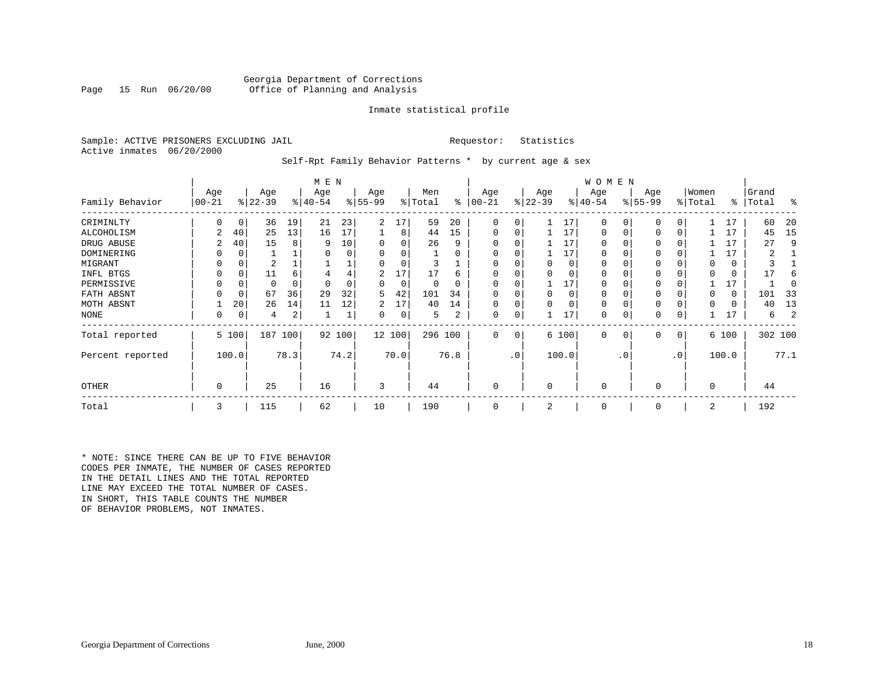Georgia Department of Corrections
Office of Planning and Analysis

Page 15 Run 06/20/00

Inmate statistical profile

Sample: ACTIVE PRISONERS EXCLUDING JAIL

Requestor: Statistics

Active inmates 06/20/2000

Self-Rpt Family Behavior Patterns * by current age & sex

| Family Behavior | MEN Age 00-21 | % | Age 22-39 | % | Age 40-54 | % | Age 55-99 | % | Men Total | % | WOMEN Age 00-21 | % | Age 22-39 | % | Age 40-54 | % | Age 55-99 | % | Women Total | % | Grand Total | % |
|---|---|---|---|---|---|---|---|---|---|---|---|---|---|---|---|---|---|---|---|---|---|---|
| CRIMINLTY | 0 | 0 | 36 | 19 | 21 | 23 | 2 | 17 | 59 | 20 | 0 | 0 | 1 | 17 | 0 | 0 | 0 | 0 | 1 | 17 | 60 | 20 |
| ALCOHOLISM | 2 | 40 | 25 | 13 | 16 | 17 | 1 | 8 | 44 | 15 | 0 | 0 | 1 | 17 | 0 | 0 | 0 | 0 | 1 | 17 | 45 | 15 |
| DRUG ABUSE | 2 | 40 | 15 | 8 | 9 | 10 | 0 | 0 | 26 | 9 | 0 | 0 | 1 | 17 | 0 | 0 | 0 | 0 | 1 | 17 | 27 | 9 |
| DOMINERING | 0 | 0 | 1 | 1 | 0 | 0 | 0 | 0 | 1 | 0 | 0 | 0 | 1 | 17 | 0 | 0 | 0 | 0 | 1 | 17 | 2 | 1 |
| MIGRANT | 0 | 0 | 2 | 1 | 1 | 1 | 0 | 0 | 3 | 1 | 0 | 0 | 0 | 0 | 0 | 0 | 0 | 0 | 0 | 0 | 3 | 1 |
| INFL BTGS | 0 | 0 | 11 | 6 | 4 | 4 | 2 | 17 | 17 | 6 | 0 | 0 | 0 | 0 | 0 | 0 | 0 | 0 | 0 | 0 | 17 | 6 |
| PERMISSIVE | 0 | 0 | 0 | 0 | 0 | 0 | 0 | 0 | 0 | 0 | 0 | 0 | 1 | 17 | 0 | 0 | 0 | 0 | 1 | 17 | 1 | 0 |
| FATH ABSNT | 0 | 0 | 67 | 36 | 29 | 32 | 5 | 42 | 101 | 34 | 0 | 0 | 0 | 0 | 0 | 0 | 0 | 0 | 0 | 0 | 101 | 33 |
| MOTH ABSNT | 1 | 20 | 26 | 14 | 11 | 12 | 2 | 17 | 40 | 14 | 0 | 0 | 0 | 0 | 0 | 0 | 0 | 0 | 0 | 0 | 40 | 13 |
| NONE | 0 | 0 | 4 | 2 | 1 | 1 | 0 | 0 | 5 | 2 | 0 | 0 | 1 | 17 | 0 | 0 | 0 | 0 | 1 | 17 | 6 | 2 |
| Total reported | 5 | 100 | 187 | 100 | 92 | 100 | 12 | 100 | 296 | 100 | 0 | 0 | 6 | 100 | 0 | 0 | 0 | 0 | 6 | 100 | 302 | 100 |
| Percent reported | | 100.0 | | 78.3 | | 74.2 | | 70.0 | | 76.8 | | .0 | | 100.0 | | .0 | | .0 | | 100.0 | | 77.1 |
| OTHER | 0 | | 25 | | 16 | | 3 | | 44 | | 0 | | 0 | | 0 | | 0 | | 0 | | 44 | |
| Total | 3 | | 115 | | 62 | | 10 | | 190 | | 0 | | 2 | | 0 | | 0 | | 2 | | 192 | |

* NOTE: SINCE THERE CAN BE UP TO FIVE BEHAVIOR CODES PER INMATE, THE NUMBER OF CASES REPORTED IN THE DETAIL LINES AND THE TOTAL REPORTED LINE MAY EXCEED THE TOTAL NUMBER OF CASES. IN SHORT, THIS TABLE COUNTS THE NUMBER OF BEHAVIOR PROBLEMS, NOT INMATES.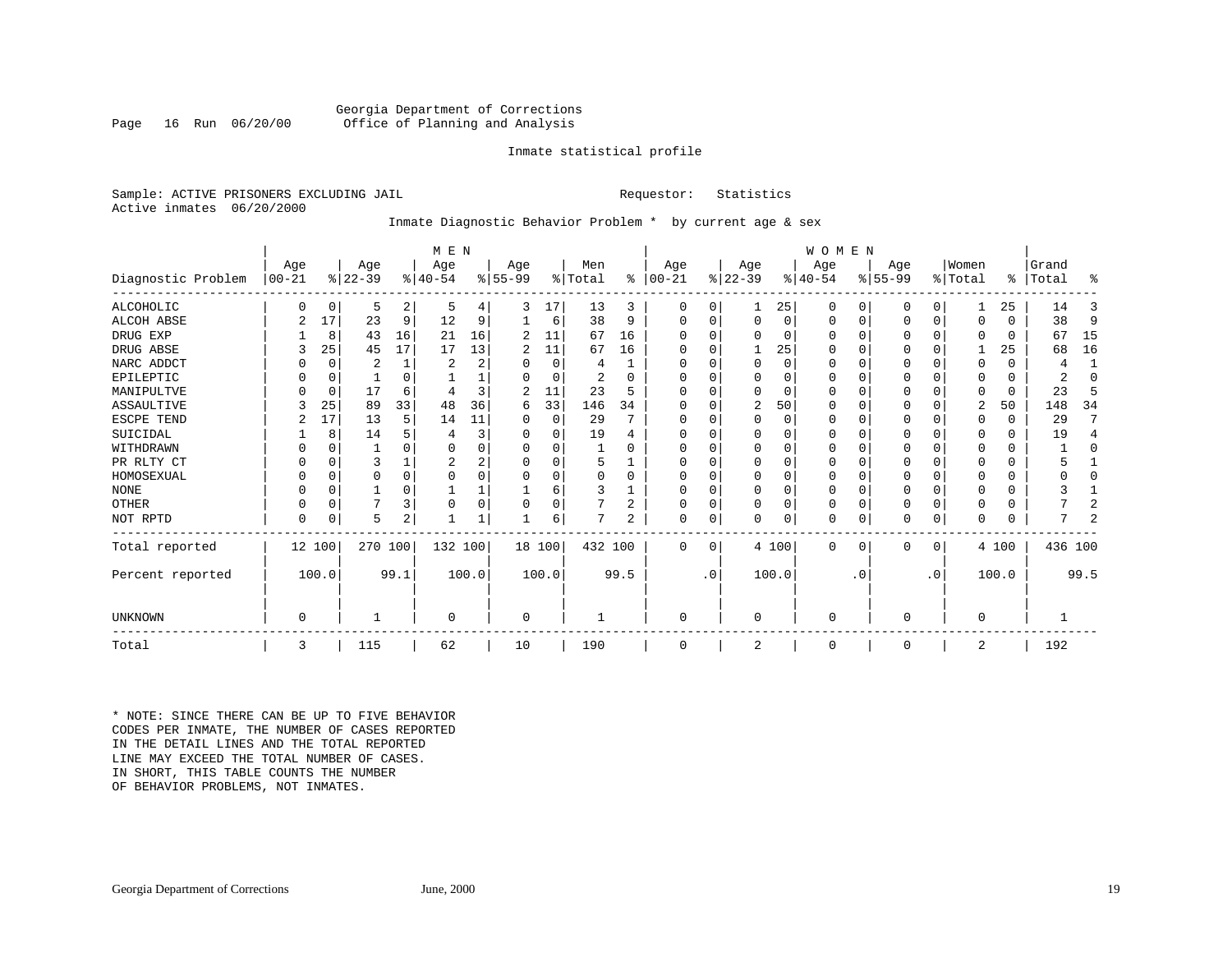Georgia Department of Corrections
Office of Planning and Analysis

Inmate statistical profile

Sample: ACTIVE PRISONERS EXCLUDING JAIL　　　　Requestor: Statistics
Active inmates 06/20/2000

Inmate Diagnostic Behavior Problem * by current age & sex

| Diagnostic Problem | MEN Age 00-21 | % | Age 22-39 | % | Age 40-54 | % | Age 55-99 | % | Men Total | % | WOMEN Age 00-21 | % | Age 22-39 | % | Age 40-54 | % | Age 55-99 | % | Women Total | % | Grand Total | % |
|---|---|---|---|---|---|---|---|---|---|---|---|---|---|---|---|---|---|---|---|---|---|---|
| ALCOHOLIC | 0 | 0 | 5 | 2 | 5 | 4 | 3 | 17 | 13 | 3 | 0 | 0 | 1 | 25 | 0 | 0 | 0 | 0 | 1 | 25 | 14 | 3 |
| ALCOH ABSE | 2 | 17 | 23 | 9 | 12 | 9 | 1 | 6 | 38 | 9 | 0 | 0 | 0 | 0 | 0 | 0 | 0 | 0 | 0 | 0 | 38 | 9 |
| DRUG EXP | 1 | 8 | 43 | 16 | 21 | 16 | 2 | 11 | 67 | 16 | 0 | 0 | 0 | 0 | 0 | 0 | 0 | 0 | 0 | 0 | 67 | 15 |
| DRUG ABSE | 3 | 25 | 45 | 17 | 17 | 13 | 2 | 11 | 67 | 16 | 0 | 0 | 1 | 25 | 0 | 0 | 0 | 0 | 1 | 25 | 68 | 16 |
| NARC ADDCT | 0 | 0 | 2 | 1 | 2 | 2 | 0 | 0 | 4 | 1 | 0 | 0 | 0 | 0 | 0 | 0 | 0 | 0 | 0 | 0 | 4 | 1 |
| EPILEPTIC | 0 | 0 | 1 | 0 | 1 | 1 | 0 | 0 | 2 | 0 | 0 | 0 | 0 | 0 | 0 | 0 | 0 | 0 | 0 | 0 | 2 | 0 |
| MANIPULTVE | 0 | 0 | 17 | 6 | 4 | 3 | 2 | 11 | 23 | 5 | 0 | 0 | 0 | 0 | 0 | 0 | 0 | 0 | 0 | 0 | 23 | 5 |
| ASSAULTIVE | 3 | 25 | 89 | 33 | 48 | 36 | 6 | 33 | 146 | 34 | 0 | 0 | 2 | 50 | 0 | 0 | 0 | 0 | 2 | 50 | 148 | 34 |
| ESCPE TEND | 2 | 17 | 13 | 5 | 14 | 11 | 0 | 0 | 29 | 7 | 0 | 0 | 0 | 0 | 0 | 0 | 0 | 0 | 0 | 0 | 29 | 7 |
| SUICIDAL | 1 | 8 | 14 | 5 | 4 | 3 | 0 | 0 | 19 | 4 | 0 | 0 | 0 | 0 | 0 | 0 | 0 | 0 | 0 | 0 | 19 | 4 |
| WITHDRAWN | 0 | 0 | 1 | 0 | 0 | 0 | 0 | 0 | 1 | 0 | 0 | 0 | 0 | 0 | 0 | 0 | 0 | 0 | 0 | 0 | 1 | 0 |
| PR RLTY CT | 0 | 0 | 3 | 1 | 2 | 2 | 0 | 0 | 5 | 1 | 0 | 0 | 0 | 0 | 0 | 0 | 0 | 0 | 0 | 0 | 5 | 1 |
| HOMOSEXUAL | 0 | 0 | 0 | 0 | 0 | 0 | 0 | 0 | 0 | 0 | 0 | 0 | 0 | 0 | 0 | 0 | 0 | 0 | 0 | 0 | 0 | 0 |
| NONE | 0 | 0 | 1 | 0 | 1 | 1 | 1 | 6 | 3 | 1 | 0 | 0 | 0 | 0 | 0 | 0 | 0 | 0 | 0 | 0 | 3 | 1 |
| OTHER | 0 | 0 | 7 | 3 | 0 | 0 | 0 | 0 | 7 | 2 | 0 | 0 | 0 | 0 | 0 | 0 | 0 | 0 | 0 | 0 | 7 | 2 |
| NOT RPTD | 0 | 0 | 5 | 2 | 1 | 1 | 1 | 6 | 7 | 2 | 0 | 0 | 0 | 0 | 0 | 0 | 0 | 0 | 0 | 0 | 7 | 2 |
| Total reported | 12 | 100 | 270 | 100 | 132 | 100 | 18 | 100 | 432 | 100 | 0 | 0 | 4 | 100 | 0 | 0 | 0 | 0 | 4 | 100 | 436 | 100 |
| Percent reported | | 100.0 | | 99.1 | | 100.0 | | 100.0 | | 99.5 | | .0 | | 100.0 | | .0 | | .0 | | 100.0 | | 99.5 |
| UNKNOWN | 0 | | 1 | | 0 | | 0 | | 1 | | 0 | | 0 | | 0 | | 0 | | 0 | | 1 | |
| Total | 3 | | 115 | | 62 | | 10 | | 190 | | 0 | | 2 | | 0 | | 0 | | 2 | | 192 | |

* NOTE: SINCE THERE CAN BE UP TO FIVE BEHAVIOR CODES PER INMATE, THE NUMBER OF CASES REPORTED IN THE DETAIL LINES AND THE TOTAL REPORTED LINE MAY EXCEED THE TOTAL NUMBER OF CASES. IN SHORT, THIS TABLE COUNTS THE NUMBER OF BEHAVIOR PROBLEMS, NOT INMATES.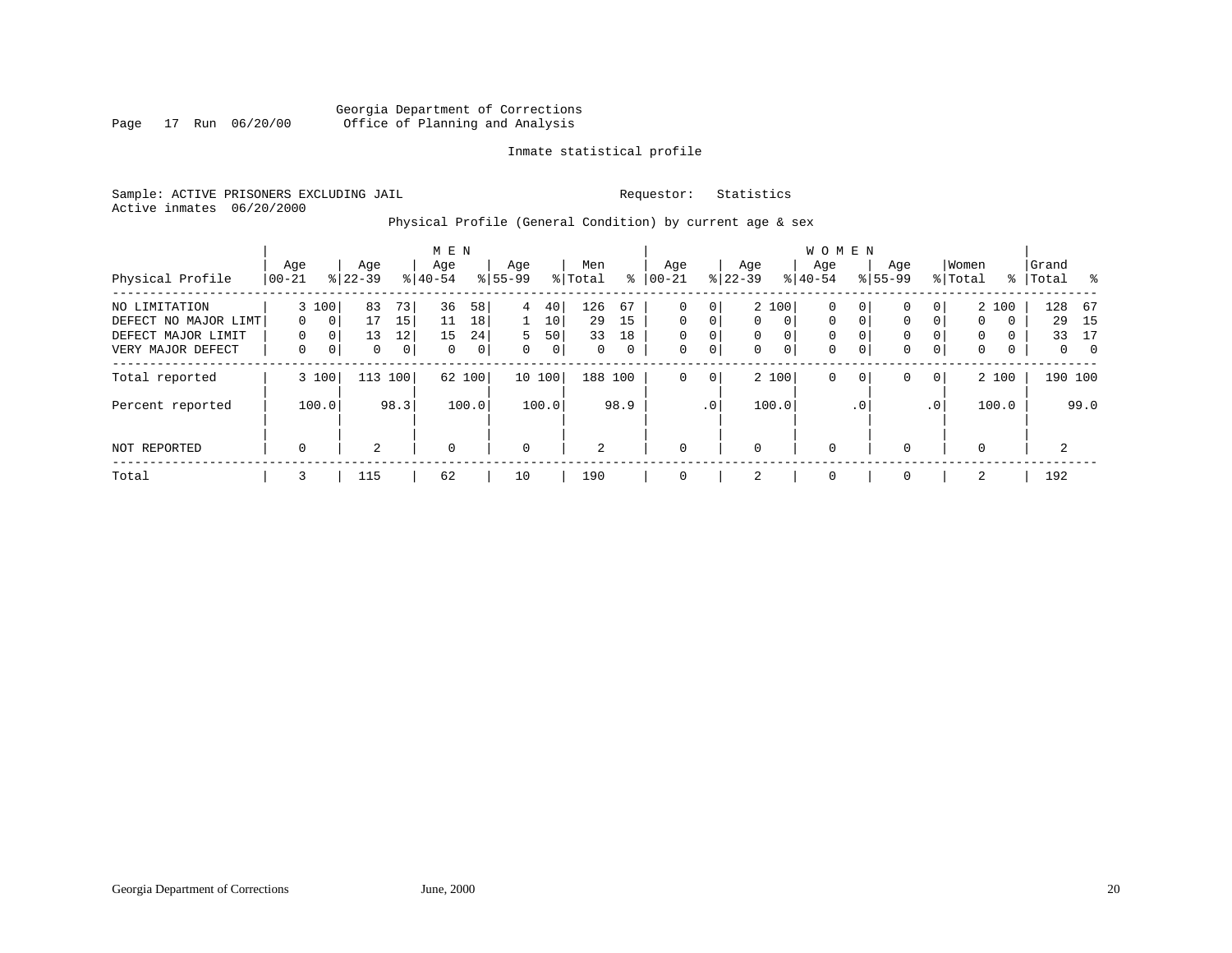Georgia Department of Corrections
Office of Planning and Analysis

Inmate statistical profile

Sample: ACTIVE PRISONERS EXCLUDING JAIL    Requestor: Statistics
Active inmates 06/20/2000

Physical Profile (General Condition) by current age & sex

| Physical Profile | MEN Age 00-21 | % | Age 22-39 | % | Age 40-54 | % | Age 55-99 | % | Men Total | % | WOMEN Age 00-21 | % | Age 22-39 | % | Age 40-54 | % | Age 55-99 | % | Women Total | % | Grand Total | % |
|---|---|---|---|---|---|---|---|---|---|---|---|---|---|---|---|---|---|---|---|---|---|---|
| NO LIMITATION | 3 | 100 | 83 | 73 | 36 | 58 | 4 | 40 | 126 | 67 | 0 | 0 | 2 | 100 | 0 | 0 | 0 | 0 | 2 | 100 | 128 | 67 |
| DEFECT NO MAJOR LIMT | 0 | 0 | 17 | 15 | 11 | 18 | 1 | 10 | 29 | 15 | 0 | 0 | 0 | 0 | 0 | 0 | 0 | 0 | 0 | 0 | 29 | 15 |
| DEFECT MAJOR LIMIT | 0 | 0 | 13 | 12 | 15 | 24 | 5 | 50 | 33 | 18 | 0 | 0 | 0 | 0 | 0 | 0 | 0 | 0 | 0 | 0 | 33 | 17 |
| VERY MAJOR DEFECT | 0 | 0 | 0 | 0 | 0 | 0 | 0 | 0 | 0 | 0 | 0 | 0 | 0 | 0 | 0 | 0 | 0 | 0 | 0 | 0 | 0 | 0 |
| Total reported | 3 | 100 | 113 | 100 | 62 | 100 | 10 | 100 | 188 | 100 | 0 | 0 | 2 | 100 | 0 | 0 | 0 | 0 | 2 | 100 | 190 | 100 |
| Percent reported | | 100.0 | | 98.3 | | 100.0 | | 100.0 | | 98.9 | | .0 | | 100.0 | | .0 | | .0 | | 100.0 | | 99.0 |
| NOT REPORTED | 0 | | 2 | | 0 | | 0 | | 2 | | 0 | | 0 | | 0 | | 0 | | 0 | | 2 | |
| Total | 3 | | 115 | | 62 | | 10 | | 190 | | 0 | | 2 | | 0 | | 0 | | 2 | | 192 | |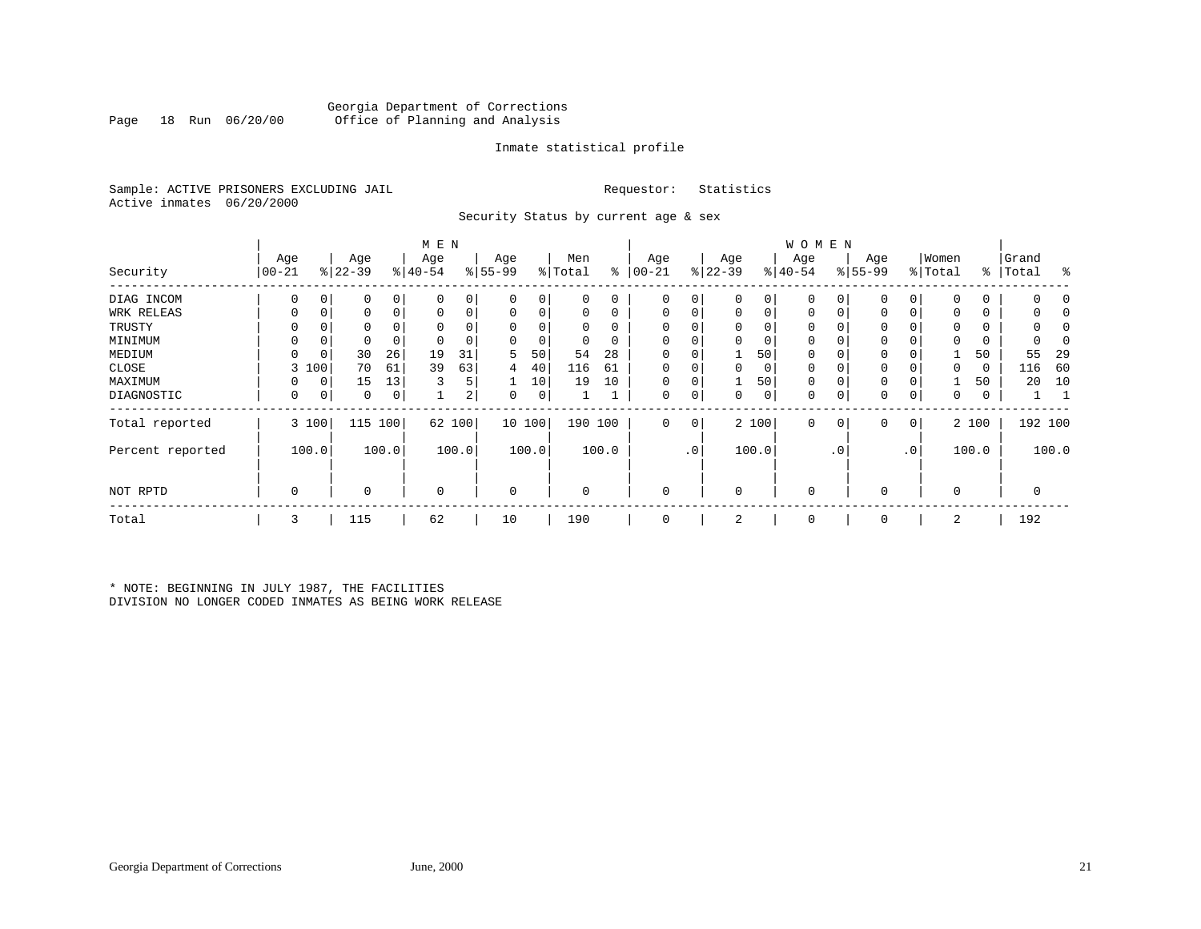Georgia Department of Corrections
Office of Planning and Analysis

Inmate statistical profile

Sample: ACTIVE PRISONERS EXCLUDING JAIL    Requestor: Statistics
Active inmates 06/20/2000

Security Status by current age & sex

| Security | MEN Age 00-21 | % | Age 22-39 | % | Age 40-54 | % | Age 55-99 | % | Men Total | % | WOMEN Age 00-21 | % | Age 22-39 | % | Age 40-54 | % | Age 55-99 | % | Women Total | % | Grand Total | % |
|---|---|---|---|---|---|---|---|---|---|---|---|---|---|---|---|---|---|---|---|---|---|---|
| DIAG INCOM | 0 | 0 | 0 | 0 | 0 | 0 | 0 | 0 | 0 | 0 | 0 | 0 | 0 | 0 | 0 | 0 | 0 | 0 | 0 | 0 | 0 | 0 |
| WRK RELEAS | 0 | 0 | 0 | 0 | 0 | 0 | 0 | 0 | 0 | 0 | 0 | 0 | 0 | 0 | 0 | 0 | 0 | 0 | 0 | 0 | 0 | 0 |
| TRUSTY | 0 | 0 | 0 | 0 | 0 | 0 | 0 | 0 | 0 | 0 | 0 | 0 | 0 | 0 | 0 | 0 | 0 | 0 | 0 | 0 | 0 | 0 |
| MINIMUM | 0 | 0 | 0 | 0 | 0 | 0 | 0 | 0 | 0 | 0 | 0 | 0 | 0 | 0 | 0 | 0 | 0 | 0 | 0 | 0 | 0 | 0 |
| MEDIUM | 0 | 0 | 30 | 26 | 19 | 31 | 5 | 50 | 54 | 28 | 0 | 0 | 1 | 50 | 0 | 0 | 0 | 0 | 1 | 50 | 55 | 29 |
| CLOSE | 3 | 100 | 70 | 61 | 39 | 63 | 4 | 40 | 116 | 61 | 0 | 0 | 0 | 0 | 0 | 0 | 0 | 0 | 0 | 0 | 116 | 60 |
| MAXIMUM | 0 | 0 | 15 | 13 | 3 | 5 | 1 | 10 | 19 | 10 | 0 | 0 | 1 | 50 | 0 | 0 | 0 | 0 | 1 | 50 | 20 | 10 |
| DIAGNOSTIC | 0 | 0 | 0 | 0 | 1 | 2 | 0 | 0 | 1 | 1 | 0 | 0 | 0 | 0 | 0 | 0 | 0 | 0 | 0 | 0 | 1 | 1 |
| Total reported | 3 | 100 | 115 | 100 | 62 | 100 | 10 | 100 | 190 | 100 | 0 | 0 | 2 | 100 | 0 | 0 | 0 | 0 | 2 | 100 | 192 | 100 |
| Percent reported | | 100.0 | | 100.0 | | 100.0 | | 100.0 | | 100.0 | | .0 | | 100.0 | | .0 | | .0 | | 100.0 | | 100.0 |
| NOT RPTD | 0 | | 0 | | 0 | | 0 | | 0 | | 0 | | 0 | | 0 | | 0 | | 0 | | 0 | |
| Total | 3 | | 115 | | 62 | | 10 | | 190 | | 0 | | 2 | | 0 | | 0 | | 2 | | 192 | |

* NOTE: BEGINNING IN JULY 1987, THE FACILITIES
DIVISION NO LONGER CODED INMATES AS BEING WORK RELEASE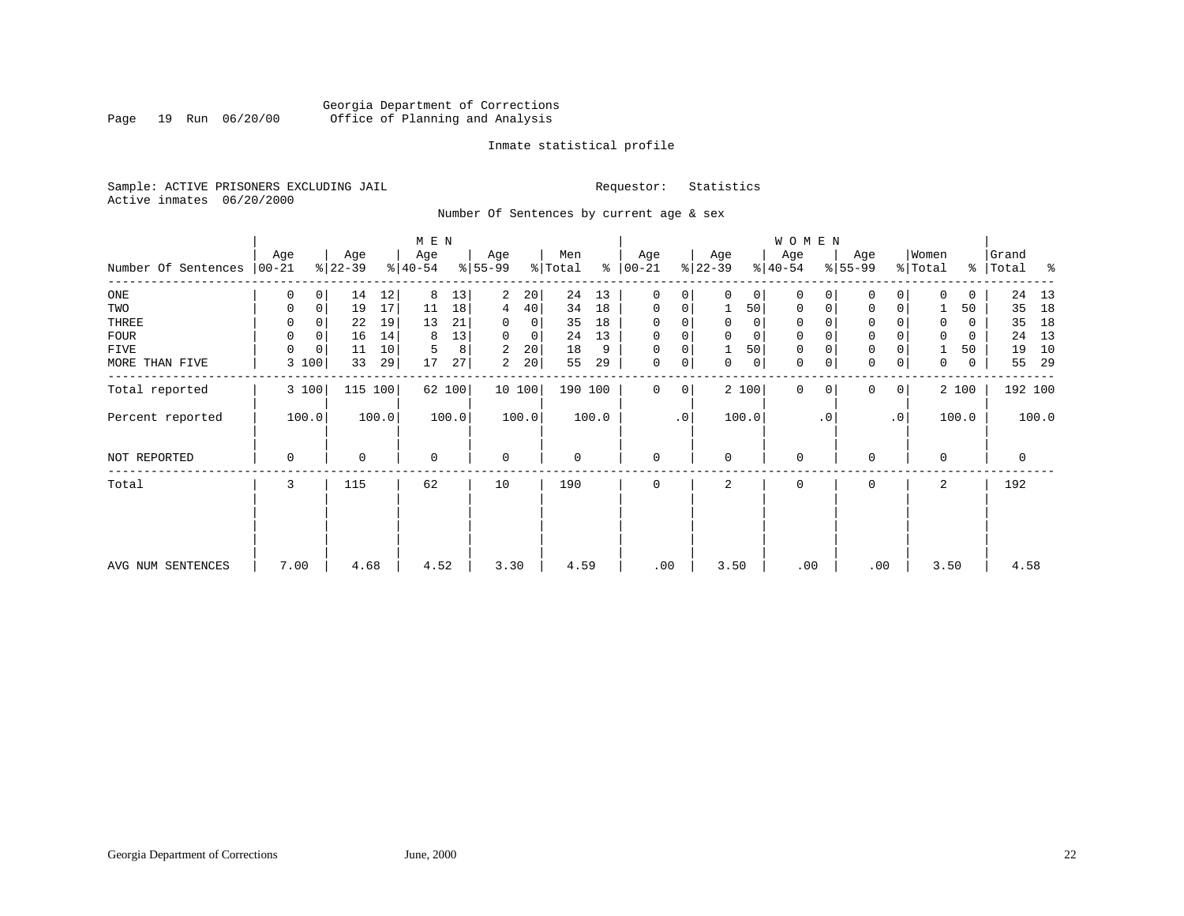Georgia Department of Corrections
Office of Planning and Analysis

Inmate statistical profile

Sample: ACTIVE PRISONERS EXCLUDING JAIL    Requestor: Statistics
Active inmates 06/20/2000

Number Of Sentences by current age & sex

| Number Of Sentences | MEN Age 00-21 | % | Age 22-39 | % | Age 40-54 | % | Age 55-99 | % | Men Total | % | WOMEN Age 00-21 | % | Age 22-39 | % | Age 40-54 | % | Age 55-99 | % | Women Total | % | Grand Total | % |
|---|---|---|---|---|---|---|---|---|---|---|---|---|---|---|---|---|---|---|---|---|---|---|
| ONE | 0 | 0 | 14 | 12 | 8 | 13 | 2 | 20 | 24 | 13 | 0 | 0 | 0 | 0 | 0 | 0 | 0 | 0 | 0 | 0 | 24 | 13 |
| TWO | 0 | 0 | 19 | 17 | 11 | 18 | 4 | 40 | 34 | 18 | 0 | 0 | 1 | 50 | 0 | 0 | 0 | 0 | 1 | 50 | 35 | 18 |
| THREE | 0 | 0 | 22 | 19 | 13 | 21 | 0 | 0 | 35 | 18 | 0 | 0 | 0 | 0 | 0 | 0 | 0 | 0 | 0 | 0 | 35 | 18 |
| FOUR | 0 | 0 | 16 | 14 | 8 | 13 | 0 | 0 | 24 | 13 | 0 | 0 | 0 | 0 | 0 | 0 | 0 | 0 | 0 | 0 | 24 | 13 |
| FIVE | 0 | 0 | 11 | 10 | 5 | 8 | 2 | 20 | 18 | 9 | 0 | 0 | 1 | 50 | 0 | 0 | 0 | 0 | 1 | 50 | 19 | 10 |
| MORE THAN FIVE | 3 | 100 | 33 | 29 | 17 | 27 | 2 | 20 | 55 | 29 | 0 | 0 | 0 | 0 | 0 | 0 | 0 | 0 | 0 | 0 | 55 | 29 |
| Total reported | 3 | 100 | 115 | 100 | 62 | 100 | 10 | 100 | 190 | 100 | 0 | 0 | 2 | 100 | 0 | 0 | 0 | 0 | 2 | 100 | 192 | 100 |
| Percent reported | | 100.0 | | 100.0 | | 100.0 | | 100.0 | | 100.0 | | .0 | | 100.0 | | .0 | | .0 | | 100.0 | | 100.0 |
| NOT REPORTED | 0 | | 0 | | 0 | | 0 | | 0 | | 0 | | 0 | | 0 | | 0 | | 0 | | 0 | |
| Total | 3 | | 115 | | 62 | | 10 | | 190 | | 0 | | 2 | | 0 | | 0 | | 2 | | 192 | |
| AVG NUM SENTENCES | 7.00 | | 4.68 | | 4.52 | | 3.30 | | 4.59 | | .00 | | 3.50 | | .00 | | .00 | | 3.50 | | 4.58 | |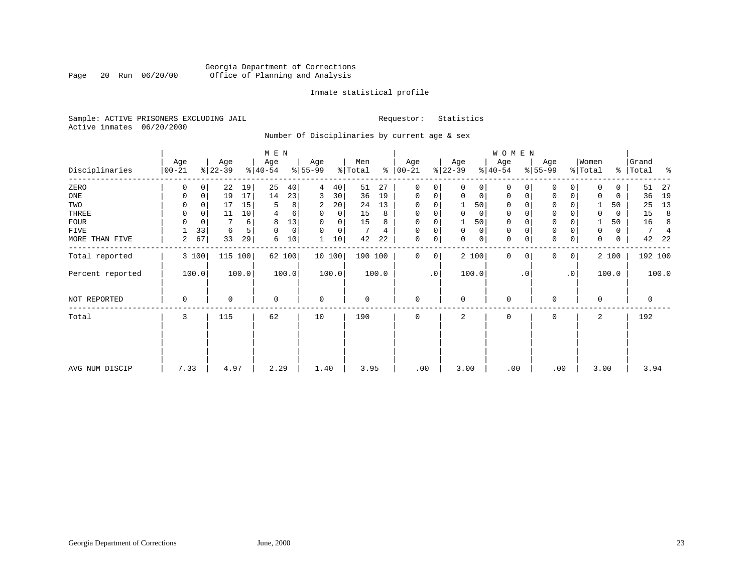Georgia Department of Corrections
Office of Planning and Analysis

Page 20 Run 06/20/00

Inmate statistical profile

Sample: ACTIVE PRISONERS EXCLUDING JAIL

Requestor: Statistics

Active inmates 06/20/2000

Number Of Disciplinaries by current age & sex

| Disciplinaries | MEN Age 00-21 | % | Age 22-39 | % | Age 40-54 | % | Age 55-99 | % | Men Total | % | WOMEN Age 00-21 | % | Age 22-39 | % | Age 40-54 | % | Age 55-99 | % | Women Total | % | Grand Total | % |
|---|---|---|---|---|---|---|---|---|---|---|---|---|---|---|---|---|---|---|---|---|---|---|
| ZERO | 0 | 0 | 22 | 19 | 25 | 40 | 4 | 40 | 51 | 27 | 0 | 0 | 0 | 0 | 0 | 0 | 0 | 0 | 0 | 0 | 51 | 27 |
| ONE | 0 | 0 | 19 | 17 | 14 | 23 | 3 | 30 | 36 | 19 | 0 | 0 | 0 | 0 | 0 | 0 | 0 | 0 | 0 | 0 | 36 | 19 |
| TWO | 0 | 0 | 17 | 15 | 5 | 8 | 2 | 20 | 24 | 13 | 0 | 0 | 1 | 50 | 0 | 0 | 0 | 0 | 1 | 50 | 25 | 13 |
| THREE | 0 | 0 | 11 | 10 | 4 | 6 | 0 | 0 | 15 | 8 | 0 | 0 | 0 | 0 | 0 | 0 | 0 | 0 | 0 | 0 | 15 | 8 |
| FOUR | 0 | 0 | 7 | 6 | 8 | 13 | 0 | 0 | 15 | 8 | 0 | 0 | 1 | 50 | 0 | 0 | 0 | 0 | 1 | 50 | 16 | 8 |
| FIVE | 1 | 33 | 6 | 5 | 0 | 0 | 0 | 0 | 7 | 4 | 0 | 0 | 0 | 0 | 0 | 0 | 0 | 0 | 0 | 0 | 7 | 4 |
| MORE THAN FIVE | 2 | 67 | 33 | 29 | 6 | 10 | 1 | 10 | 42 | 22 | 0 | 0 | 0 | 0 | 0 | 0 | 0 | 0 | 0 | 0 | 42 | 22 |
| Total reported | 3 | 100 | 115 | 100 | 62 | 100 | 10 | 100 | 190 | 100 | 0 | 0 | 2 | 100 | 0 | 0 | 0 | 0 | 2 | 100 | 192 | 100 |
| Percent reported | 100.0 | | 100.0 | | 100.0 | | 100.0 | | 100.0 | | .0 | | 100.0 | | .0 | | .0 | | 100.0 | | 100.0 | |
| NOT REPORTED | 0 | | 0 | | 0 | | 0 | | 0 | | 0 | | 0 | | 0 | | 0 | | 0 | | 0 | |
| Total | 3 | | 115 | | 62 | | 10 | | 190 | | 0 | | 2 | | 0 | | 0 | | 2 | | 192 | |
| AVG NUM DISCIP | 7.33 | | 4.97 | | 2.29 | | 1.40 | | 3.95 | | .00 | | 3.00 | | .00 | | .00 | | 3.00 | | 3.94 | |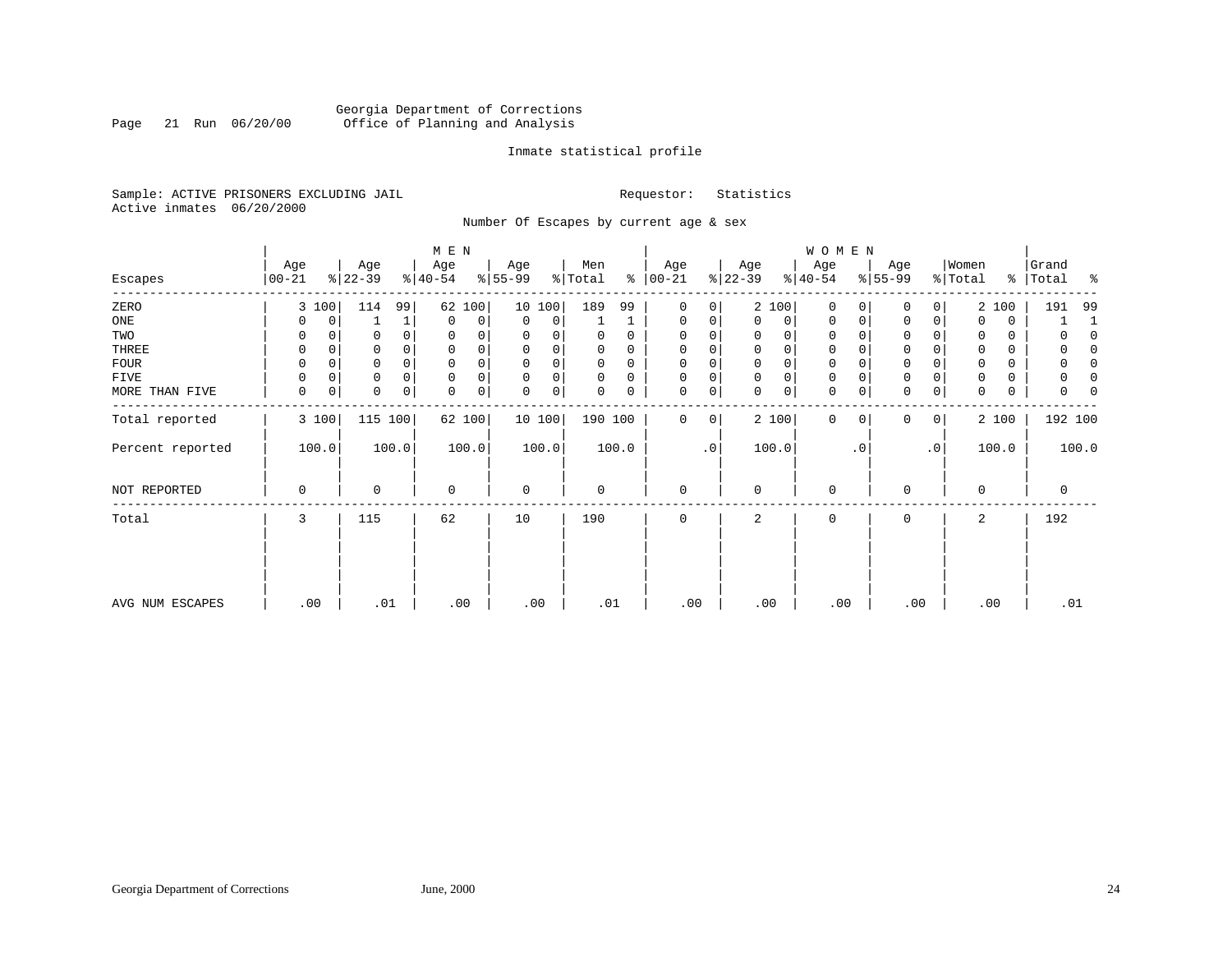Georgia Department of Corrections
Office of Planning and Analysis

Inmate statistical profile

Sample: ACTIVE PRISONERS EXCLUDING JAIL

Requestor: Statistics

Active inmates 06/20/2000

Number Of Escapes by current age & sex

| Escapes | MEN Age 00-21 | % | Age 22-39 | % | Age 40-54 | % | Age 55-99 | % | Men Total | % | WOMEN Age 00-21 | % | Age 22-39 | % | Age 40-54 | % | Age 55-99 | % | Women Total | % | Grand Total | % |
|---|---|---|---|---|---|---|---|---|---|---|---|---|---|---|---|---|---|---|---|---|---|---|
| ZERO | 3 | 100 | 114 | 99 | 62 | 100 | 10 | 100 | 189 | 99 | 0 | 0 | 2 | 100 | 0 | 0 | 0 | 0 | 2 | 100 | 191 | 99 |
| ONE | 0 | 0 | 1 | 1 | 0 | 0 | 0 | 0 | 1 | 1 | 0 | 0 | 0 | 0 | 0 | 0 | 0 | 0 | 0 | 0 | 1 | 1 |
| TWO | 0 | 0 | 0 | 0 | 0 | 0 | 0 | 0 | 0 | 0 | 0 | 0 | 0 | 0 | 0 | 0 | 0 | 0 | 0 | 0 | 0 | 0 |
| THREE | 0 | 0 | 0 | 0 | 0 | 0 | 0 | 0 | 0 | 0 | 0 | 0 | 0 | 0 | 0 | 0 | 0 | 0 | 0 | 0 | 0 | 0 |
| FOUR | 0 | 0 | 0 | 0 | 0 | 0 | 0 | 0 | 0 | 0 | 0 | 0 | 0 | 0 | 0 | 0 | 0 | 0 | 0 | 0 | 0 | 0 |
| FIVE | 0 | 0 | 0 | 0 | 0 | 0 | 0 | 0 | 0 | 0 | 0 | 0 | 0 | 0 | 0 | 0 | 0 | 0 | 0 | 0 | 0 | 0 |
| MORE THAN FIVE | 0 | 0 | 0 | 0 | 0 | 0 | 0 | 0 | 0 | 0 | 0 | 0 | 0 | 0 | 0 | 0 | 0 | 0 | 0 | 0 | 0 | 0 |
| Total reported | 3 | 100 | 115 | 100 | 62 | 100 | 10 | 100 | 190 | 100 | 0 | 0 | 2 | 100 | 0 | 0 | 0 | 0 | 2 | 100 | 192 | 100 |
| Percent reported | 100.0 | | 100.0 | | 100.0 | | 100.0 | | 100.0 | | .0 | | 100.0 | | .0 | | .0 | | 100.0 | | 100.0 | |
| NOT REPORTED | 0 | | 0 | | 0 | | 0 | | 0 | | 0 | | 0 | | 0 | | 0 | | 0 | | 0 | |
| Total | 3 | | 115 | | 62 | | 10 | | 190 | | 0 | | 2 | | 0 | | 0 | | 2 | | 192 | |
| AVG NUM ESCAPES | .00 | | .01 | | .00 | | .00 | | .01 | | .00 | | .00 | | .00 | | .00 | | .00 | | .01 | |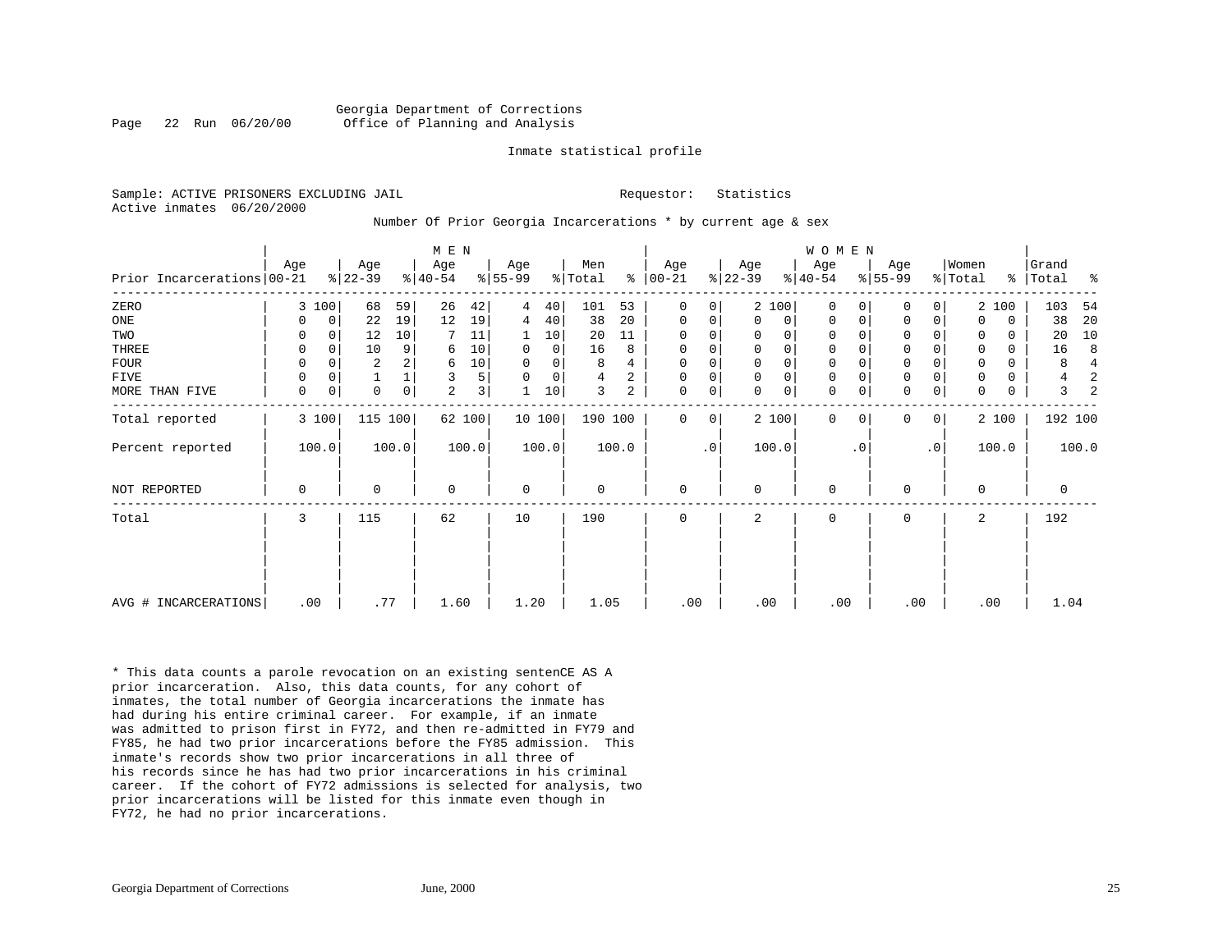Georgia Department of Corrections
Office of Planning and Analysis

Inmate statistical profile

Sample: ACTIVE PRISONERS EXCLUDING JAIL          Requestor: Statistics
Active inmates 06/20/2000

Number Of Prior Georgia Incarcerations * by current age & sex

| Prior Incarcerations | MEN Age 00-21 | % | Age 22-39 | % | Age 40-54 | % | Age 55-99 | % | Men Total | % | WOMEN Age 00-21 | % | Age 22-39 | % | Age 40-54 | % | Age 55-99 | % | Women Total | % | Grand Total | % |
|---|---|---|---|---|---|---|---|---|---|---|---|---|---|---|---|---|---|---|---|---|---|---|
| ZERO | 3 | 100 | 68 | 59 | 26 | 42 | 4 | 40 | 101 | 53 | 0 | 0 | 2 | 100 | 0 | 0 | 0 | 0 | 2 | 100 | 103 | 54 |
| ONE | 0 | 0 | 22 | 19 | 12 | 19 | 4 | 40 | 38 | 20 | 0 | 0 | 0 | 0 | 0 | 0 | 0 | 0 | 0 | 0 | 38 | 20 |
| TWO | 0 | 0 | 12 | 10 | 7 | 11 | 1 | 10 | 20 | 11 | 0 | 0 | 0 | 0 | 0 | 0 | 0 | 0 | 0 | 0 | 20 | 10 |
| THREE | 0 | 0 | 10 | 9 | 6 | 10 | 0 | 0 | 16 | 8 | 0 | 0 | 0 | 0 | 0 | 0 | 0 | 0 | 0 | 0 | 16 | 8 |
| FOUR | 0 | 0 | 2 | 2 | 6 | 10 | 0 | 0 | 8 | 4 | 0 | 0 | 0 | 0 | 0 | 0 | 0 | 0 | 0 | 0 | 8 | 4 |
| FIVE | 0 | 0 | 1 | 1 | 3 | 5 | 0 | 0 | 4 | 2 | 0 | 0 | 0 | 0 | 0 | 0 | 0 | 0 | 0 | 0 | 4 | 2 |
| MORE THAN FIVE | 0 | 0 | 0 | 0 | 2 | 3 | 1 | 10 | 3 | 2 | 0 | 0 | 0 | 0 | 0 | 0 | 0 | 0 | 0 | 0 | 3 | 2 |
| Total reported | 3 | 100 | 115 | 100 | 62 | 100 | 10 | 100 | 190 | 100 | 0 | 0 | 2 | 100 | 0 | 0 | 0 | 0 | 2 | 100 | 192 | 100 |
| Percent reported | 100.0 | | 100.0 | | 100.0 | | 100.0 | | 100.0 | | .0 | | 100.0 | | .0 | | .0 | | 100.0 | | 100.0 | |
| NOT REPORTED | 0 | | 0 | | 0 | | 0 | | 0 | | 0 | | 0 | | 0 | | 0 | | 0 | | 0 | |
| Total | 3 | | 115 | | 62 | | 10 | | 190 | | 0 | | 2 | | 0 | | 0 | | 2 | | 192 | |
| AVG # INCARCERATIONS | .00 | | .77 | | 1.60 | | 1.20 | | 1.05 | | .00 | | .00 | | .00 | | .00 | | .00 | | 1.04 | |

* This data counts a parole revocation on an existing sentenCE AS A prior incarceration. Also, this data counts, for any cohort of inmates, the total number of Georgia incarcerations the inmate has had during his entire criminal career. For example, if an inmate was admitted to prison first in FY72, and then re-admitted in FY79 and FY85, he had two prior incarcerations before the FY85 admission. This inmate's records show two prior incarcerations in all three of his records since he has had two prior incarcerations in his criminal career. If the cohort of FY72 admissions is selected for analysis, two prior incarcerations will be listed for this inmate even though in FY72, he had no prior incarcerations.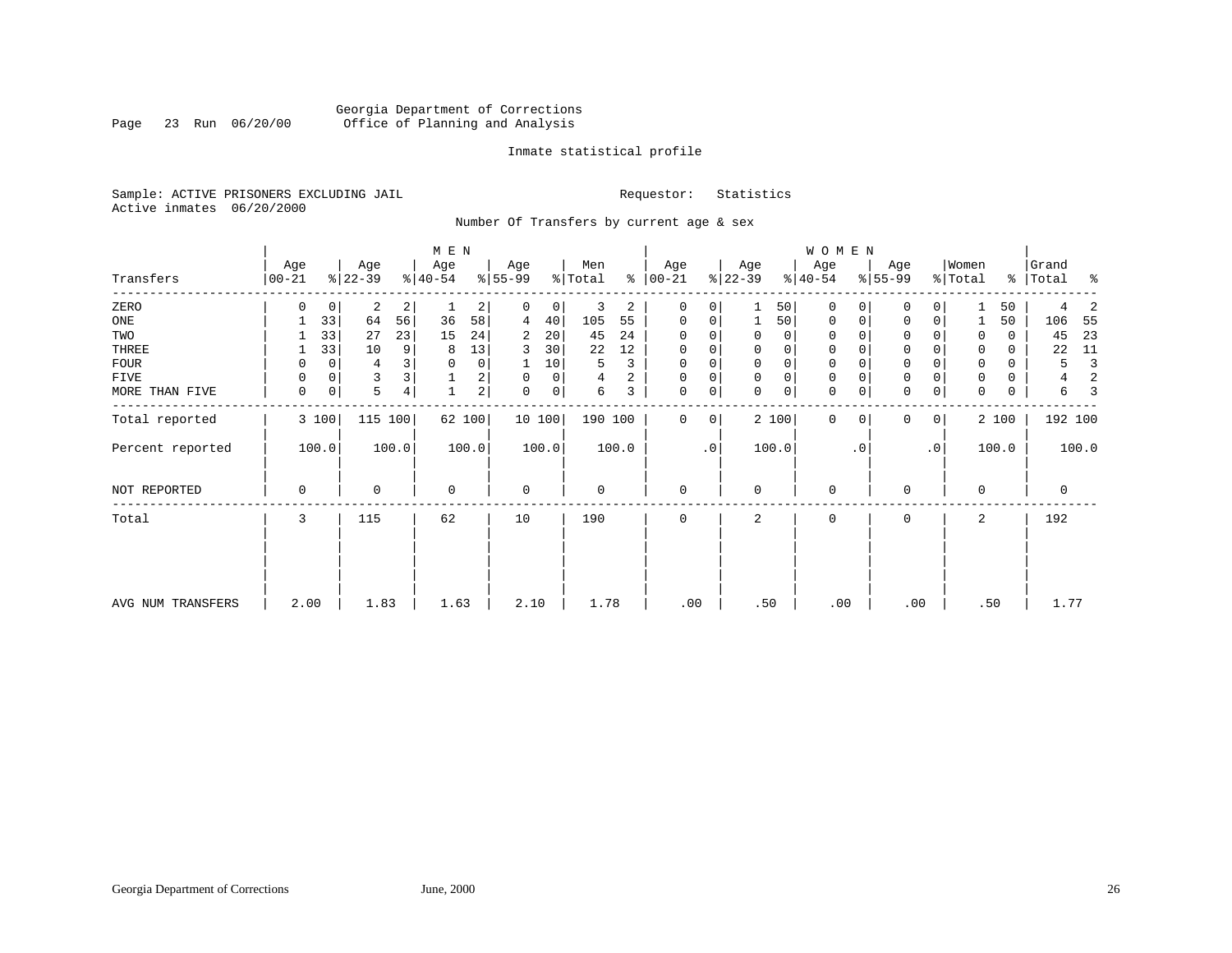Georgia Department of Corrections
Office of Planning and Analysis

Inmate statistical profile

Sample: ACTIVE PRISONERS EXCLUDING JAIL                Requestor: Statistics
Active inmates 06/20/2000

Number Of Transfers by current age & sex

| Transfers | MEN Age 00-21 | % | Age 22-39 | % | Age 40-54 | % | Age 55-99 | % | Men Total | % | WOMEN Age 00-21 | % | Age 22-39 | % | Age 40-54 | % | Age 55-99 | % | Women Total | % | Grand Total | % |
|---|---|---|---|---|---|---|---|---|---|---|---|---|---|---|---|---|---|---|---|---|---|---|
| ZERO | 0 | 0 | 2 | 2 | 1 | 2 | 0 | 0 | 3 | 2 | 0 | 0 | 1 | 50 | 0 | 0 | 0 | 0 | 1 | 50 | 4 | 2 |
| ONE | 1 | 33 | 64 | 56 | 36 | 58 | 4 | 40 | 105 | 55 | 0 | 0 | 1 | 50 | 0 | 0 | 0 | 0 | 1 | 50 | 106 | 55 |
| TWO | 1 | 33 | 27 | 23 | 15 | 24 | 2 | 20 | 45 | 24 | 0 | 0 | 0 | 0 | 0 | 0 | 0 | 0 | 0 | 0 | 45 | 23 |
| THREE | 1 | 33 | 10 | 9 | 8 | 13 | 3 | 30 | 22 | 12 | 0 | 0 | 0 | 0 | 0 | 0 | 0 | 0 | 0 | 0 | 22 | 11 |
| FOUR | 0 | 0 | 4 | 3 | 0 | 0 | 1 | 10 | 5 | 3 | 0 | 0 | 0 | 0 | 0 | 0 | 0 | 0 | 0 | 0 | 5 | 3 |
| FIVE | 0 | 0 | 3 | 3 | 1 | 2 | 0 | 0 | 4 | 2 | 0 | 0 | 0 | 0 | 0 | 0 | 0 | 0 | 0 | 0 | 4 | 2 |
| MORE THAN FIVE | 0 | 0 | 5 | 4 | 1 | 2 | 0 | 0 | 6 | 3 | 0 | 0 | 0 | 0 | 0 | 0 | 0 | 0 | 0 | 0 | 6 | 3 |
| Total reported | 3 | 100 | 115 | 100 | 62 | 100 | 10 | 100 | 190 | 100 | 0 | 0 | 2 | 100 | 0 | 0 | 0 | 0 | 2 | 100 | 192 | 100 |
| Percent reported | 100.0 | | 100.0 | | 100.0 | | 100.0 | | 100.0 | | .0 | | 100.0 | | .0 | | .0 | | 100.0 | | 100.0 | |
| NOT REPORTED | 0 | | 0 | | 0 | | 0 | | 0 | | 0 | | 0 | | 0 | | 0 | | 0 | | 0 | |
| Total | 3 | | 115 | | 62 | | 10 | | 190 | | 0 | | 2 | | 0 | | 0 | | 2 | | 192 | |
| AVG NUM TRANSFERS | 2.00 | | 1.83 | | 1.63 | | 2.10 | | 1.78 | | .00 | | .50 | | .00 | | .00 | | .50 | | 1.77 | |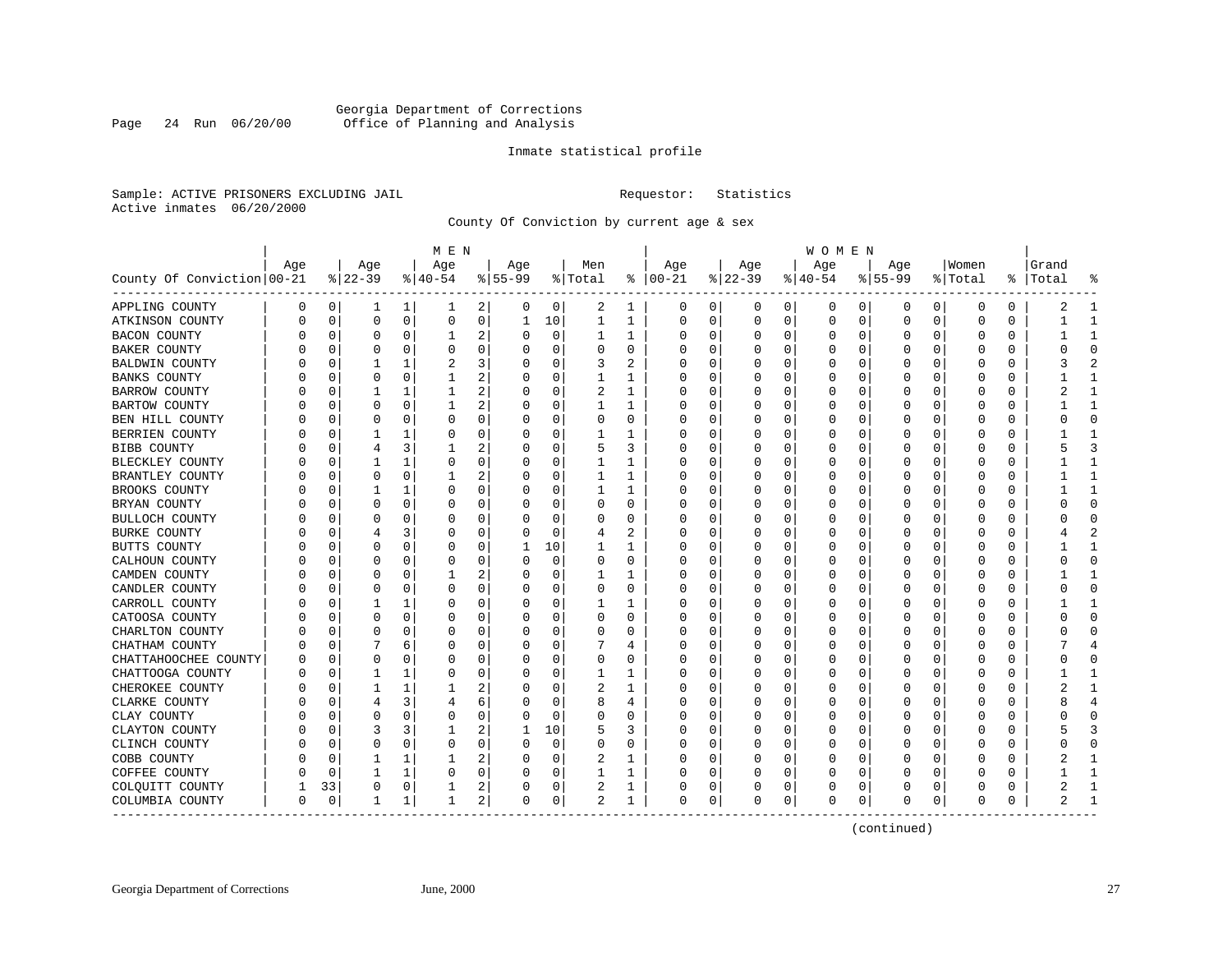Georgia Department of Corrections
Office of Planning and Analysis

Page 24 Run 06/20/00

Inmate statistical profile

Sample: ACTIVE PRISONERS EXCLUDING JAIL
Active inmates 06/20/2000

Requestor: Statistics

County Of Conviction by current age & sex

| County Of Conviction | MEN Age 00-21 | % | Age 22-39 | % | Age 40-54 | % | Age 55-99 | % | Men Total | % | WOMEN Age 00-21 | % | Age 22-39 | % | Age 40-54 | % | Age 55-99 | % | Women Total | % | Grand Total | % |
|---|---|---|---|---|---|---|---|---|---|---|---|---|---|---|---|---|---|---|---|---|---|---|
| APPLING COUNTY | 0 | 0 | 1 | 1 | 1 | 2 | 0 | 0 | 2 | 1 | 0 | 0 | 0 | 0 | 0 | 0 | 0 | 0 | 0 | 0 | 2 | 1 |
| ATKINSON COUNTY | 0 | 0 | 0 | 0 | 0 | 0 | 1 | 10 | 1 | 1 | 0 | 0 | 0 | 0 | 0 | 0 | 0 | 0 | 0 | 0 | 1 | 1 |
| BACON COUNTY | 0 | 0 | 0 | 0 | 1 | 2 | 0 | 0 | 1 | 1 | 0 | 0 | 0 | 0 | 0 | 0 | 0 | 0 | 0 | 0 | 1 | 1 |
| BAKER COUNTY | 0 | 0 | 0 | 0 | 0 | 0 | 0 | 0 | 0 | 0 | 0 | 0 | 0 | 0 | 0 | 0 | 0 | 0 | 0 | 0 | 0 | 0 |
| BALDWIN COUNTY | 0 | 0 | 1 | 1 | 2 | 3 | 0 | 0 | 3 | 2 | 0 | 0 | 0 | 0 | 0 | 0 | 0 | 0 | 0 | 0 | 3 | 2 |
| BANKS COUNTY | 0 | 0 | 0 | 0 | 1 | 2 | 0 | 0 | 1 | 1 | 0 | 0 | 0 | 0 | 0 | 0 | 0 | 0 | 0 | 0 | 1 | 1 |
| BARROW COUNTY | 0 | 0 | 1 | 1 | 1 | 2 | 0 | 0 | 2 | 1 | 0 | 0 | 0 | 0 | 0 | 0 | 0 | 0 | 0 | 0 | 2 | 1 |
| BARTOW COUNTY | 0 | 0 | 0 | 0 | 1 | 2 | 0 | 0 | 1 | 1 | 0 | 0 | 0 | 0 | 0 | 0 | 0 | 0 | 0 | 0 | 1 | 1 |
| BEN HILL COUNTY | 0 | 0 | 0 | 0 | 0 | 0 | 0 | 0 | 0 | 0 | 0 | 0 | 0 | 0 | 0 | 0 | 0 | 0 | 0 | 0 | 0 | 0 |
| BERRIEN COUNTY | 0 | 0 | 1 | 1 | 0 | 0 | 0 | 0 | 1 | 1 | 0 | 0 | 0 | 0 | 0 | 0 | 0 | 0 | 0 | 0 | 1 | 1 |
| BIBB COUNTY | 0 | 0 | 4 | 3 | 1 | 2 | 0 | 0 | 5 | 3 | 0 | 0 | 0 | 0 | 0 | 0 | 0 | 0 | 0 | 0 | 5 | 3 |
| BLECKLEY COUNTY | 0 | 0 | 1 | 1 | 0 | 0 | 0 | 0 | 1 | 1 | 0 | 0 | 0 | 0 | 0 | 0 | 0 | 0 | 0 | 0 | 1 | 1 |
| BRANTLEY COUNTY | 0 | 0 | 0 | 0 | 1 | 2 | 0 | 0 | 1 | 1 | 0 | 0 | 0 | 0 | 0 | 0 | 0 | 0 | 0 | 0 | 1 | 1 |
| BROOKS COUNTY | 0 | 0 | 1 | 1 | 0 | 0 | 0 | 0 | 1 | 1 | 0 | 0 | 0 | 0 | 0 | 0 | 0 | 0 | 0 | 0 | 1 | 1 |
| BRYAN COUNTY | 0 | 0 | 0 | 0 | 0 | 0 | 0 | 0 | 0 | 0 | 0 | 0 | 0 | 0 | 0 | 0 | 0 | 0 | 0 | 0 | 0 | 0 |
| BULLOCH COUNTY | 0 | 0 | 0 | 0 | 0 | 0 | 0 | 0 | 0 | 0 | 0 | 0 | 0 | 0 | 0 | 0 | 0 | 0 | 0 | 0 | 0 | 0 |
| BURKE COUNTY | 0 | 0 | 4 | 3 | 0 | 0 | 0 | 0 | 4 | 2 | 0 | 0 | 0 | 0 | 0 | 0 | 0 | 0 | 0 | 0 | 4 | 2 |
| BUTTS COUNTY | 0 | 0 | 0 | 0 | 0 | 0 | 1 | 10 | 1 | 1 | 0 | 0 | 0 | 0 | 0 | 0 | 0 | 0 | 0 | 0 | 1 | 1 |
| CALHOUN COUNTY | 0 | 0 | 0 | 0 | 0 | 0 | 0 | 0 | 0 | 0 | 0 | 0 | 0 | 0 | 0 | 0 | 0 | 0 | 0 | 0 | 0 | 0 |
| CAMDEN COUNTY | 0 | 0 | 0 | 0 | 1 | 2 | 0 | 0 | 1 | 1 | 0 | 0 | 0 | 0 | 0 | 0 | 0 | 0 | 0 | 0 | 1 | 1 |
| CANDLER COUNTY | 0 | 0 | 0 | 0 | 0 | 0 | 0 | 0 | 0 | 0 | 0 | 0 | 0 | 0 | 0 | 0 | 0 | 0 | 0 | 0 | 0 | 0 |
| CARROLL COUNTY | 0 | 0 | 1 | 1 | 0 | 0 | 0 | 0 | 1 | 1 | 0 | 0 | 0 | 0 | 0 | 0 | 0 | 0 | 0 | 0 | 1 | 1 |
| CATOOSA COUNTY | 0 | 0 | 0 | 0 | 0 | 0 | 0 | 0 | 0 | 0 | 0 | 0 | 0 | 0 | 0 | 0 | 0 | 0 | 0 | 0 | 0 | 0 |
| CHARLTON COUNTY | 0 | 0 | 0 | 0 | 0 | 0 | 0 | 0 | 0 | 0 | 0 | 0 | 0 | 0 | 0 | 0 | 0 | 0 | 0 | 0 | 0 | 0 |
| CHATHAM COUNTY | 0 | 0 | 7 | 6 | 0 | 0 | 0 | 0 | 7 | 4 | 0 | 0 | 0 | 0 | 0 | 0 | 0 | 0 | 0 | 0 | 7 | 4 |
| CHATTAHOOCHEE COUNTY | 0 | 0 | 0 | 0 | 0 | 0 | 0 | 0 | 0 | 0 | 0 | 0 | 0 | 0 | 0 | 0 | 0 | 0 | 0 | 0 | 0 | 0 |
| CHATTOOGA COUNTY | 0 | 0 | 1 | 1 | 0 | 0 | 0 | 0 | 1 | 1 | 0 | 0 | 0 | 0 | 0 | 0 | 0 | 0 | 0 | 0 | 1 | 1 |
| CHEROKEE COUNTY | 0 | 0 | 1 | 1 | 1 | 2 | 0 | 0 | 2 | 1 | 0 | 0 | 0 | 0 | 0 | 0 | 0 | 0 | 0 | 0 | 2 | 1 |
| CLARKE COUNTY | 0 | 0 | 4 | 3 | 4 | 6 | 0 | 0 | 8 | 4 | 0 | 0 | 0 | 0 | 0 | 0 | 0 | 0 | 0 | 0 | 8 | 4 |
| CLAY COUNTY | 0 | 0 | 0 | 0 | 0 | 0 | 0 | 0 | 0 | 0 | 0 | 0 | 0 | 0 | 0 | 0 | 0 | 0 | 0 | 0 | 0 | 0 |
| CLAYTON COUNTY | 0 | 0 | 3 | 3 | 1 | 2 | 1 | 10 | 5 | 3 | 0 | 0 | 0 | 0 | 0 | 0 | 0 | 0 | 0 | 0 | 5 | 3 |
| CLINCH COUNTY | 0 | 0 | 0 | 0 | 0 | 0 | 0 | 0 | 0 | 0 | 0 | 0 | 0 | 0 | 0 | 0 | 0 | 0 | 0 | 0 | 0 | 0 |
| COBB COUNTY | 0 | 0 | 1 | 1 | 1 | 2 | 0 | 0 | 2 | 1 | 0 | 0 | 0 | 0 | 0 | 0 | 0 | 0 | 0 | 0 | 2 | 1 |
| COFFEE COUNTY | 0 | 0 | 1 | 1 | 0 | 0 | 0 | 0 | 1 | 1 | 0 | 0 | 0 | 0 | 0 | 0 | 0 | 0 | 0 | 0 | 1 | 1 |
| COLQUITT COUNTY | 1 | 33 | 0 | 0 | 1 | 2 | 0 | 0 | 2 | 1 | 0 | 0 | 0 | 0 | 0 | 0 | 0 | 0 | 0 | 0 | 2 | 1 |
| COLUMBIA COUNTY | 0 | 0 | 1 | 1 | 1 | 2 | 0 | 0 | 2 | 1 | 0 | 0 | 0 | 0 | 0 | 0 | 0 | 0 | 0 | 0 | 2 | 1 |

(continued)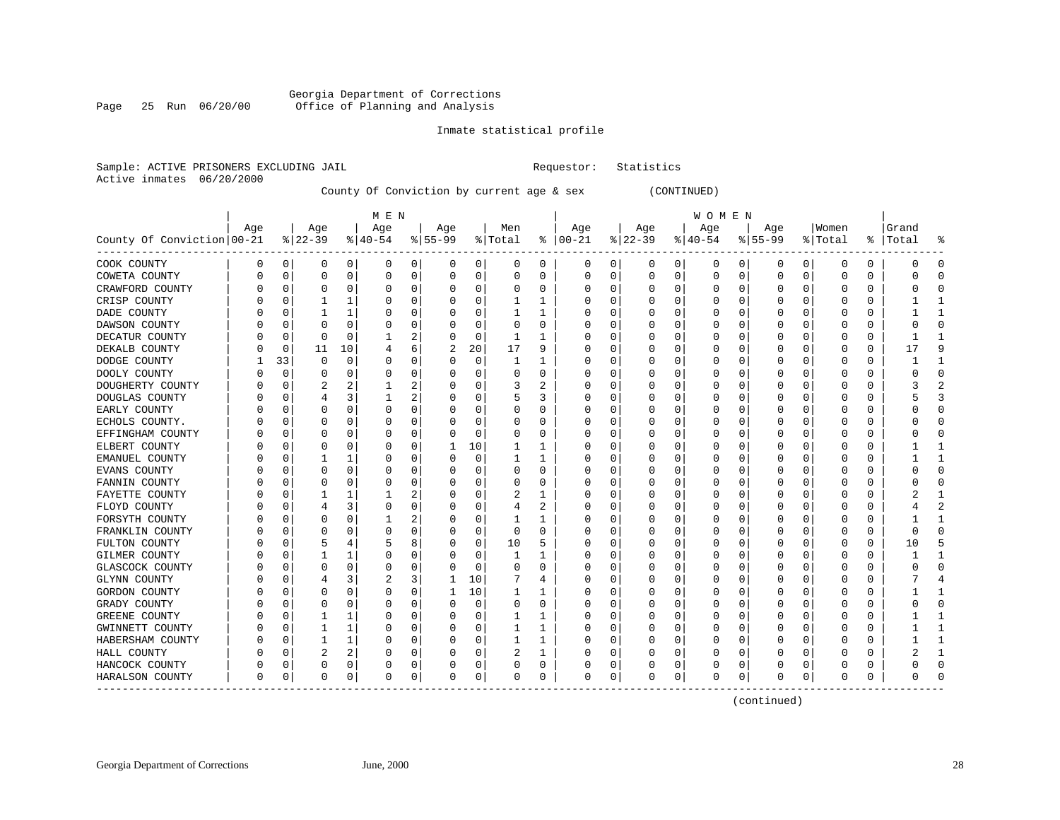Georgia Department of Corrections
Office of Planning and Analysis

Inmate statistical profile

Sample: ACTIVE PRISONERS EXCLUDING JAIL                    Requestor: Statistics
Active inmates 06/20/2000

County Of Conviction by current age & sex (CONTINUED)

| County Of Conviction | MEN Age 00-21 | % | Age 22-39 | % | Age 40-54 | % | Age 55-99 | % | Men Total | % | WOMEN Age 00-21 | % | Age 22-39 | % | Age 40-54 | % | Age 55-99 | % | Women Total | % | Grand Total | % |
|---|---|---|---|---|---|---|---|---|---|---|---|---|---|---|---|---|---|---|---|---|---|---|
| COOK COUNTY | 0 | 0 | 0 | 0 | 0 | 0 | 0 | 0 | 0 | 0 | 0 | 0 | 0 | 0 | 0 | 0 | 0 | 0 | 0 | 0 | 0 | 0 |
| COWETA COUNTY | 0 | 0 | 0 | 0 | 0 | 0 | 0 | 0 | 0 | 0 | 0 | 0 | 0 | 0 | 0 | 0 | 0 | 0 | 0 | 0 | 0 | 0 |
| CRAWFORD COUNTY | 0 | 0 | 0 | 0 | 0 | 0 | 0 | 0 | 0 | 0 | 0 | 0 | 0 | 0 | 0 | 0 | 0 | 0 | 0 | 0 | 0 | 0 |
| CRISP COUNTY | 0 | 0 | 1 | 1 | 0 | 0 | 0 | 0 | 1 | 1 | 0 | 0 | 0 | 0 | 0 | 0 | 0 | 0 | 0 | 0 | 1 | 1 |
| DADE COUNTY | 0 | 0 | 1 | 1 | 0 | 0 | 0 | 0 | 1 | 1 | 0 | 0 | 0 | 0 | 0 | 0 | 0 | 0 | 0 | 0 | 1 | 1 |
| DAWSON COUNTY | 0 | 0 | 0 | 0 | 0 | 0 | 0 | 0 | 0 | 0 | 0 | 0 | 0 | 0 | 0 | 0 | 0 | 0 | 0 | 0 | 0 | 0 |
| DECATUR COUNTY | 0 | 0 | 0 | 0 | 1 | 2 | 0 | 0 | 1 | 1 | 0 | 0 | 0 | 0 | 0 | 0 | 0 | 0 | 0 | 0 | 1 | 1 |
| DEKALB COUNTY | 0 | 0 | 11 | 10 | 4 | 6 | 2 | 20 | 17 | 9 | 0 | 0 | 0 | 0 | 0 | 0 | 0 | 0 | 0 | 0 | 17 | 9 |
| DODGE COUNTY | 1 | 33 | 0 | 0 | 0 | 0 | 0 | 0 | 1 | 1 | 0 | 0 | 0 | 0 | 0 | 0 | 0 | 0 | 0 | 0 | 1 | 1 |
| DOOLY COUNTY | 0 | 0 | 0 | 0 | 0 | 0 | 0 | 0 | 0 | 0 | 0 | 0 | 0 | 0 | 0 | 0 | 0 | 0 | 0 | 0 | 0 | 0 |
| DOUGHERTY COUNTY | 0 | 0 | 2 | 2 | 1 | 2 | 0 | 0 | 3 | 2 | 0 | 0 | 0 | 0 | 0 | 0 | 0 | 0 | 0 | 0 | 3 | 2 |
| DOUGLAS COUNTY | 0 | 0 | 4 | 3 | 1 | 2 | 0 | 0 | 5 | 3 | 0 | 0 | 0 | 0 | 0 | 0 | 0 | 0 | 0 | 0 | 5 | 3 |
| EARLY COUNTY | 0 | 0 | 0 | 0 | 0 | 0 | 0 | 0 | 0 | 0 | 0 | 0 | 0 | 0 | 0 | 0 | 0 | 0 | 0 | 0 | 0 | 0 |
| ECHOLS COUNTY. | 0 | 0 | 0 | 0 | 0 | 0 | 0 | 0 | 0 | 0 | 0 | 0 | 0 | 0 | 0 | 0 | 0 | 0 | 0 | 0 | 0 | 0 |
| EFFINGHAM COUNTY | 0 | 0 | 0 | 0 | 0 | 0 | 0 | 0 | 0 | 0 | 0 | 0 | 0 | 0 | 0 | 0 | 0 | 0 | 0 | 0 | 0 | 0 |
| ELBERT COUNTY | 0 | 0 | 0 | 0 | 0 | 0 | 1 | 10 | 1 | 1 | 0 | 0 | 0 | 0 | 0 | 0 | 0 | 0 | 0 | 0 | 1 | 1 |
| EMANUEL COUNTY | 0 | 0 | 1 | 1 | 0 | 0 | 0 | 0 | 1 | 1 | 0 | 0 | 0 | 0 | 0 | 0 | 0 | 0 | 0 | 0 | 1 | 1 |
| EVANS COUNTY | 0 | 0 | 0 | 0 | 0 | 0 | 0 | 0 | 0 | 0 | 0 | 0 | 0 | 0 | 0 | 0 | 0 | 0 | 0 | 0 | 0 | 0 |
| FANNIN COUNTY | 0 | 0 | 0 | 0 | 0 | 0 | 0 | 0 | 0 | 0 | 0 | 0 | 0 | 0 | 0 | 0 | 0 | 0 | 0 | 0 | 0 | 0 |
| FAYETTE COUNTY | 0 | 0 | 1 | 1 | 1 | 2 | 0 | 0 | 2 | 1 | 0 | 0 | 0 | 0 | 0 | 0 | 0 | 0 | 0 | 0 | 2 | 1 |
| FLOYD COUNTY | 0 | 0 | 4 | 3 | 0 | 0 | 0 | 0 | 4 | 2 | 0 | 0 | 0 | 0 | 0 | 0 | 0 | 0 | 0 | 0 | 4 | 2 |
| FORSYTH COUNTY | 0 | 0 | 0 | 0 | 1 | 2 | 0 | 0 | 1 | 1 | 0 | 0 | 0 | 0 | 0 | 0 | 0 | 0 | 0 | 0 | 1 | 1 |
| FRANKLIN COUNTY | 0 | 0 | 0 | 0 | 0 | 0 | 0 | 0 | 0 | 0 | 0 | 0 | 0 | 0 | 0 | 0 | 0 | 0 | 0 | 0 | 0 | 0 |
| FULTON COUNTY | 0 | 0 | 5 | 4 | 5 | 8 | 0 | 0 | 10 | 5 | 0 | 0 | 0 | 0 | 0 | 0 | 0 | 0 | 0 | 0 | 10 | 5 |
| GILMER COUNTY | 0 | 0 | 1 | 1 | 0 | 0 | 0 | 0 | 1 | 1 | 0 | 0 | 0 | 0 | 0 | 0 | 0 | 0 | 0 | 0 | 1 | 1 |
| GLASCOCK COUNTY | 0 | 0 | 0 | 0 | 0 | 0 | 0 | 0 | 0 | 0 | 0 | 0 | 0 | 0 | 0 | 0 | 0 | 0 | 0 | 0 | 0 | 0 |
| GLYNN COUNTY | 0 | 0 | 4 | 3 | 2 | 3 | 1 | 10 | 7 | 4 | 0 | 0 | 0 | 0 | 0 | 0 | 0 | 0 | 0 | 0 | 7 | 4 |
| GORDON COUNTY | 0 | 0 | 0 | 0 | 0 | 0 | 1 | 10 | 1 | 1 | 0 | 0 | 0 | 0 | 0 | 0 | 0 | 0 | 0 | 0 | 1 | 1 |
| GRADY COUNTY | 0 | 0 | 0 | 0 | 0 | 0 | 0 | 0 | 0 | 0 | 0 | 0 | 0 | 0 | 0 | 0 | 0 | 0 | 0 | 0 | 0 | 0 |
| GREENE COUNTY | 0 | 0 | 1 | 1 | 0 | 0 | 0 | 0 | 1 | 1 | 0 | 0 | 0 | 0 | 0 | 0 | 0 | 0 | 0 | 0 | 1 | 1 |
| GWINNETT COUNTY | 0 | 0 | 1 | 1 | 0 | 0 | 0 | 0 | 1 | 1 | 0 | 0 | 0 | 0 | 0 | 0 | 0 | 0 | 0 | 0 | 1 | 1 |
| HABERSHAM COUNTY | 0 | 0 | 1 | 1 | 0 | 0 | 0 | 0 | 1 | 1 | 0 | 0 | 0 | 0 | 0 | 0 | 0 | 0 | 0 | 0 | 1 | 1 |
| HALL COUNTY | 0 | 0 | 2 | 2 | 0 | 0 | 0 | 0 | 2 | 1 | 0 | 0 | 0 | 0 | 0 | 0 | 0 | 0 | 0 | 0 | 2 | 1 |
| HANCOCK COUNTY | 0 | 0 | 0 | 0 | 0 | 0 | 0 | 0 | 0 | 0 | 0 | 0 | 0 | 0 | 0 | 0 | 0 | 0 | 0 | 0 | 0 | 0 |
| HARALSON COUNTY | 0 | 0 | 0 | 0 | 0 | 0 | 0 | 0 | 0 | 0 | 0 | 0 | 0 | 0 | 0 | 0 | 0 | 0 | 0 | 0 | 0 | 0 |

(continued)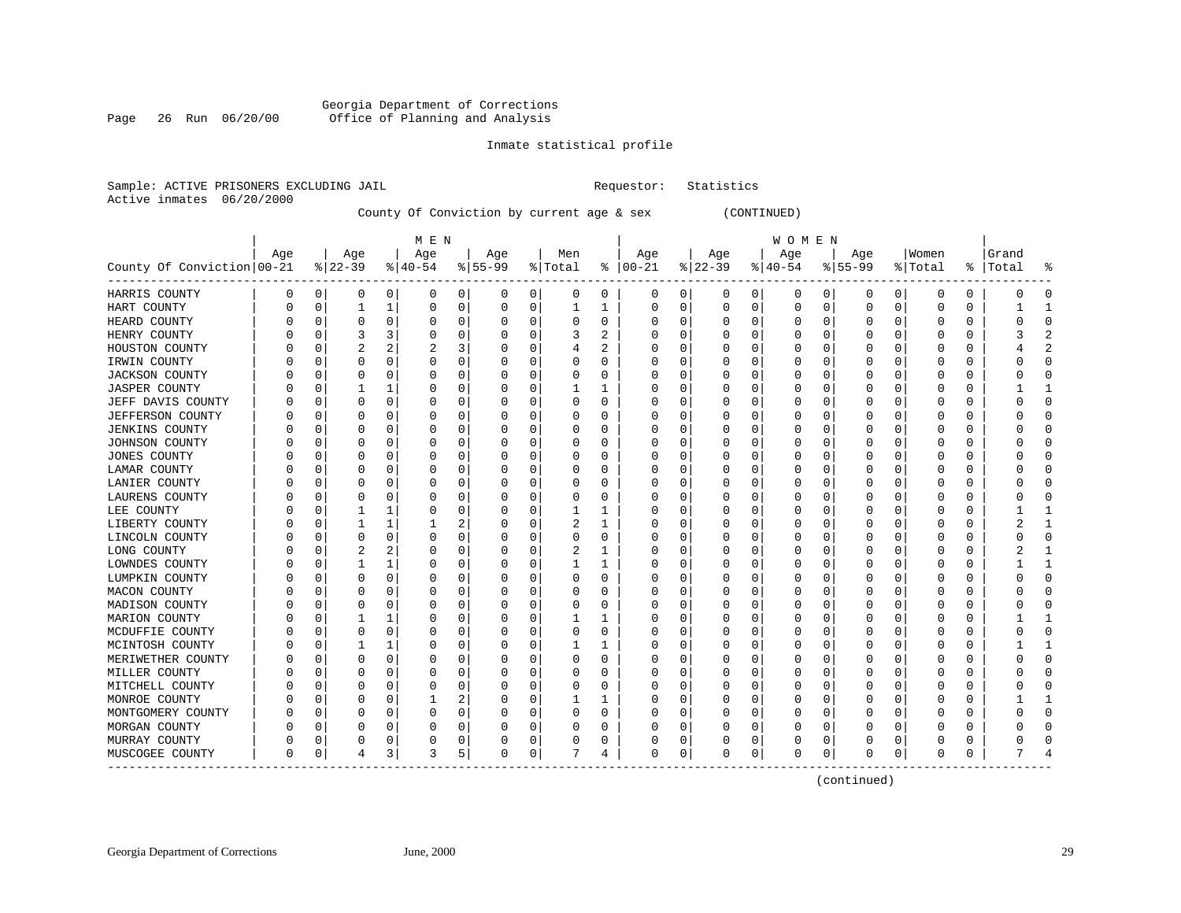Georgia Department of Corrections
Office of Planning and Analysis

Inmate statistical profile

Sample: ACTIVE PRISONERS EXCLUDING JAIL    Requestor: Statistics
Active inmates 06/20/2000

County Of Conviction by current age & sex (CONTINUED)

| County Of Conviction | MEN Age 00-21 | % | Age 22-39 | % | Age 40-54 | % | Age 55-99 | % | Men Total | % | WOMEN Age 00-21 | % | Age 22-39 | % | Age 40-54 | % | Age 55-99 | % | Women Total | % | Grand Total | % |
|---|---|---|---|---|---|---|---|---|---|---|---|---|---|---|---|---|---|---|---|---|---|---|
| HARRIS COUNTY | 0 | 0 | 0 | 0 | 0 | 0 | 0 | 0 | 0 | 0 | 0 | 0 | 0 | 0 | 0 | 0 | 0 | 0 | 0 | 0 | 0 | 0 |
| HART COUNTY | 0 | 0 | 1 | 1 | 0 | 0 | 0 | 0 | 1 | 1 | 0 | 0 | 0 | 0 | 0 | 0 | 0 | 0 | 0 | 0 | 1 | 1 |
| HEARD COUNTY | 0 | 0 | 0 | 0 | 0 | 0 | 0 | 0 | 0 | 0 | 0 | 0 | 0 | 0 | 0 | 0 | 0 | 0 | 0 | 0 | 0 | 0 |
| HENRY COUNTY | 0 | 0 | 3 | 3 | 0 | 0 | 0 | 0 | 3 | 2 | 0 | 0 | 0 | 0 | 0 | 0 | 0 | 0 | 0 | 0 | 3 | 2 |
| HOUSTON COUNTY | 0 | 0 | 2 | 2 | 2 | 3 | 0 | 0 | 4 | 2 | 0 | 0 | 0 | 0 | 0 | 0 | 0 | 0 | 0 | 0 | 4 | 2 |
| IRWIN COUNTY | 0 | 0 | 0 | 0 | 0 | 0 | 0 | 0 | 0 | 0 | 0 | 0 | 0 | 0 | 0 | 0 | 0 | 0 | 0 | 0 | 0 | 0 |
| JACKSON COUNTY | 0 | 0 | 0 | 0 | 0 | 0 | 0 | 0 | 0 | 0 | 0 | 0 | 0 | 0 | 0 | 0 | 0 | 0 | 0 | 0 | 0 | 0 |
| JASPER COUNTY | 0 | 0 | 1 | 1 | 0 | 0 | 0 | 0 | 1 | 1 | 0 | 0 | 0 | 0 | 0 | 0 | 0 | 0 | 0 | 0 | 1 | 1 |
| JEFF DAVIS COUNTY | 0 | 0 | 0 | 0 | 0 | 0 | 0 | 0 | 0 | 0 | 0 | 0 | 0 | 0 | 0 | 0 | 0 | 0 | 0 | 0 | 0 | 0 |
| JEFFERSON COUNTY | 0 | 0 | 0 | 0 | 0 | 0 | 0 | 0 | 0 | 0 | 0 | 0 | 0 | 0 | 0 | 0 | 0 | 0 | 0 | 0 | 0 | 0 |
| JENKINS COUNTY | 0 | 0 | 0 | 0 | 0 | 0 | 0 | 0 | 0 | 0 | 0 | 0 | 0 | 0 | 0 | 0 | 0 | 0 | 0 | 0 | 0 | 0 |
| JOHNSON COUNTY | 0 | 0 | 0 | 0 | 0 | 0 | 0 | 0 | 0 | 0 | 0 | 0 | 0 | 0 | 0 | 0 | 0 | 0 | 0 | 0 | 0 | 0 |
| JONES COUNTY | 0 | 0 | 0 | 0 | 0 | 0 | 0 | 0 | 0 | 0 | 0 | 0 | 0 | 0 | 0 | 0 | 0 | 0 | 0 | 0 | 0 | 0 |
| LAMAR COUNTY | 0 | 0 | 0 | 0 | 0 | 0 | 0 | 0 | 0 | 0 | 0 | 0 | 0 | 0 | 0 | 0 | 0 | 0 | 0 | 0 | 0 | 0 |
| LANIER COUNTY | 0 | 0 | 0 | 0 | 0 | 0 | 0 | 0 | 0 | 0 | 0 | 0 | 0 | 0 | 0 | 0 | 0 | 0 | 0 | 0 | 0 | 0 |
| LAURENS COUNTY | 0 | 0 | 0 | 0 | 0 | 0 | 0 | 0 | 0 | 0 | 0 | 0 | 0 | 0 | 0 | 0 | 0 | 0 | 0 | 0 | 0 | 0 |
| LEE COUNTY | 0 | 0 | 1 | 1 | 0 | 0 | 0 | 0 | 1 | 1 | 0 | 0 | 0 | 0 | 0 | 0 | 0 | 0 | 0 | 0 | 1 | 1 |
| LIBERTY COUNTY | 0 | 0 | 1 | 1 | 1 | 2 | 0 | 0 | 2 | 1 | 0 | 0 | 0 | 0 | 0 | 0 | 0 | 0 | 0 | 0 | 2 | 1 |
| LINCOLN COUNTY | 0 | 0 | 0 | 0 | 0 | 0 | 0 | 0 | 0 | 0 | 0 | 0 | 0 | 0 | 0 | 0 | 0 | 0 | 0 | 0 | 0 | 0 |
| LONG COUNTY | 0 | 0 | 2 | 2 | 0 | 0 | 0 | 0 | 2 | 1 | 0 | 0 | 0 | 0 | 0 | 0 | 0 | 0 | 0 | 0 | 2 | 1 |
| LOWNDES COUNTY | 0 | 0 | 1 | 1 | 0 | 0 | 0 | 0 | 1 | 1 | 0 | 0 | 0 | 0 | 0 | 0 | 0 | 0 | 0 | 0 | 1 | 1 |
| LUMPKIN COUNTY | 0 | 0 | 0 | 0 | 0 | 0 | 0 | 0 | 0 | 0 | 0 | 0 | 0 | 0 | 0 | 0 | 0 | 0 | 0 | 0 | 0 | 0 |
| MACON COUNTY | 0 | 0 | 0 | 0 | 0 | 0 | 0 | 0 | 0 | 0 | 0 | 0 | 0 | 0 | 0 | 0 | 0 | 0 | 0 | 0 | 0 | 0 |
| MADISON COUNTY | 0 | 0 | 0 | 0 | 0 | 0 | 0 | 0 | 0 | 0 | 0 | 0 | 0 | 0 | 0 | 0 | 0 | 0 | 0 | 0 | 0 | 0 |
| MARION COUNTY | 0 | 0 | 1 | 1 | 0 | 0 | 0 | 0 | 1 | 1 | 0 | 0 | 0 | 0 | 0 | 0 | 0 | 0 | 0 | 0 | 1 | 1 |
| MCDUFFIE COUNTY | 0 | 0 | 0 | 0 | 0 | 0 | 0 | 0 | 0 | 0 | 0 | 0 | 0 | 0 | 0 | 0 | 0 | 0 | 0 | 0 | 0 | 0 |
| MCINTOSH COUNTY | 0 | 0 | 1 | 1 | 0 | 0 | 0 | 0 | 1 | 1 | 0 | 0 | 0 | 0 | 0 | 0 | 0 | 0 | 0 | 0 | 1 | 1 |
| MERIWETHER COUNTY | 0 | 0 | 0 | 0 | 0 | 0 | 0 | 0 | 0 | 0 | 0 | 0 | 0 | 0 | 0 | 0 | 0 | 0 | 0 | 0 | 0 | 0 |
| MILLER COUNTY | 0 | 0 | 0 | 0 | 0 | 0 | 0 | 0 | 0 | 0 | 0 | 0 | 0 | 0 | 0 | 0 | 0 | 0 | 0 | 0 | 0 | 0 |
| MITCHELL COUNTY | 0 | 0 | 0 | 0 | 0 | 0 | 0 | 0 | 0 | 0 | 0 | 0 | 0 | 0 | 0 | 0 | 0 | 0 | 0 | 0 | 0 | 0 |
| MONROE COUNTY | 0 | 0 | 0 | 0 | 1 | 2 | 0 | 0 | 1 | 1 | 0 | 0 | 0 | 0 | 0 | 0 | 0 | 0 | 0 | 0 | 1 | 1 |
| MONTGOMERY COUNTY | 0 | 0 | 0 | 0 | 0 | 0 | 0 | 0 | 0 | 0 | 0 | 0 | 0 | 0 | 0 | 0 | 0 | 0 | 0 | 0 | 0 | 0 |
| MORGAN COUNTY | 0 | 0 | 0 | 0 | 0 | 0 | 0 | 0 | 0 | 0 | 0 | 0 | 0 | 0 | 0 | 0 | 0 | 0 | 0 | 0 | 0 | 0 |
| MURRAY COUNTY | 0 | 0 | 0 | 0 | 0 | 0 | 0 | 0 | 0 | 0 | 0 | 0 | 0 | 0 | 0 | 0 | 0 | 0 | 0 | 0 | 0 | 0 |
| MUSCOGEE COUNTY | 0 | 0 | 4 | 3 | 3 | 5 | 0 | 0 | 7 | 4 | 0 | 0 | 0 | 0 | 0 | 0 | 0 | 0 | 0 | 0 | 7 | 4 |

(continued)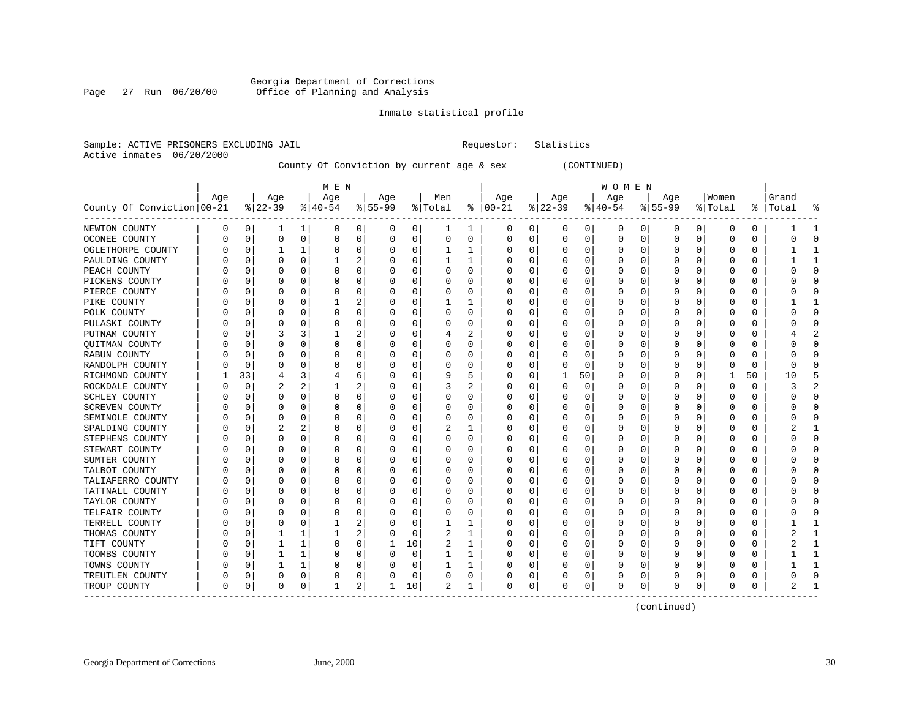Georgia Department of Corrections
Page 27 Run 06/20/00 Office of Planning and Analysis

Inmate statistical profile

Sample: ACTIVE PRISONERS EXCLUDING JAIL Requestor: Statistics
Active inmates 06/20/2000

County Of Conviction by current age & sex (CONTINUED)

| County Of Conviction | MEN Age 00-21 | % | Age 22-39 | % | Age 40-54 | % | Age 55-99 | % | Men Total | % | WOMEN Age 00-21 | % | Age 22-39 | % | Age 40-54 | % | Age 55-99 | % | Women Total | % | Grand Total | % |
|---|---|---|---|---|---|---|---|---|---|---|---|---|---|---|---|---|---|---|---|---|---|---|
| NEWTON COUNTY | 0 | 0 | 1 | 1 | 0 | 0 | 0 | 0 | 1 | 1 | 0 | 0 | 0 | 0 | 0 | 0 | 0 | 0 | 0 | 0 | 1 | 1 |
| OCONEE COUNTY | 0 | 0 | 0 | 0 | 0 | 0 | 0 | 0 | 0 | 0 | 0 | 0 | 0 | 0 | 0 | 0 | 0 | 0 | 0 | 0 | 0 | 0 |
| OGLETHORPE COUNTY | 0 | 0 | 1 | 1 | 0 | 0 | 0 | 0 | 1 | 1 | 0 | 0 | 0 | 0 | 0 | 0 | 0 | 0 | 0 | 0 | 1 | 1 |
| PAULDING COUNTY | 0 | 0 | 0 | 0 | 1 | 2 | 0 | 0 | 1 | 1 | 0 | 0 | 0 | 0 | 0 | 0 | 0 | 0 | 0 | 0 | 1 | 1 |
| PEACH COUNTY | 0 | 0 | 0 | 0 | 0 | 0 | 0 | 0 | 0 | 0 | 0 | 0 | 0 | 0 | 0 | 0 | 0 | 0 | 0 | 0 | 0 | 0 |
| PICKENS COUNTY | 0 | 0 | 0 | 0 | 0 | 0 | 0 | 0 | 0 | 0 | 0 | 0 | 0 | 0 | 0 | 0 | 0 | 0 | 0 | 0 | 0 | 0 |
| PIERCE COUNTY | 0 | 0 | 0 | 0 | 0 | 0 | 0 | 0 | 0 | 0 | 0 | 0 | 0 | 0 | 0 | 0 | 0 | 0 | 0 | 0 | 0 | 0 |
| PIKE COUNTY | 0 | 0 | 0 | 0 | 1 | 2 | 0 | 0 | 1 | 1 | 0 | 0 | 0 | 0 | 0 | 0 | 0 | 0 | 0 | 0 | 1 | 1 |
| POLK COUNTY | 0 | 0 | 0 | 0 | 0 | 0 | 0 | 0 | 0 | 0 | 0 | 0 | 0 | 0 | 0 | 0 | 0 | 0 | 0 | 0 | 0 | 0 |
| PULASKI COUNTY | 0 | 0 | 0 | 0 | 0 | 0 | 0 | 0 | 0 | 0 | 0 | 0 | 0 | 0 | 0 | 0 | 0 | 0 | 0 | 0 | 0 | 0 |
| PUTNAM COUNTY | 0 | 0 | 3 | 3 | 1 | 2 | 0 | 0 | 4 | 2 | 0 | 0 | 0 | 0 | 0 | 0 | 0 | 0 | 0 | 0 | 4 | 2 |
| QUITMAN COUNTY | 0 | 0 | 0 | 0 | 0 | 0 | 0 | 0 | 0 | 0 | 0 | 0 | 0 | 0 | 0 | 0 | 0 | 0 | 0 | 0 | 0 | 0 |
| RABUN COUNTY | 0 | 0 | 0 | 0 | 0 | 0 | 0 | 0 | 0 | 0 | 0 | 0 | 0 | 0 | 0 | 0 | 0 | 0 | 0 | 0 | 0 | 0 |
| RANDOLPH COUNTY | 0 | 0 | 0 | 0 | 0 | 0 | 0 | 0 | 0 | 0 | 0 | 0 | 0 | 0 | 0 | 0 | 0 | 0 | 0 | 0 | 0 | 0 |
| RICHMOND COUNTY | 1 | 33 | 4 | 3 | 4 | 6 | 0 | 0 | 9 | 5 | 0 | 0 | 1 | 50 | 0 | 0 | 0 | 0 | 1 | 50 | 10 | 5 |
| ROCKDALE COUNTY | 0 | 0 | 2 | 2 | 1 | 2 | 0 | 0 | 3 | 2 | 0 | 0 | 0 | 0 | 0 | 0 | 0 | 0 | 0 | 0 | 3 | 2 |
| SCHLEY COUNTY | 0 | 0 | 0 | 0 | 0 | 0 | 0 | 0 | 0 | 0 | 0 | 0 | 0 | 0 | 0 | 0 | 0 | 0 | 0 | 0 | 0 | 0 |
| SCREVEN COUNTY | 0 | 0 | 0 | 0 | 0 | 0 | 0 | 0 | 0 | 0 | 0 | 0 | 0 | 0 | 0 | 0 | 0 | 0 | 0 | 0 | 0 | 0 |
| SEMINOLE COUNTY | 0 | 0 | 0 | 0 | 0 | 0 | 0 | 0 | 0 | 0 | 0 | 0 | 0 | 0 | 0 | 0 | 0 | 0 | 0 | 0 | 0 | 0 |
| SPALDING COUNTY | 0 | 0 | 2 | 2 | 0 | 0 | 0 | 0 | 2 | 1 | 0 | 0 | 0 | 0 | 0 | 0 | 0 | 0 | 0 | 0 | 2 | 1 |
| STEPHENS COUNTY | 0 | 0 | 0 | 0 | 0 | 0 | 0 | 0 | 0 | 0 | 0 | 0 | 0 | 0 | 0 | 0 | 0 | 0 | 0 | 0 | 0 | 0 |
| STEWART COUNTY | 0 | 0 | 0 | 0 | 0 | 0 | 0 | 0 | 0 | 0 | 0 | 0 | 0 | 0 | 0 | 0 | 0 | 0 | 0 | 0 | 0 | 0 |
| SUMTER COUNTY | 0 | 0 | 0 | 0 | 0 | 0 | 0 | 0 | 0 | 0 | 0 | 0 | 0 | 0 | 0 | 0 | 0 | 0 | 0 | 0 | 0 | 0 |
| TALBOT COUNTY | 0 | 0 | 0 | 0 | 0 | 0 | 0 | 0 | 0 | 0 | 0 | 0 | 0 | 0 | 0 | 0 | 0 | 0 | 0 | 0 | 0 | 0 |
| TALIAFERRO COUNTY | 0 | 0 | 0 | 0 | 0 | 0 | 0 | 0 | 0 | 0 | 0 | 0 | 0 | 0 | 0 | 0 | 0 | 0 | 0 | 0 | 0 | 0 |
| TATTNALL COUNTY | 0 | 0 | 0 | 0 | 0 | 0 | 0 | 0 | 0 | 0 | 0 | 0 | 0 | 0 | 0 | 0 | 0 | 0 | 0 | 0 | 0 | 0 |
| TAYLOR COUNTY | 0 | 0 | 0 | 0 | 0 | 0 | 0 | 0 | 0 | 0 | 0 | 0 | 0 | 0 | 0 | 0 | 0 | 0 | 0 | 0 | 0 | 0 |
| TELFAIR COUNTY | 0 | 0 | 0 | 0 | 0 | 0 | 0 | 0 | 0 | 0 | 0 | 0 | 0 | 0 | 0 | 0 | 0 | 0 | 0 | 0 | 0 | 0 |
| TERRELL COUNTY | 0 | 0 | 0 | 0 | 1 | 2 | 0 | 0 | 1 | 1 | 0 | 0 | 0 | 0 | 0 | 0 | 0 | 0 | 0 | 0 | 1 | 1 |
| THOMAS COUNTY | 0 | 0 | 1 | 1 | 1 | 2 | 0 | 0 | 2 | 1 | 0 | 0 | 0 | 0 | 0 | 0 | 0 | 0 | 0 | 0 | 2 | 1 |
| TIFT COUNTY | 0 | 0 | 1 | 1 | 0 | 0 | 1 | 10 | 2 | 1 | 0 | 0 | 0 | 0 | 0 | 0 | 0 | 0 | 0 | 0 | 2 | 1 |
| TOOMBS COUNTY | 0 | 0 | 1 | 1 | 0 | 0 | 0 | 0 | 1 | 1 | 0 | 0 | 0 | 0 | 0 | 0 | 0 | 0 | 0 | 0 | 1 | 1 |
| TOWNS COUNTY | 0 | 0 | 1 | 1 | 0 | 0 | 0 | 0 | 1 | 1 | 0 | 0 | 0 | 0 | 0 | 0 | 0 | 0 | 0 | 0 | 1 | 1 |
| TREUTLEN COUNTY | 0 | 0 | 0 | 0 | 0 | 0 | 0 | 0 | 0 | 0 | 0 | 0 | 0 | 0 | 0 | 0 | 0 | 0 | 0 | 0 | 0 | 0 |
| TROUP COUNTY | 0 | 0 | 0 | 0 | 1 | 2 | 1 | 10 | 2 | 1 | 0 | 0 | 0 | 0 | 0 | 0 | 0 | 0 | 0 | 0 | 2 | 1 |

(continued)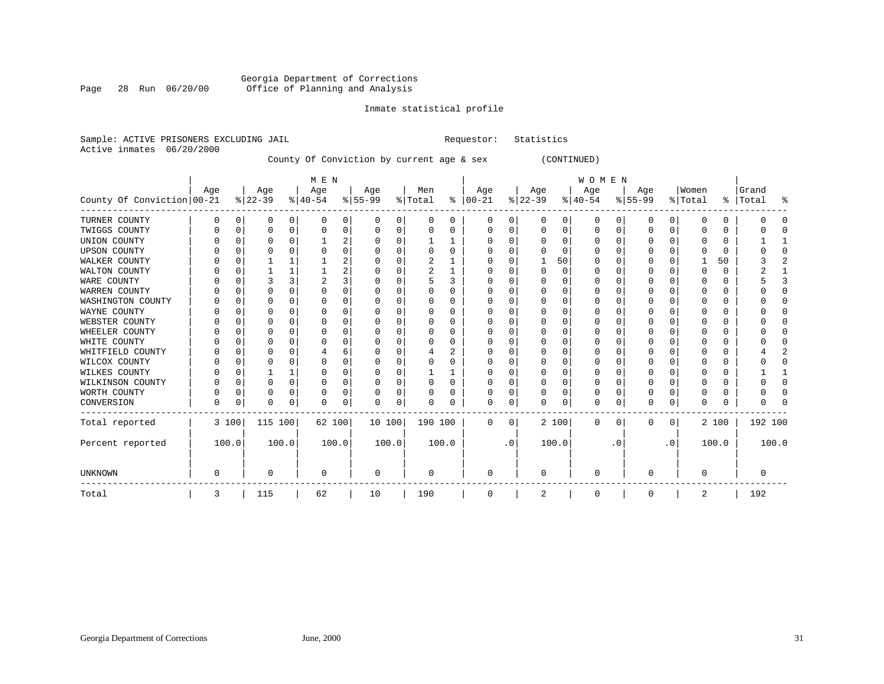Georgia Department of Corrections
Office of Planning and Analysis

Inmate statistical profile

Sample: ACTIVE PRISONERS EXCLUDING JAIL                                Requestor: Statistics
Active inmates 06/20/2000

County Of Conviction by current age & sex (CONTINUED)

| County Of Conviction | MEN Age 00-21 | % | Age 22-39 | % | Age 40-54 | % | Age 55-99 | % | Men Total | % | WOMEN Age 00-21 | % | Age 22-39 | % | Age 40-54 | % | Age 55-99 | % | Women Total | % | Grand Total | % |
|---|---|---|---|---|---|---|---|---|---|---|---|---|---|---|---|---|---|---|---|---|---|---|
| TURNER COUNTY | 0 | 0 | 0 | 0 | 0 | 0 | 0 | 0 | 0 | 0 | 0 | 0 | 0 | 0 | 0 | 0 | 0 | 0 | 0 | 0 | 0 | 0 |
| TWIGGS COUNTY | 0 | 0 | 0 | 0 | 0 | 0 | 0 | 0 | 0 | 0 | 0 | 0 | 0 | 0 | 0 | 0 | 0 | 0 | 0 | 0 | 0 | 0 |
| UNION COUNTY | 0 | 0 | 0 | 0 | 1 | 2 | 0 | 0 | 1 | 1 | 0 | 0 | 0 | 0 | 0 | 0 | 0 | 0 | 0 | 0 | 1 | 1 |
| UPSON COUNTY | 0 | 0 | 0 | 0 | 0 | 0 | 0 | 0 | 0 | 0 | 0 | 0 | 0 | 0 | 0 | 0 | 0 | 0 | 0 | 0 | 0 | 0 |
| WALKER COUNTY | 0 | 0 | 1 | 1 | 1 | 2 | 0 | 0 | 2 | 1 | 0 | 0 | 1 | 50 | 0 | 0 | 0 | 0 | 1 | 50 | 3 | 2 |
| WALTON COUNTY | 0 | 0 | 1 | 1 | 1 | 2 | 0 | 0 | 2 | 1 | 0 | 0 | 0 | 0 | 0 | 0 | 0 | 0 | 0 | 0 | 2 | 1 |
| WARE COUNTY | 0 | 0 | 3 | 3 | 2 | 3 | 0 | 0 | 5 | 3 | 0 | 0 | 0 | 0 | 0 | 0 | 0 | 0 | 0 | 0 | 5 | 3 |
| WARREN COUNTY | 0 | 0 | 0 | 0 | 0 | 0 | 0 | 0 | 0 | 0 | 0 | 0 | 0 | 0 | 0 | 0 | 0 | 0 | 0 | 0 | 0 | 0 |
| WASHINGTON COUNTY | 0 | 0 | 0 | 0 | 0 | 0 | 0 | 0 | 0 | 0 | 0 | 0 | 0 | 0 | 0 | 0 | 0 | 0 | 0 | 0 | 0 | 0 |
| WAYNE COUNTY | 0 | 0 | 0 | 0 | 0 | 0 | 0 | 0 | 0 | 0 | 0 | 0 | 0 | 0 | 0 | 0 | 0 | 0 | 0 | 0 | 0 | 0 |
| WEBSTER COUNTY | 0 | 0 | 0 | 0 | 0 | 0 | 0 | 0 | 0 | 0 | 0 | 0 | 0 | 0 | 0 | 0 | 0 | 0 | 0 | 0 | 0 | 0 |
| WHEELER COUNTY | 0 | 0 | 0 | 0 | 0 | 0 | 0 | 0 | 0 | 0 | 0 | 0 | 0 | 0 | 0 | 0 | 0 | 0 | 0 | 0 | 0 | 0 |
| WHITE COUNTY | 0 | 0 | 0 | 0 | 0 | 0 | 0 | 0 | 0 | 0 | 0 | 0 | 0 | 0 | 0 | 0 | 0 | 0 | 0 | 0 | 0 | 0 |
| WHITFIELD COUNTY | 0 | 0 | 0 | 0 | 4 | 6 | 0 | 0 | 4 | 2 | 0 | 0 | 0 | 0 | 0 | 0 | 0 | 0 | 0 | 0 | 4 | 2 |
| WILCOX COUNTY | 0 | 0 | 0 | 0 | 0 | 0 | 0 | 0 | 0 | 0 | 0 | 0 | 0 | 0 | 0 | 0 | 0 | 0 | 0 | 0 | 0 | 0 |
| WILKES COUNTY | 0 | 0 | 1 | 1 | 0 | 0 | 0 | 0 | 1 | 1 | 0 | 0 | 0 | 0 | 0 | 0 | 0 | 0 | 0 | 0 | 1 | 1 |
| WILKINSON COUNTY | 0 | 0 | 0 | 0 | 0 | 0 | 0 | 0 | 0 | 0 | 0 | 0 | 0 | 0 | 0 | 0 | 0 | 0 | 0 | 0 | 0 | 0 |
| WORTH COUNTY | 0 | 0 | 0 | 0 | 0 | 0 | 0 | 0 | 0 | 0 | 0 | 0 | 0 | 0 | 0 | 0 | 0 | 0 | 0 | 0 | 0 | 0 |
| CONVERSION | 0 | 0 | 0 | 0 | 0 | 0 | 0 | 0 | 0 | 0 | 0 | 0 | 0 | 0 | 0 | 0 | 0 | 0 | 0 | 0 | 0 | 0 |
| Total reported | 3 | 100 | 115 | 100 | 62 | 100 | 10 | 100 | 190 | 100 | 0 | 0 | 2 | 100 | 0 | 0 | 0 | 0 | 2 | 100 | 192 | 100 |
| Percent reported | 100.0 | | 100.0 | | 100.0 | | 100.0 | | 100.0 | | .0 | | 100.0 | | .0 | | .0 | | 100.0 | | 100.0 | |
| UNKNOWN | 0 | | 0 | | 0 | | 0 | | 0 | | 0 | | 0 | | 0 | | 0 | | 0 | | 0 | |
| Total | 3 | | 115 | | 62 | | 10 | | 190 | | 0 | | 2 | | 0 | | 0 | | 2 | | 192 | |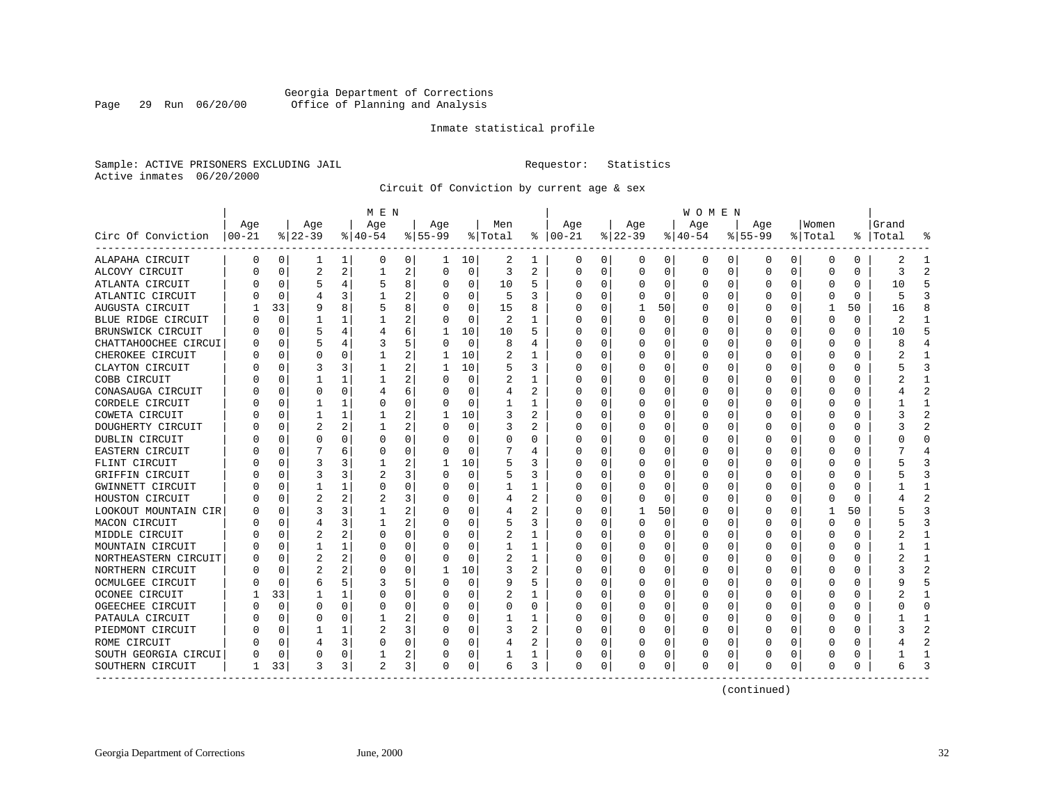Georgia Department of Corrections
Office of Planning and Analysis

Inmate statistical profile

Sample: ACTIVE PRISONERS EXCLUDING JAIL     Requestor: Statistics
Active inmates 06/20/2000

Circuit Of Conviction by current age & sex

| Circ Of Conviction | MEN Age 00-21 | % | Age 22-39 | % | Age 40-54 | % | Age 55-99 | % | Men Total | % | WOMEN Age 00-21 | % | Age 22-39 | % | Age 40-54 | % | Age 55-99 | % | Women Total | % | Grand Total | % |
|---|---|---|---|---|---|---|---|---|---|---|---|---|---|---|---|---|---|---|---|---|---|---|
| ALAPAHA CIRCUIT | 0 | 0 | 1 | 1 | 0 | 0 | 1 | 10 | 2 | 1 | 0 | 0 | 0 | 0 | 0 | 0 | 0 | 0 | 0 | 0 | 2 | 1 |
| ALCOVY CIRCUIT | 0 | 0 | 2 | 2 | 1 | 2 | 0 | 0 | 3 | 2 | 0 | 0 | 0 | 0 | 0 | 0 | 0 | 0 | 0 | 0 | 3 | 2 |
| ATLANTA CIRCUIT | 0 | 0 | 5 | 4 | 5 | 8 | 0 | 0 | 10 | 5 | 0 | 0 | 0 | 0 | 0 | 0 | 0 | 0 | 0 | 0 | 10 | 5 |
| ATLANTIC CIRCUIT | 0 | 0 | 4 | 3 | 1 | 2 | 0 | 0 | 5 | 3 | 0 | 0 | 0 | 0 | 0 | 0 | 0 | 0 | 0 | 0 | 5 | 3 |
| AUGUSTA CIRCUIT | 1 | 33 | 9 | 8 | 5 | 8 | 0 | 0 | 15 | 8 | 0 | 0 | 1 | 50 | 0 | 0 | 0 | 0 | 1 | 50 | 16 | 8 |
| BLUE RIDGE CIRCUIT | 0 | 0 | 1 | 1 | 1 | 2 | 0 | 0 | 2 | 1 | 0 | 0 | 0 | 0 | 0 | 0 | 0 | 0 | 0 | 0 | 2 | 1 |
| BRUNSWICK CIRCUIT | 0 | 0 | 5 | 4 | 4 | 6 | 1 | 10 | 10 | 5 | 0 | 0 | 0 | 0 | 0 | 0 | 0 | 0 | 0 | 0 | 10 | 5 |
| CHATTAHOOCHEE CIRCUI | 0 | 0 | 5 | 4 | 3 | 5 | 0 | 0 | 8 | 4 | 0 | 0 | 0 | 0 | 0 | 0 | 0 | 0 | 0 | 0 | 8 | 4 |
| CHEROKEE CIRCUIT | 0 | 0 | 0 | 0 | 1 | 2 | 1 | 10 | 2 | 1 | 0 | 0 | 0 | 0 | 0 | 0 | 0 | 0 | 0 | 0 | 2 | 1 |
| CLAYTON CIRCUIT | 0 | 0 | 3 | 3 | 1 | 2 | 1 | 10 | 5 | 3 | 0 | 0 | 0 | 0 | 0 | 0 | 0 | 0 | 0 | 0 | 5 | 3 |
| COBB CIRCUIT | 0 | 0 | 1 | 1 | 1 | 2 | 0 | 0 | 2 | 1 | 0 | 0 | 0 | 0 | 0 | 0 | 0 | 0 | 0 | 0 | 2 | 1 |
| CONASAUGA CIRCUIT | 0 | 0 | 0 | 0 | 4 | 6 | 0 | 0 | 4 | 2 | 0 | 0 | 0 | 0 | 0 | 0 | 0 | 0 | 0 | 0 | 4 | 2 |
| CORDELE CIRCUIT | 0 | 0 | 1 | 1 | 0 | 0 | 0 | 0 | 1 | 1 | 0 | 0 | 0 | 0 | 0 | 0 | 0 | 0 | 0 | 0 | 1 | 1 |
| COWETA CIRCUIT | 0 | 0 | 1 | 1 | 1 | 2 | 1 | 10 | 3 | 2 | 0 | 0 | 0 | 0 | 0 | 0 | 0 | 0 | 0 | 0 | 3 | 2 |
| DOUGHERTY CIRCUIT | 0 | 0 | 2 | 2 | 1 | 2 | 0 | 0 | 3 | 2 | 0 | 0 | 0 | 0 | 0 | 0 | 0 | 0 | 0 | 0 | 3 | 2 |
| DUBLIN CIRCUIT | 0 | 0 | 0 | 0 | 0 | 0 | 0 | 0 | 0 | 0 | 0 | 0 | 0 | 0 | 0 | 0 | 0 | 0 | 0 | 0 | 0 | 0 |
| EASTERN CIRCUIT | 0 | 0 | 7 | 6 | 0 | 0 | 0 | 0 | 7 | 4 | 0 | 0 | 0 | 0 | 0 | 0 | 0 | 0 | 0 | 0 | 7 | 4 |
| FLINT CIRCUIT | 0 | 0 | 3 | 3 | 1 | 2 | 1 | 10 | 5 | 3 | 0 | 0 | 0 | 0 | 0 | 0 | 0 | 0 | 0 | 0 | 5 | 3 |
| GRIFFIN CIRCUIT | 0 | 0 | 3 | 3 | 2 | 3 | 0 | 0 | 5 | 3 | 0 | 0 | 0 | 0 | 0 | 0 | 0 | 0 | 0 | 0 | 5 | 3 |
| GWINNETT CIRCUIT | 0 | 0 | 1 | 1 | 0 | 0 | 0 | 0 | 1 | 1 | 0 | 0 | 0 | 0 | 0 | 0 | 0 | 0 | 0 | 0 | 1 | 1 |
| HOUSTON CIRCUIT | 0 | 0 | 2 | 2 | 2 | 3 | 0 | 0 | 4 | 2 | 0 | 0 | 0 | 0 | 0 | 0 | 0 | 0 | 0 | 0 | 4 | 2 |
| LOOKOUT MOUNTAIN CIR | 0 | 0 | 3 | 3 | 1 | 2 | 0 | 0 | 4 | 2 | 0 | 0 | 1 | 50 | 0 | 0 | 0 | 0 | 1 | 50 | 5 | 3 |
| MACON CIRCUIT | 0 | 0 | 4 | 3 | 1 | 2 | 0 | 0 | 5 | 3 | 0 | 0 | 0 | 0 | 0 | 0 | 0 | 0 | 0 | 0 | 5 | 3 |
| MIDDLE CIRCUIT | 0 | 0 | 2 | 2 | 0 | 0 | 0 | 0 | 2 | 1 | 0 | 0 | 0 | 0 | 0 | 0 | 0 | 0 | 0 | 0 | 2 | 1 |
| MOUNTAIN CIRCUIT | 0 | 0 | 1 | 1 | 0 | 0 | 0 | 0 | 1 | 1 | 0 | 0 | 0 | 0 | 0 | 0 | 0 | 0 | 0 | 0 | 1 | 1 |
| NORTHEASTERN CIRCUIT | 0 | 0 | 2 | 2 | 0 | 0 | 0 | 0 | 2 | 1 | 0 | 0 | 0 | 0 | 0 | 0 | 0 | 0 | 0 | 0 | 2 | 1 |
| NORTHERN CIRCUIT | 0 | 0 | 2 | 2 | 0 | 0 | 1 | 10 | 3 | 2 | 0 | 0 | 0 | 0 | 0 | 0 | 0 | 0 | 0 | 0 | 3 | 2 |
| OCMULGEE CIRCUIT | 0 | 0 | 6 | 5 | 3 | 5 | 0 | 0 | 9 | 5 | 0 | 0 | 0 | 0 | 0 | 0 | 0 | 0 | 0 | 0 | 9 | 5 |
| OCONEE CIRCUIT | 1 | 33 | 1 | 1 | 0 | 0 | 0 | 0 | 2 | 1 | 0 | 0 | 0 | 0 | 0 | 0 | 0 | 0 | 0 | 0 | 2 | 1 |
| OGEECHEE CIRCUIT | 0 | 0 | 0 | 0 | 0 | 0 | 0 | 0 | 0 | 0 | 0 | 0 | 0 | 0 | 0 | 0 | 0 | 0 | 0 | 0 | 0 | 0 |
| PATAULA CIRCUIT | 0 | 0 | 0 | 0 | 1 | 2 | 0 | 0 | 1 | 1 | 0 | 0 | 0 | 0 | 0 | 0 | 0 | 0 | 0 | 0 | 1 | 1 |
| PIEDMONT CIRCUIT | 0 | 0 | 1 | 1 | 2 | 3 | 0 | 0 | 3 | 2 | 0 | 0 | 0 | 0 | 0 | 0 | 0 | 0 | 0 | 0 | 3 | 2 |
| ROME CIRCUIT | 0 | 0 | 4 | 3 | 0 | 0 | 0 | 0 | 4 | 2 | 0 | 0 | 0 | 0 | 0 | 0 | 0 | 0 | 0 | 0 | 4 | 2 |
| SOUTH GEORGIA CIRCUI | 0 | 0 | 0 | 0 | 1 | 2 | 0 | 0 | 1 | 1 | 0 | 0 | 0 | 0 | 0 | 0 | 0 | 0 | 0 | 0 | 1 | 1 |
| SOUTHERN CIRCUIT | 1 | 33 | 3 | 3 | 2 | 3 | 0 | 0 | 6 | 3 | 0 | 0 | 0 | 0 | 0 | 0 | 0 | 0 | 0 | 0 | 6 | 3 |

(continued)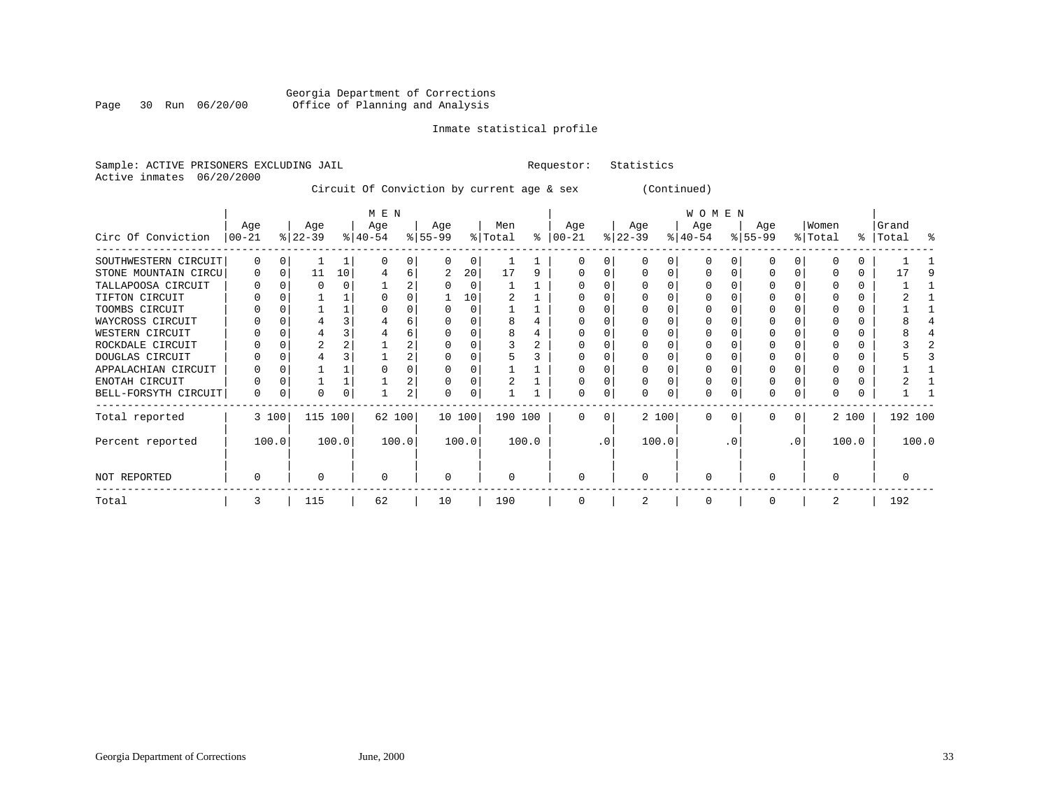Georgia Department of Corrections
Office of Planning and Analysis

Inmate statistical profile

Sample: ACTIVE PRISONERS EXCLUDING JAIL    Requestor: Statistics
Active inmates 06/20/2000

Circuit Of Conviction by current age & sex (Continued)

| Circ Of Conviction | MEN Age 00-21 | % | Age 22-39 | % | Age 40-54 | % | Age 55-99 | % | Men Total | % | WOMEN Age 00-21 | % | Age 22-39 | % | Age 40-54 | % | Age 55-99 | % | Women Total | % | Grand Total | % |
|---|---|---|---|---|---|---|---|---|---|---|---|---|---|---|---|---|---|---|---|---|---|---|
| SOUTHWESTERN CIRCUIT | 0 | 0 | 1 | 1 | 0 | 0 | 0 | 0 | 1 | 1 | 0 | 0 | 0 | 0 | 0 | 0 | 0 | 0 | 0 | 0 | 1 | 1 |
| STONE MOUNTAIN CIRCU | 0 | 0 | 11 | 10 | 4 | 6 | 2 | 20 | 17 | 9 | 0 | 0 | 0 | 0 | 0 | 0 | 0 | 0 | 0 | 0 | 17 | 9 |
| TALLAPOOSA CIRCUIT | 0 | 0 | 0 | 0 | 1 | 2 | 0 | 0 | 1 | 1 | 0 | 0 | 0 | 0 | 0 | 0 | 0 | 0 | 0 | 0 | 1 | 1 |
| TIFTON CIRCUIT | 0 | 0 | 1 | 1 | 0 | 0 | 1 | 10 | 2 | 1 | 0 | 0 | 0 | 0 | 0 | 0 | 0 | 0 | 0 | 0 | 2 | 1 |
| TOOMBS CIRCUIT | 0 | 0 | 1 | 1 | 0 | 0 | 0 | 0 | 1 | 1 | 0 | 0 | 0 | 0 | 0 | 0 | 0 | 0 | 0 | 0 | 1 | 1 |
| WAYCROSS CIRCUIT | 0 | 0 | 4 | 3 | 4 | 6 | 0 | 0 | 8 | 4 | 0 | 0 | 0 | 0 | 0 | 0 | 0 | 0 | 0 | 0 | 8 | 4 |
| WESTERN CIRCUIT | 0 | 0 | 4 | 3 | 4 | 6 | 0 | 0 | 8 | 4 | 0 | 0 | 0 | 0 | 0 | 0 | 0 | 0 | 0 | 0 | 8 | 4 |
| ROCKDALE CIRCUIT | 0 | 0 | 2 | 2 | 1 | 2 | 0 | 0 | 3 | 2 | 0 | 0 | 0 | 0 | 0 | 0 | 0 | 0 | 0 | 0 | 3 | 2 |
| DOUGLAS CIRCUIT | 0 | 0 | 4 | 3 | 1 | 2 | 0 | 0 | 5 | 3 | 0 | 0 | 0 | 0 | 0 | 0 | 0 | 0 | 0 | 0 | 5 | 3 |
| APPALACHIAN CIRCUIT | 0 | 0 | 1 | 1 | 0 | 0 | 0 | 0 | 1 | 1 | 0 | 0 | 0 | 0 | 0 | 0 | 0 | 0 | 0 | 0 | 1 | 1 |
| ENOTAH CIRCUIT | 0 | 0 | 1 | 1 | 1 | 2 | 0 | 0 | 2 | 1 | 0 | 0 | 0 | 0 | 0 | 0 | 0 | 0 | 0 | 0 | 2 | 1 |
| BELL-FORSYTH CIRCUIT | 0 | 0 | 0 | 0 | 1 | 2 | 0 | 0 | 1 | 1 | 0 | 0 | 0 | 0 | 0 | 0 | 0 | 0 | 0 | 0 | 1 | 1 |
| Total reported | 3 | 100 | 115 | 100 | 62 | 100 | 10 | 100 | 190 | 100 | 0 | 0 | 2 | 100 | 0 | 0 | 0 | 0 | 2 | 100 | 192 | 100 |
| Percent reported | | 100.0 | | 100.0 | | 100.0 | | 100.0 | | 100.0 | | .0 | | 100.0 | | .0 | | .0 | | 100.0 | | 100.0 |
| NOT REPORTED | 0 | | 0 | | 0 | | 0 | | 0 | | 0 | | 0 | | 0 | | 0 | | 0 | | 0 | |
| Total | 3 | | 115 | | 62 | | 10 | | 190 | | 0 | | 2 | | 0 | | 0 | | 2 | | 192 | |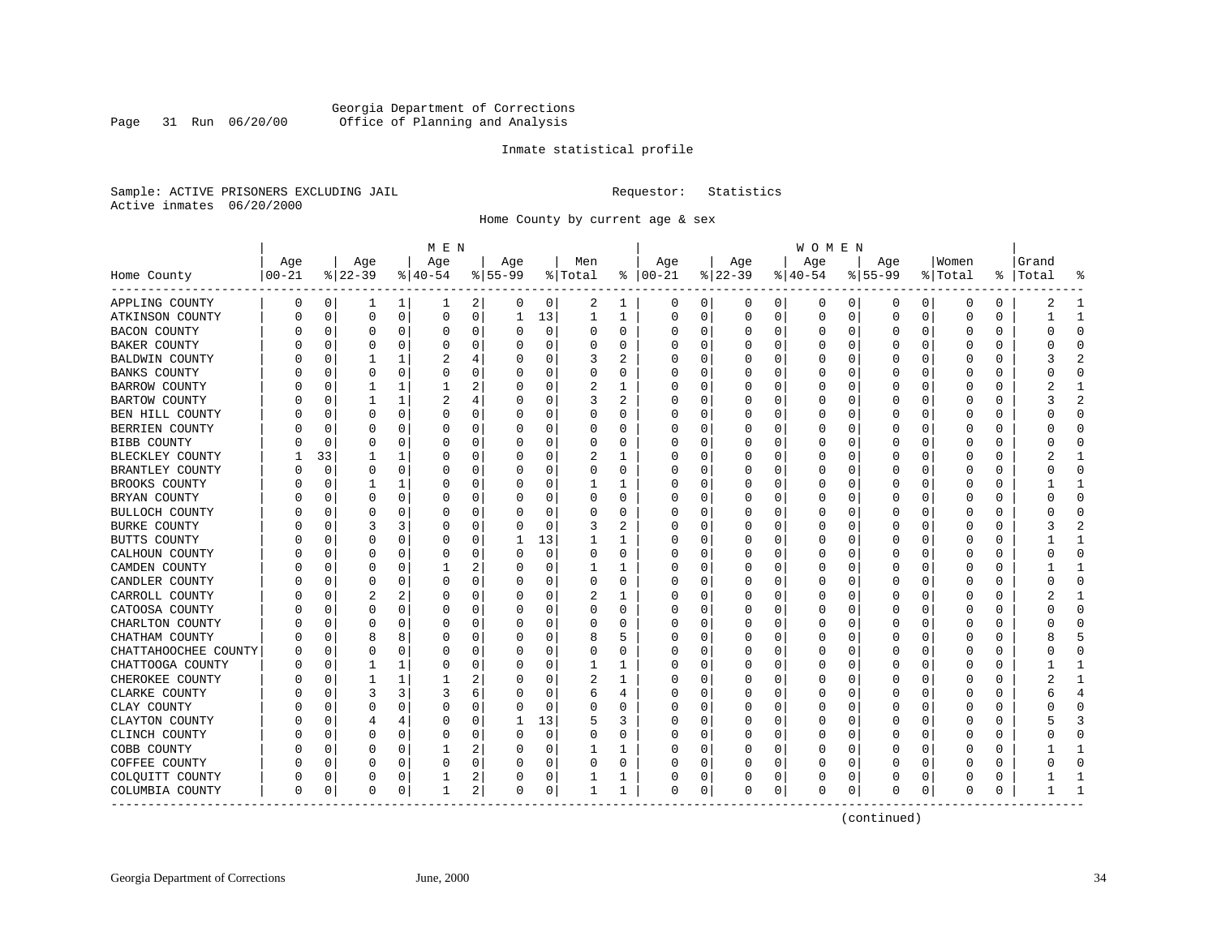Georgia Department of Corrections
Office of Planning and Analysis

Inmate statistical profile

Sample: ACTIVE PRISONERS EXCLUDING JAIL    Requestor: Statistics
Active inmates 06/20/2000

Home County by current age & sex

| Home County | MEN Age 00-21 | % | Age 22-39 | % | Age 40-54 | % | Age 55-99 | % | Men Total | % | WOMEN Age 00-21 | % | Age 22-39 | % | Age 40-54 | % | Age 55-99 | % | Women Total | % | Grand Total | % |
|---|---|---|---|---|---|---|---|---|---|---|---|---|---|---|---|---|---|---|---|---|---|---|
| APPLING COUNTY | 0 | 0 | 1 | 1 | 1 | 2 | 0 | 0 | 2 | 1 | 0 | 0 | 0 | 0 | 0 | 0 | 0 | 0 | 0 | 0 | 2 | 1 |
| ATKINSON COUNTY | 0 | 0 | 0 | 0 | 0 | 0 | 1 | 13 | 1 | 1 | 0 | 0 | 0 | 0 | 0 | 0 | 0 | 0 | 0 | 0 | 1 | 1 |
| BACON COUNTY | 0 | 0 | 0 | 0 | 0 | 0 | 0 | 0 | 0 | 0 | 0 | 0 | 0 | 0 | 0 | 0 | 0 | 0 | 0 | 0 | 0 | 0 |
| BAKER COUNTY | 0 | 0 | 0 | 0 | 0 | 0 | 0 | 0 | 0 | 0 | 0 | 0 | 0 | 0 | 0 | 0 | 0 | 0 | 0 | 0 | 0 | 0 |
| BALDWIN COUNTY | 0 | 0 | 1 | 1 | 2 | 4 | 0 | 0 | 3 | 2 | 0 | 0 | 0 | 0 | 0 | 0 | 0 | 0 | 0 | 0 | 3 | 2 |
| BANKS COUNTY | 0 | 0 | 0 | 0 | 0 | 0 | 0 | 0 | 0 | 0 | 0 | 0 | 0 | 0 | 0 | 0 | 0 | 0 | 0 | 0 | 0 | 0 |
| BARROW COUNTY | 0 | 0 | 1 | 1 | 1 | 2 | 0 | 0 | 2 | 1 | 0 | 0 | 0 | 0 | 0 | 0 | 0 | 0 | 0 | 0 | 2 | 1 |
| BARTOW COUNTY | 0 | 0 | 1 | 1 | 2 | 4 | 0 | 0 | 3 | 2 | 0 | 0 | 0 | 0 | 0 | 0 | 0 | 0 | 0 | 0 | 3 | 2 |
| BEN HILL COUNTY | 0 | 0 | 0 | 0 | 0 | 0 | 0 | 0 | 0 | 0 | 0 | 0 | 0 | 0 | 0 | 0 | 0 | 0 | 0 | 0 | 0 | 0 |
| BERRIEN COUNTY | 0 | 0 | 0 | 0 | 0 | 0 | 0 | 0 | 0 | 0 | 0 | 0 | 0 | 0 | 0 | 0 | 0 | 0 | 0 | 0 | 0 | 0 |
| BIBB COUNTY | 0 | 0 | 0 | 0 | 0 | 0 | 0 | 0 | 0 | 0 | 0 | 0 | 0 | 0 | 0 | 0 | 0 | 0 | 0 | 0 | 0 | 0 |
| BLECKLEY COUNTY | 1 | 33 | 1 | 1 | 0 | 0 | 0 | 0 | 2 | 1 | 0 | 0 | 0 | 0 | 0 | 0 | 0 | 0 | 0 | 0 | 2 | 1 |
| BRANTLEY COUNTY | 0 | 0 | 0 | 0 | 0 | 0 | 0 | 0 | 0 | 0 | 0 | 0 | 0 | 0 | 0 | 0 | 0 | 0 | 0 | 0 | 0 | 0 |
| BROOKS COUNTY | 0 | 0 | 1 | 1 | 0 | 0 | 0 | 0 | 1 | 1 | 0 | 0 | 0 | 0 | 0 | 0 | 0 | 0 | 0 | 0 | 1 | 1 |
| BRYAN COUNTY | 0 | 0 | 0 | 0 | 0 | 0 | 0 | 0 | 0 | 0 | 0 | 0 | 0 | 0 | 0 | 0 | 0 | 0 | 0 | 0 | 0 | 0 |
| BULLOCH COUNTY | 0 | 0 | 0 | 0 | 0 | 0 | 0 | 0 | 0 | 0 | 0 | 0 | 0 | 0 | 0 | 0 | 0 | 0 | 0 | 0 | 0 | 0 |
| BURKE COUNTY | 0 | 0 | 3 | 3 | 0 | 0 | 0 | 0 | 3 | 2 | 0 | 0 | 0 | 0 | 0 | 0 | 0 | 0 | 0 | 0 | 3 | 2 |
| BUTTS COUNTY | 0 | 0 | 0 | 0 | 0 | 0 | 1 | 13 | 1 | 1 | 0 | 0 | 0 | 0 | 0 | 0 | 0 | 0 | 0 | 0 | 1 | 1 |
| CALHOUN COUNTY | 0 | 0 | 0 | 0 | 0 | 0 | 0 | 0 | 0 | 0 | 0 | 0 | 0 | 0 | 0 | 0 | 0 | 0 | 0 | 0 | 0 | 0 |
| CAMDEN COUNTY | 0 | 0 | 0 | 0 | 1 | 2 | 0 | 0 | 1 | 1 | 0 | 0 | 0 | 0 | 0 | 0 | 0 | 0 | 0 | 0 | 1 | 1 |
| CANDLER COUNTY | 0 | 0 | 0 | 0 | 0 | 0 | 0 | 0 | 0 | 0 | 0 | 0 | 0 | 0 | 0 | 0 | 0 | 0 | 0 | 0 | 0 | 0 |
| CARROLL COUNTY | 0 | 0 | 2 | 2 | 0 | 0 | 0 | 0 | 2 | 1 | 0 | 0 | 0 | 0 | 0 | 0 | 0 | 0 | 0 | 0 | 2 | 1 |
| CATOOSA COUNTY | 0 | 0 | 0 | 0 | 0 | 0 | 0 | 0 | 0 | 0 | 0 | 0 | 0 | 0 | 0 | 0 | 0 | 0 | 0 | 0 | 0 | 0 |
| CHARLTON COUNTY | 0 | 0 | 0 | 0 | 0 | 0 | 0 | 0 | 0 | 0 | 0 | 0 | 0 | 0 | 0 | 0 | 0 | 0 | 0 | 0 | 0 | 0 |
| CHATHAM COUNTY | 0 | 0 | 8 | 8 | 0 | 0 | 0 | 0 | 8 | 5 | 0 | 0 | 0 | 0 | 0 | 0 | 0 | 0 | 0 | 0 | 8 | 5 |
| CHATTAHOOCHEE COUNTY | 0 | 0 | 0 | 0 | 0 | 0 | 0 | 0 | 0 | 0 | 0 | 0 | 0 | 0 | 0 | 0 | 0 | 0 | 0 | 0 | 0 | 0 |
| CHATTOOGA COUNTY | 0 | 0 | 1 | 1 | 0 | 0 | 0 | 0 | 1 | 1 | 0 | 0 | 0 | 0 | 0 | 0 | 0 | 0 | 0 | 0 | 1 | 1 |
| CHEROKEE COUNTY | 0 | 0 | 1 | 1 | 1 | 2 | 0 | 0 | 2 | 1 | 0 | 0 | 0 | 0 | 0 | 0 | 0 | 0 | 0 | 0 | 2 | 1 |
| CLARKE COUNTY | 0 | 0 | 3 | 3 | 3 | 6 | 0 | 0 | 6 | 4 | 0 | 0 | 0 | 0 | 0 | 0 | 0 | 0 | 0 | 0 | 6 | 4 |
| CLAY COUNTY | 0 | 0 | 0 | 0 | 0 | 0 | 0 | 0 | 0 | 0 | 0 | 0 | 0 | 0 | 0 | 0 | 0 | 0 | 0 | 0 | 0 | 0 |
| CLAYTON COUNTY | 0 | 0 | 4 | 4 | 0 | 0 | 1 | 13 | 5 | 3 | 0 | 0 | 0 | 0 | 0 | 0 | 0 | 0 | 0 | 0 | 5 | 3 |
| CLINCH COUNTY | 0 | 0 | 0 | 0 | 0 | 0 | 0 | 0 | 0 | 0 | 0 | 0 | 0 | 0 | 0 | 0 | 0 | 0 | 0 | 0 | 0 | 0 |
| COBB COUNTY | 0 | 0 | 0 | 0 | 1 | 2 | 0 | 0 | 1 | 1 | 0 | 0 | 0 | 0 | 0 | 0 | 0 | 0 | 0 | 0 | 1 | 1 |
| COFFEE COUNTY | 0 | 0 | 0 | 0 | 0 | 0 | 0 | 0 | 0 | 0 | 0 | 0 | 0 | 0 | 0 | 0 | 0 | 0 | 0 | 0 | 0 | 0 |
| COLQUITT COUNTY | 0 | 0 | 0 | 0 | 1 | 2 | 0 | 0 | 1 | 1 | 0 | 0 | 0 | 0 | 0 | 0 | 0 | 0 | 0 | 0 | 1 | 1 |
| COLUMBIA COUNTY | 0 | 0 | 0 | 0 | 1 | 2 | 0 | 0 | 1 | 1 | 0 | 0 | 0 | 0 | 0 | 0 | 0 | 0 | 0 | 0 | 1 | 1 |

(continued)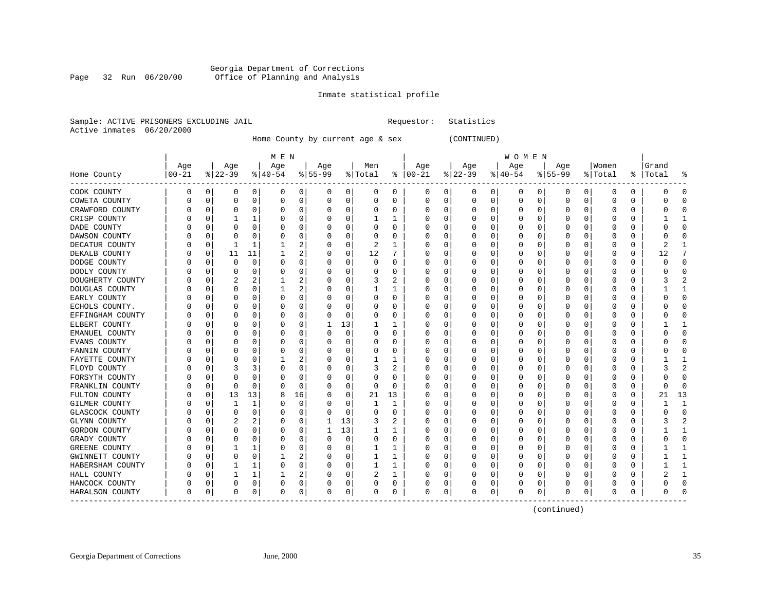Georgia Department of Corrections
Office of Planning and Analysis

Page 32 Run 06/20/00

Inmate statistical profile

Sample: ACTIVE PRISONERS EXCLUDING JAIL  Requestor: Statistics
Active inmates 06/20/2000

Home County by current age & sex (CONTINUED)

| Home County | MEN Age 00-21 | % | Age 22-39 | % | Age 40-54 | % | Age 55-99 | % | Men Total | % | WOMEN Age 00-21 | % | Age 22-39 | % | Age 40-54 | % | Age 55-99 | % | Women Total | % | Grand Total | % |
|---|---|---|---|---|---|---|---|---|---|---|---|---|---|---|---|---|---|---|---|---|---|---|
| COOK COUNTY | 0 | 0 | 0 | 0 | 0 | 0 | 0 | 0 | 0 | 0 | 0 | 0 | 0 | 0 | 0 | 0 | 0 | 0 | 0 | 0 | 0 | 0 |
| COWETA COUNTY | 0 | 0 | 0 | 0 | 0 | 0 | 0 | 0 | 0 | 0 | 0 | 0 | 0 | 0 | 0 | 0 | 0 | 0 | 0 | 0 | 0 | 0 |
| CRAWFORD COUNTY | 0 | 0 | 0 | 0 | 0 | 0 | 0 | 0 | 0 | 0 | 0 | 0 | 0 | 0 | 0 | 0 | 0 | 0 | 0 | 0 | 0 | 0 |
| CRISP COUNTY | 0 | 0 | 1 | 1 | 0 | 0 | 0 | 0 | 1 | 1 | 0 | 0 | 0 | 0 | 0 | 0 | 0 | 0 | 0 | 0 | 1 | 1 |
| DADE COUNTY | 0 | 0 | 0 | 0 | 0 | 0 | 0 | 0 | 0 | 0 | 0 | 0 | 0 | 0 | 0 | 0 | 0 | 0 | 0 | 0 | 0 | 0 |
| DAWSON COUNTY | 0 | 0 | 0 | 0 | 0 | 0 | 0 | 0 | 0 | 0 | 0 | 0 | 0 | 0 | 0 | 0 | 0 | 0 | 0 | 0 | 0 | 0 |
| DECATUR COUNTY | 0 | 0 | 1 | 1 | 1 | 2 | 0 | 0 | 2 | 1 | 0 | 0 | 0 | 0 | 0 | 0 | 0 | 0 | 0 | 0 | 2 | 1 |
| DEKALB COUNTY | 0 | 0 | 11 | 11 | 1 | 2 | 0 | 0 | 12 | 7 | 0 | 0 | 0 | 0 | 0 | 0 | 0 | 0 | 0 | 0 | 12 | 7 |
| DODGE COUNTY | 0 | 0 | 0 | 0 | 0 | 0 | 0 | 0 | 0 | 0 | 0 | 0 | 0 | 0 | 0 | 0 | 0 | 0 | 0 | 0 | 0 | 0 |
| DOOLY COUNTY | 0 | 0 | 0 | 0 | 0 | 0 | 0 | 0 | 0 | 0 | 0 | 0 | 0 | 0 | 0 | 0 | 0 | 0 | 0 | 0 | 0 | 0 |
| DOUGHERTY COUNTY | 0 | 0 | 2 | 2 | 1 | 2 | 0 | 0 | 3 | 2 | 0 | 0 | 0 | 0 | 0 | 0 | 0 | 0 | 0 | 0 | 3 | 2 |
| DOUGLAS COUNTY | 0 | 0 | 0 | 0 | 1 | 2 | 0 | 0 | 1 | 1 | 0 | 0 | 0 | 0 | 0 | 0 | 0 | 0 | 0 | 0 | 1 | 1 |
| EARLY COUNTY | 0 | 0 | 0 | 0 | 0 | 0 | 0 | 0 | 0 | 0 | 0 | 0 | 0 | 0 | 0 | 0 | 0 | 0 | 0 | 0 | 0 | 0 |
| ECHOLS COUNTY. | 0 | 0 | 0 | 0 | 0 | 0 | 0 | 0 | 0 | 0 | 0 | 0 | 0 | 0 | 0 | 0 | 0 | 0 | 0 | 0 | 0 | 0 |
| EFFINGHAM COUNTY | 0 | 0 | 0 | 0 | 0 | 0 | 0 | 0 | 0 | 0 | 0 | 0 | 0 | 0 | 0 | 0 | 0 | 0 | 0 | 0 | 0 | 0 |
| ELBERT COUNTY | 0 | 0 | 0 | 0 | 0 | 0 | 1 | 13 | 1 | 1 | 0 | 0 | 0 | 0 | 0 | 0 | 0 | 0 | 0 | 0 | 1 | 1 |
| EMANUEL COUNTY | 0 | 0 | 0 | 0 | 0 | 0 | 0 | 0 | 0 | 0 | 0 | 0 | 0 | 0 | 0 | 0 | 0 | 0 | 0 | 0 | 0 | 0 |
| EVANS COUNTY | 0 | 0 | 0 | 0 | 0 | 0 | 0 | 0 | 0 | 0 | 0 | 0 | 0 | 0 | 0 | 0 | 0 | 0 | 0 | 0 | 0 | 0 |
| FANNIN COUNTY | 0 | 0 | 0 | 0 | 0 | 0 | 0 | 0 | 0 | 0 | 0 | 0 | 0 | 0 | 0 | 0 | 0 | 0 | 0 | 0 | 0 | 0 |
| FAYETTE COUNTY | 0 | 0 | 0 | 0 | 1 | 2 | 0 | 0 | 1 | 1 | 0 | 0 | 0 | 0 | 0 | 0 | 0 | 0 | 0 | 0 | 1 | 1 |
| FLOYD COUNTY | 0 | 0 | 3 | 3 | 0 | 0 | 0 | 0 | 3 | 2 | 0 | 0 | 0 | 0 | 0 | 0 | 0 | 0 | 0 | 0 | 3 | 2 |
| FORSYTH COUNTY | 0 | 0 | 0 | 0 | 0 | 0 | 0 | 0 | 0 | 0 | 0 | 0 | 0 | 0 | 0 | 0 | 0 | 0 | 0 | 0 | 0 | 0 |
| FRANKLIN COUNTY | 0 | 0 | 0 | 0 | 0 | 0 | 0 | 0 | 0 | 0 | 0 | 0 | 0 | 0 | 0 | 0 | 0 | 0 | 0 | 0 | 0 | 0 |
| FULTON COUNTY | 0 | 0 | 13 | 13 | 8 | 16 | 0 | 0 | 21 | 13 | 0 | 0 | 0 | 0 | 0 | 0 | 0 | 0 | 0 | 0 | 21 | 13 |
| GILMER COUNTY | 0 | 0 | 1 | 1 | 0 | 0 | 0 | 0 | 1 | 1 | 0 | 0 | 0 | 0 | 0 | 0 | 0 | 0 | 0 | 0 | 1 | 1 |
| GLASCOCK COUNTY | 0 | 0 | 0 | 0 | 0 | 0 | 0 | 0 | 0 | 0 | 0 | 0 | 0 | 0 | 0 | 0 | 0 | 0 | 0 | 0 | 0 | 0 |
| GLYNN COUNTY | 0 | 0 | 2 | 2 | 0 | 0 | 1 | 13 | 3 | 2 | 0 | 0 | 0 | 0 | 0 | 0 | 0 | 0 | 0 | 0 | 3 | 2 |
| GORDON COUNTY | 0 | 0 | 0 | 0 | 0 | 0 | 1 | 13 | 1 | 1 | 0 | 0 | 0 | 0 | 0 | 0 | 0 | 0 | 0 | 0 | 1 | 1 |
| GRADY COUNTY | 0 | 0 | 0 | 0 | 0 | 0 | 0 | 0 | 0 | 0 | 0 | 0 | 0 | 0 | 0 | 0 | 0 | 0 | 0 | 0 | 0 | 0 |
| GREENE COUNTY | 0 | 0 | 1 | 1 | 0 | 0 | 0 | 0 | 1 | 1 | 0 | 0 | 0 | 0 | 0 | 0 | 0 | 0 | 0 | 0 | 1 | 1 |
| GWINNETT COUNTY | 0 | 0 | 0 | 0 | 1 | 2 | 0 | 0 | 1 | 1 | 0 | 0 | 0 | 0 | 0 | 0 | 0 | 0 | 0 | 0 | 1 | 1 |
| HABERSHAM COUNTY | 0 | 0 | 1 | 1 | 0 | 0 | 0 | 0 | 1 | 1 | 0 | 0 | 0 | 0 | 0 | 0 | 0 | 0 | 0 | 0 | 1 | 1 |
| HALL COUNTY | 0 | 0 | 1 | 1 | 1 | 2 | 0 | 0 | 2 | 1 | 0 | 0 | 0 | 0 | 0 | 0 | 0 | 0 | 0 | 0 | 2 | 1 |
| HANCOCK COUNTY | 0 | 0 | 0 | 0 | 0 | 0 | 0 | 0 | 0 | 0 | 0 | 0 | 0 | 0 | 0 | 0 | 0 | 0 | 0 | 0 | 0 | 0 |
| HARALSON COUNTY | 0 | 0 | 0 | 0 | 0 | 0 | 0 | 0 | 0 | 0 | 0 | 0 | 0 | 0 | 0 | 0 | 0 | 0 | 0 | 0 | 0 | 0 |

(continued)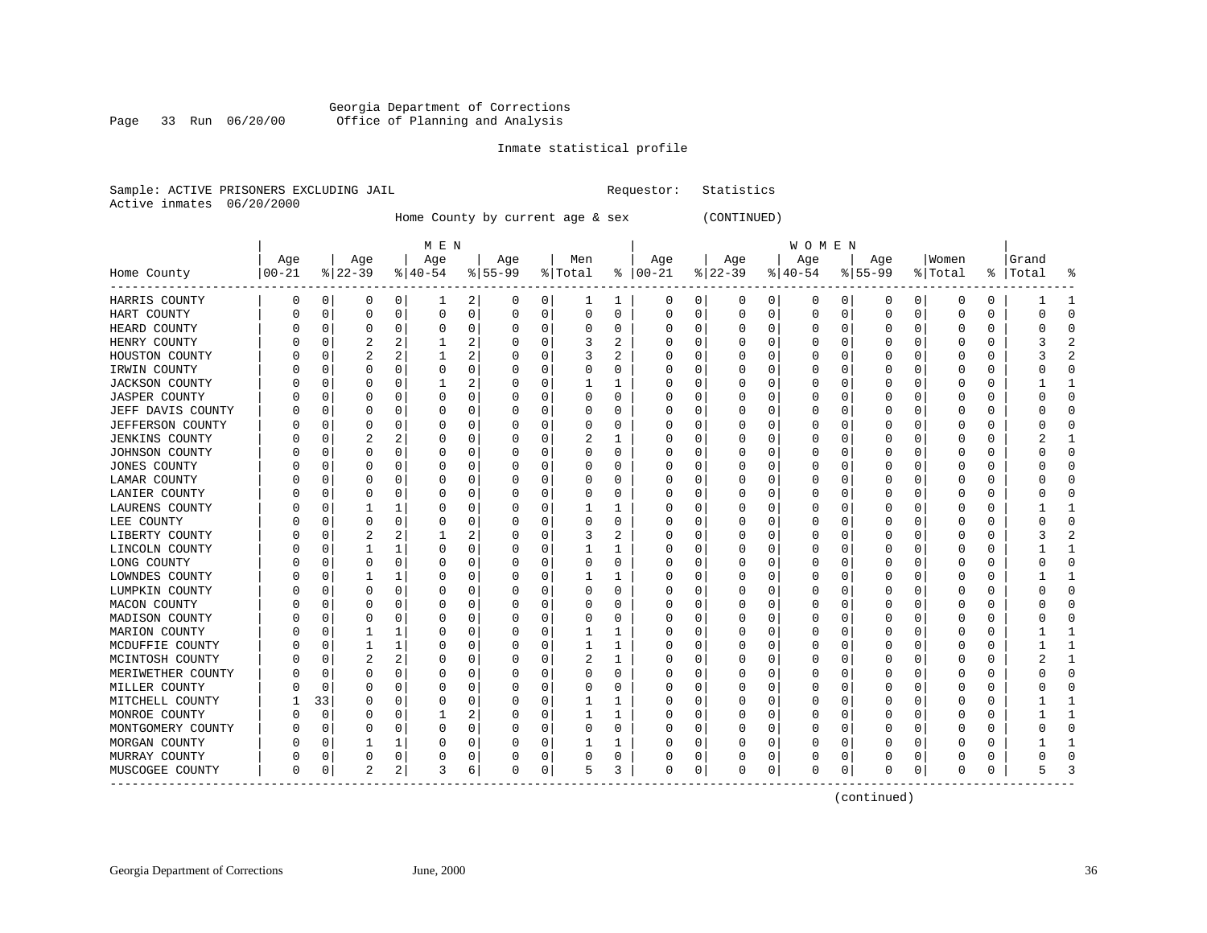Georgia Department of Corrections
Page 33 Run 06/20/00 Office of Planning and Analysis

Inmate statistical profile

Sample: ACTIVE PRISONERS EXCLUDING JAIL Requestor: Statistics
Active inmates 06/20/2000

Home County by current age & sex (CONTINUED)

| Home County | MEN Age 00-21 | % | Age 22-39 | % | Age 40-54 | % | Age 55-99 | % | Men Total | % | WOMEN Age 00-21 | % | Age 22-39 | % | Age 40-54 | % | Age 55-99 | % | Women Total | % | Grand Total | % |
|---|---|---|---|---|---|---|---|---|---|---|---|---|---|---|---|---|---|---|---|---|---|---|
| HARRIS COUNTY | 0 | 0 | 0 | 0 | 1 | 2 | 0 | 0 | 1 | 1 | 0 | 0 | 0 | 0 | 0 | 0 | 0 | 0 | 0 | 0 | 1 | 1 |
| HART COUNTY | 0 | 0 | 0 | 0 | 0 | 0 | 0 | 0 | 0 | 0 | 0 | 0 | 0 | 0 | 0 | 0 | 0 | 0 | 0 | 0 | 0 | 0 |
| HEARD COUNTY | 0 | 0 | 0 | 0 | 0 | 0 | 0 | 0 | 0 | 0 | 0 | 0 | 0 | 0 | 0 | 0 | 0 | 0 | 0 | 0 | 0 | 0 |
| HENRY COUNTY | 0 | 0 | 2 | 2 | 1 | 2 | 0 | 0 | 3 | 2 | 0 | 0 | 0 | 0 | 0 | 0 | 0 | 0 | 0 | 0 | 3 | 2 |
| HOUSTON COUNTY | 0 | 0 | 2 | 2 | 1 | 2 | 0 | 0 | 3 | 2 | 0 | 0 | 0 | 0 | 0 | 0 | 0 | 0 | 0 | 0 | 3 | 2 |
| IRWIN COUNTY | 0 | 0 | 0 | 0 | 0 | 0 | 0 | 0 | 0 | 0 | 0 | 0 | 0 | 0 | 0 | 0 | 0 | 0 | 0 | 0 | 0 | 0 |
| JACKSON COUNTY | 0 | 0 | 0 | 0 | 1 | 2 | 0 | 0 | 1 | 1 | 0 | 0 | 0 | 0 | 0 | 0 | 0 | 0 | 0 | 0 | 1 | 1 |
| JASPER COUNTY | 0 | 0 | 0 | 0 | 0 | 0 | 0 | 0 | 0 | 0 | 0 | 0 | 0 | 0 | 0 | 0 | 0 | 0 | 0 | 0 | 0 | 0 |
| JEFF DAVIS COUNTY | 0 | 0 | 0 | 0 | 0 | 0 | 0 | 0 | 0 | 0 | 0 | 0 | 0 | 0 | 0 | 0 | 0 | 0 | 0 | 0 | 0 | 0 |
| JEFFERSON COUNTY | 0 | 0 | 0 | 0 | 0 | 0 | 0 | 0 | 0 | 0 | 0 | 0 | 0 | 0 | 0 | 0 | 0 | 0 | 0 | 0 | 0 | 0 |
| JENKINS COUNTY | 0 | 0 | 2 | 2 | 0 | 0 | 0 | 0 | 2 | 1 | 0 | 0 | 0 | 0 | 0 | 0 | 0 | 0 | 0 | 0 | 2 | 1 |
| JOHNSON COUNTY | 0 | 0 | 0 | 0 | 0 | 0 | 0 | 0 | 0 | 0 | 0 | 0 | 0 | 0 | 0 | 0 | 0 | 0 | 0 | 0 | 0 | 0 |
| JONES COUNTY | 0 | 0 | 0 | 0 | 0 | 0 | 0 | 0 | 0 | 0 | 0 | 0 | 0 | 0 | 0 | 0 | 0 | 0 | 0 | 0 | 0 | 0 |
| LAMAR COUNTY | 0 | 0 | 0 | 0 | 0 | 0 | 0 | 0 | 0 | 0 | 0 | 0 | 0 | 0 | 0 | 0 | 0 | 0 | 0 | 0 | 0 | 0 |
| LANIER COUNTY | 0 | 0 | 0 | 0 | 0 | 0 | 0 | 0 | 0 | 0 | 0 | 0 | 0 | 0 | 0 | 0 | 0 | 0 | 0 | 0 | 0 | 0 |
| LAURENS COUNTY | 0 | 0 | 1 | 1 | 0 | 0 | 0 | 0 | 1 | 1 | 0 | 0 | 0 | 0 | 0 | 0 | 0 | 0 | 0 | 0 | 1 | 1 |
| LEE COUNTY | 0 | 0 | 0 | 0 | 0 | 0 | 0 | 0 | 0 | 0 | 0 | 0 | 0 | 0 | 0 | 0 | 0 | 0 | 0 | 0 | 0 | 0 |
| LIBERTY COUNTY | 0 | 0 | 2 | 2 | 1 | 2 | 0 | 0 | 3 | 2 | 0 | 0 | 0 | 0 | 0 | 0 | 0 | 0 | 0 | 0 | 3 | 2 |
| LINCOLN COUNTY | 0 | 0 | 1 | 1 | 0 | 0 | 0 | 0 | 1 | 1 | 0 | 0 | 0 | 0 | 0 | 0 | 0 | 0 | 0 | 0 | 1 | 1 |
| LONG COUNTY | 0 | 0 | 0 | 0 | 0 | 0 | 0 | 0 | 0 | 0 | 0 | 0 | 0 | 0 | 0 | 0 | 0 | 0 | 0 | 0 | 0 | 0 |
| LOWNDES COUNTY | 0 | 0 | 1 | 1 | 0 | 0 | 0 | 0 | 1 | 1 | 0 | 0 | 0 | 0 | 0 | 0 | 0 | 0 | 0 | 0 | 1 | 1 |
| LUMPKIN COUNTY | 0 | 0 | 0 | 0 | 0 | 0 | 0 | 0 | 0 | 0 | 0 | 0 | 0 | 0 | 0 | 0 | 0 | 0 | 0 | 0 | 0 | 0 |
| MACON COUNTY | 0 | 0 | 0 | 0 | 0 | 0 | 0 | 0 | 0 | 0 | 0 | 0 | 0 | 0 | 0 | 0 | 0 | 0 | 0 | 0 | 0 | 0 |
| MADISON COUNTY | 0 | 0 | 0 | 0 | 0 | 0 | 0 | 0 | 0 | 0 | 0 | 0 | 0 | 0 | 0 | 0 | 0 | 0 | 0 | 0 | 0 | 0 |
| MARION COUNTY | 0 | 0 | 1 | 1 | 0 | 0 | 0 | 0 | 1 | 1 | 0 | 0 | 0 | 0 | 0 | 0 | 0 | 0 | 0 | 0 | 1 | 1 |
| MCDUFFIE COUNTY | 0 | 0 | 1 | 1 | 0 | 0 | 0 | 0 | 1 | 1 | 0 | 0 | 0 | 0 | 0 | 0 | 0 | 0 | 0 | 0 | 1 | 1 |
| MCINTOSH COUNTY | 0 | 0 | 2 | 2 | 0 | 0 | 0 | 0 | 2 | 1 | 0 | 0 | 0 | 0 | 0 | 0 | 0 | 0 | 0 | 0 | 2 | 1 |
| MERIWETHER COUNTY | 0 | 0 | 0 | 0 | 0 | 0 | 0 | 0 | 0 | 0 | 0 | 0 | 0 | 0 | 0 | 0 | 0 | 0 | 0 | 0 | 0 | 0 |
| MILLER COUNTY | 0 | 0 | 0 | 0 | 0 | 0 | 0 | 0 | 0 | 0 | 0 | 0 | 0 | 0 | 0 | 0 | 0 | 0 | 0 | 0 | 0 | 0 |
| MITCHELL COUNTY | 1 | 33 | 0 | 0 | 0 | 0 | 0 | 0 | 1 | 1 | 0 | 0 | 0 | 0 | 0 | 0 | 0 | 0 | 0 | 0 | 1 | 1 |
| MONROE COUNTY | 0 | 0 | 0 | 0 | 1 | 2 | 0 | 0 | 1 | 1 | 0 | 0 | 0 | 0 | 0 | 0 | 0 | 0 | 0 | 0 | 1 | 1 |
| MONTGOMERY COUNTY | 0 | 0 | 0 | 0 | 0 | 0 | 0 | 0 | 0 | 0 | 0 | 0 | 0 | 0 | 0 | 0 | 0 | 0 | 0 | 0 | 0 | 0 |
| MORGAN COUNTY | 0 | 0 | 1 | 1 | 0 | 0 | 0 | 0 | 1 | 1 | 0 | 0 | 0 | 0 | 0 | 0 | 0 | 0 | 0 | 0 | 1 | 1 |
| MURRAY COUNTY | 0 | 0 | 0 | 0 | 0 | 0 | 0 | 0 | 0 | 0 | 0 | 0 | 0 | 0 | 0 | 0 | 0 | 0 | 0 | 0 | 0 | 0 |
| MUSCOGEE COUNTY | 0 | 0 | 2 | 2 | 3 | 6 | 0 | 0 | 5 | 3 | 0 | 0 | 0 | 0 | 0 | 0 | 0 | 0 | 0 | 0 | 5 | 3 |

(continued)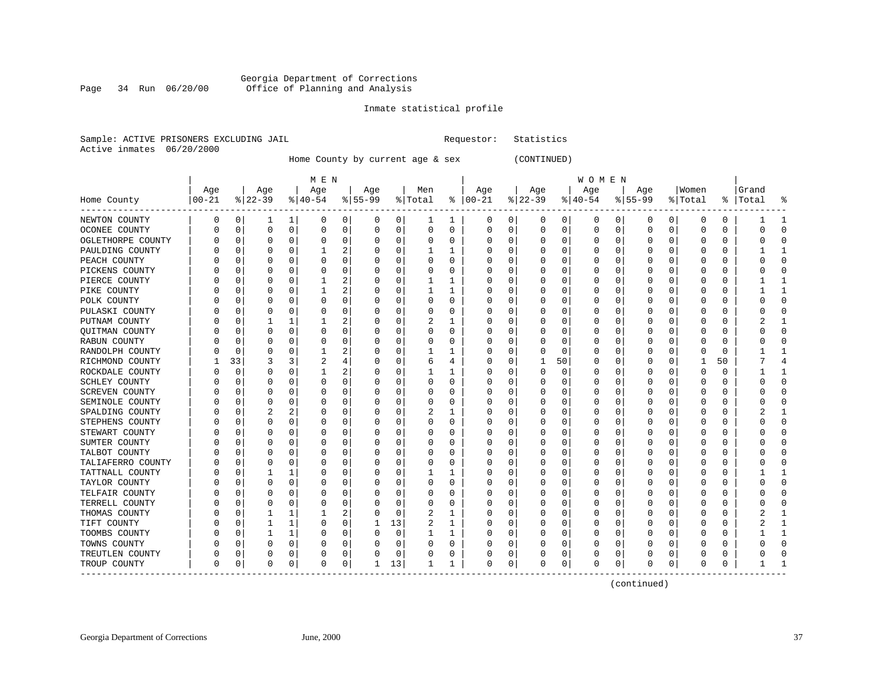Georgia Department of Corrections
Office of Planning and Analysis

Page 34 Run 06/20/00

Inmate statistical profile

Sample: ACTIVE PRISONERS EXCLUDING JAIL                    Requestor: Statistics
Active inmates 06/20/2000

Home County by current age & sex (CONTINUED)

| Home County | MEN Age 00-21 | % | Age 22-39 | % | Age 40-54 | % | Age 55-99 | % | Men Total | % | WOMEN Age 00-21 | % | Age 22-39 | % | Age 40-54 | % | Age 55-99 | % | Women Total | % | Grand Total | % |
|---|---|---|---|---|---|---|---|---|---|---|---|---|---|---|---|---|---|---|---|---|---|---|
| NEWTON COUNTY | 0 | 0 | 1 | 1 | 0 | 0 | 0 | 0 | 1 | 1 | 0 | 0 | 0 | 0 | 0 | 0 | 0 | 0 | 0 | 0 | 1 | 1 |
| OCONEE COUNTY | 0 | 0 | 0 | 0 | 0 | 0 | 0 | 0 | 0 | 0 | 0 | 0 | 0 | 0 | 0 | 0 | 0 | 0 | 0 | 0 | 0 | 0 |
| OGLETHORPE COUNTY | 0 | 0 | 0 | 0 | 0 | 0 | 0 | 0 | 0 | 0 | 0 | 0 | 0 | 0 | 0 | 0 | 0 | 0 | 0 | 0 | 0 | 0 |
| PAULDING COUNTY | 0 | 0 | 0 | 0 | 1 | 2 | 0 | 0 | 1 | 1 | 0 | 0 | 0 | 0 | 0 | 0 | 0 | 0 | 0 | 0 | 1 | 1 |
| PEACH COUNTY | 0 | 0 | 0 | 0 | 0 | 0 | 0 | 0 | 0 | 0 | 0 | 0 | 0 | 0 | 0 | 0 | 0 | 0 | 0 | 0 | 0 | 0 |
| PICKENS COUNTY | 0 | 0 | 0 | 0 | 0 | 0 | 0 | 0 | 0 | 0 | 0 | 0 | 0 | 0 | 0 | 0 | 0 | 0 | 0 | 0 | 0 | 0 |
| PIERCE COUNTY | 0 | 0 | 0 | 0 | 1 | 2 | 0 | 0 | 1 | 1 | 0 | 0 | 0 | 0 | 0 | 0 | 0 | 0 | 0 | 0 | 1 | 1 |
| PIKE COUNTY | 0 | 0 | 0 | 0 | 1 | 2 | 0 | 0 | 1 | 1 | 0 | 0 | 0 | 0 | 0 | 0 | 0 | 0 | 0 | 0 | 1 | 1 |
| POLK COUNTY | 0 | 0 | 0 | 0 | 0 | 0 | 0 | 0 | 0 | 0 | 0 | 0 | 0 | 0 | 0 | 0 | 0 | 0 | 0 | 0 | 0 | 0 |
| PULASKI COUNTY | 0 | 0 | 0 | 0 | 0 | 0 | 0 | 0 | 0 | 0 | 0 | 0 | 0 | 0 | 0 | 0 | 0 | 0 | 0 | 0 | 0 | 0 |
| PUTNAM COUNTY | 0 | 0 | 1 | 1 | 1 | 2 | 0 | 0 | 2 | 1 | 0 | 0 | 0 | 0 | 0 | 0 | 0 | 0 | 0 | 0 | 2 | 1 |
| QUITMAN COUNTY | 0 | 0 | 0 | 0 | 0 | 0 | 0 | 0 | 0 | 0 | 0 | 0 | 0 | 0 | 0 | 0 | 0 | 0 | 0 | 0 | 0 | 0 |
| RABUN COUNTY | 0 | 0 | 0 | 0 | 0 | 0 | 0 | 0 | 0 | 0 | 0 | 0 | 0 | 0 | 0 | 0 | 0 | 0 | 0 | 0 | 0 | 0 |
| RANDOLPH COUNTY | 0 | 0 | 0 | 0 | 1 | 2 | 0 | 0 | 1 | 1 | 0 | 0 | 0 | 0 | 0 | 0 | 0 | 0 | 0 | 0 | 1 | 1 |
| RICHMOND COUNTY | 1 | 33 | 3 | 3 | 2 | 4 | 0 | 0 | 6 | 4 | 0 | 0 | 1 | 50 | 0 | 0 | 0 | 0 | 1 | 50 | 7 | 4 |
| ROCKDALE COUNTY | 0 | 0 | 0 | 0 | 1 | 2 | 0 | 0 | 1 | 1 | 0 | 0 | 0 | 0 | 0 | 0 | 0 | 0 | 0 | 0 | 1 | 1 |
| SCHLEY COUNTY | 0 | 0 | 0 | 0 | 0 | 0 | 0 | 0 | 0 | 0 | 0 | 0 | 0 | 0 | 0 | 0 | 0 | 0 | 0 | 0 | 0 | 0 |
| SCREVEN COUNTY | 0 | 0 | 0 | 0 | 0 | 0 | 0 | 0 | 0 | 0 | 0 | 0 | 0 | 0 | 0 | 0 | 0 | 0 | 0 | 0 | 0 | 0 |
| SEMINOLE COUNTY | 0 | 0 | 0 | 0 | 0 | 0 | 0 | 0 | 0 | 0 | 0 | 0 | 0 | 0 | 0 | 0 | 0 | 0 | 0 | 0 | 0 | 0 |
| SPALDING COUNTY | 0 | 0 | 2 | 2 | 0 | 0 | 0 | 0 | 2 | 1 | 0 | 0 | 0 | 0 | 0 | 0 | 0 | 0 | 0 | 0 | 2 | 1 |
| STEPHENS COUNTY | 0 | 0 | 0 | 0 | 0 | 0 | 0 | 0 | 0 | 0 | 0 | 0 | 0 | 0 | 0 | 0 | 0 | 0 | 0 | 0 | 0 | 0 |
| STEWART COUNTY | 0 | 0 | 0 | 0 | 0 | 0 | 0 | 0 | 0 | 0 | 0 | 0 | 0 | 0 | 0 | 0 | 0 | 0 | 0 | 0 | 0 | 0 |
| SUMTER COUNTY | 0 | 0 | 0 | 0 | 0 | 0 | 0 | 0 | 0 | 0 | 0 | 0 | 0 | 0 | 0 | 0 | 0 | 0 | 0 | 0 | 0 | 0 |
| TALBOT COUNTY | 0 | 0 | 0 | 0 | 0 | 0 | 0 | 0 | 0 | 0 | 0 | 0 | 0 | 0 | 0 | 0 | 0 | 0 | 0 | 0 | 0 | 0 |
| TALIAFERRO COUNTY | 0 | 0 | 0 | 0 | 0 | 0 | 0 | 0 | 0 | 0 | 0 | 0 | 0 | 0 | 0 | 0 | 0 | 0 | 0 | 0 | 0 | 0 |
| TATTNALL COUNTY | 0 | 0 | 1 | 1 | 0 | 0 | 0 | 0 | 1 | 1 | 0 | 0 | 0 | 0 | 0 | 0 | 0 | 0 | 0 | 0 | 1 | 1 |
| TAYLOR COUNTY | 0 | 0 | 0 | 0 | 0 | 0 | 0 | 0 | 0 | 0 | 0 | 0 | 0 | 0 | 0 | 0 | 0 | 0 | 0 | 0 | 0 | 0 |
| TELFAIR COUNTY | 0 | 0 | 0 | 0 | 0 | 0 | 0 | 0 | 0 | 0 | 0 | 0 | 0 | 0 | 0 | 0 | 0 | 0 | 0 | 0 | 0 | 0 |
| TERRELL COUNTY | 0 | 0 | 0 | 0 | 0 | 0 | 0 | 0 | 0 | 0 | 0 | 0 | 0 | 0 | 0 | 0 | 0 | 0 | 0 | 0 | 0 | 0 |
| THOMAS COUNTY | 0 | 0 | 1 | 1 | 1 | 2 | 0 | 0 | 2 | 1 | 0 | 0 | 0 | 0 | 0 | 0 | 0 | 0 | 0 | 0 | 2 | 1 |
| TIFT COUNTY | 0 | 0 | 1 | 1 | 0 | 0 | 1 | 13 | 2 | 1 | 0 | 0 | 0 | 0 | 0 | 0 | 0 | 0 | 0 | 0 | 2 | 1 |
| TOOMBS COUNTY | 0 | 0 | 1 | 1 | 0 | 0 | 0 | 0 | 1 | 1 | 0 | 0 | 0 | 0 | 0 | 0 | 0 | 0 | 0 | 0 | 1 | 1 |
| TOWNS COUNTY | 0 | 0 | 0 | 0 | 0 | 0 | 0 | 0 | 0 | 0 | 0 | 0 | 0 | 0 | 0 | 0 | 0 | 0 | 0 | 0 | 0 | 0 |
| TREUTLEN COUNTY | 0 | 0 | 0 | 0 | 0 | 0 | 0 | 0 | 0 | 0 | 0 | 0 | 0 | 0 | 0 | 0 | 0 | 0 | 0 | 0 | 0 | 0 |
| TROUP COUNTY | 0 | 0 | 0 | 0 | 0 | 0 | 1 | 13 | 1 | 1 | 0 | 0 | 0 | 0 | 0 | 0 | 0 | 0 | 0 | 0 | 1 | 1 |

(continued)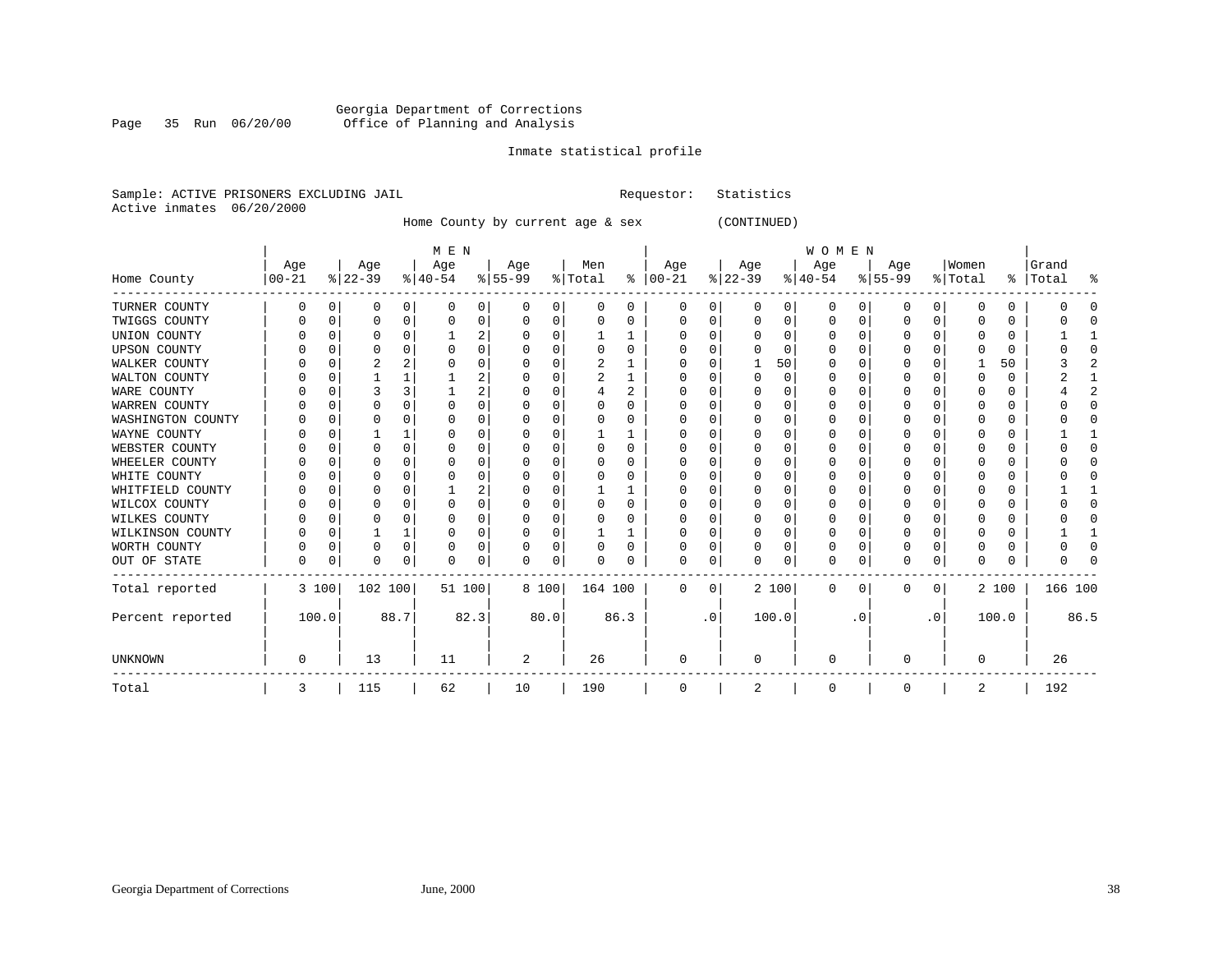Georgia Department of Corrections
Office of Planning and Analysis

Inmate statistical profile

Sample: ACTIVE PRISONERS EXCLUDING JAIL                Requestor: Statistics
Active inmates 06/20/2000

Home County by current age & sex (CONTINUED)

| Home County | MEN Age 00-21 | % | Age 22-39 | % | Age 40-54 | % | Age 55-99 | % | Men Total | % | WOMEN Age 00-21 | % | Age 22-39 | % | Age 40-54 | % | Age 55-99 | % | Women Total | % | Grand Total | % |
|---|---|---|---|---|---|---|---|---|---|---|---|---|---|---|---|---|---|---|---|---|---|---|
| TURNER COUNTY | 0 | 0 | 0 | 0 | 0 | 0 | 0 | 0 | 0 | 0 | 0 | 0 | 0 | 0 | 0 | 0 | 0 | 0 | 0 | 0 | 0 | 0 |
| TWIGGS COUNTY | 0 | 0 | 0 | 0 | 0 | 0 | 0 | 0 | 0 | 0 | 0 | 0 | 0 | 0 | 0 | 0 | 0 | 0 | 0 | 0 | 0 | 0 |
| UNION COUNTY | 0 | 0 | 0 | 0 | 1 | 2 | 0 | 0 | 1 | 1 | 0 | 0 | 0 | 0 | 0 | 0 | 0 | 0 | 0 | 0 | 1 | 1 |
| UPSON COUNTY | 0 | 0 | 0 | 0 | 0 | 0 | 0 | 0 | 0 | 0 | 0 | 0 | 0 | 0 | 0 | 0 | 0 | 0 | 0 | 0 | 0 | 0 |
| WALKER COUNTY | 0 | 0 | 2 | 2 | 0 | 0 | 0 | 0 | 2 | 1 | 0 | 0 | 1 | 50 | 0 | 0 | 0 | 0 | 1 | 50 | 3 | 2 |
| WALTON COUNTY | 0 | 0 | 1 | 1 | 1 | 2 | 0 | 0 | 2 | 1 | 0 | 0 | 0 | 0 | 0 | 0 | 0 | 0 | 0 | 0 | 2 | 1 |
| WARE COUNTY | 0 | 0 | 3 | 3 | 1 | 2 | 0 | 0 | 4 | 2 | 0 | 0 | 0 | 0 | 0 | 0 | 0 | 0 | 0 | 0 | 4 | 2 |
| WARREN COUNTY | 0 | 0 | 0 | 0 | 0 | 0 | 0 | 0 | 0 | 0 | 0 | 0 | 0 | 0 | 0 | 0 | 0 | 0 | 0 | 0 | 0 | 0 |
| WASHINGTON COUNTY | 0 | 0 | 0 | 0 | 0 | 0 | 0 | 0 | 0 | 0 | 0 | 0 | 0 | 0 | 0 | 0 | 0 | 0 | 0 | 0 | 0 | 0 |
| WAYNE COUNTY | 0 | 0 | 1 | 1 | 0 | 0 | 0 | 0 | 1 | 1 | 0 | 0 | 0 | 0 | 0 | 0 | 0 | 0 | 0 | 0 | 1 | 1 |
| WEBSTER COUNTY | 0 | 0 | 0 | 0 | 0 | 0 | 0 | 0 | 0 | 0 | 0 | 0 | 0 | 0 | 0 | 0 | 0 | 0 | 0 | 0 | 0 | 0 |
| WHEELER COUNTY | 0 | 0 | 0 | 0 | 0 | 0 | 0 | 0 | 0 | 0 | 0 | 0 | 0 | 0 | 0 | 0 | 0 | 0 | 0 | 0 | 0 | 0 |
| WHITE COUNTY | 0 | 0 | 0 | 0 | 0 | 0 | 0 | 0 | 0 | 0 | 0 | 0 | 0 | 0 | 0 | 0 | 0 | 0 | 0 | 0 | 0 | 0 |
| WHITFIELD COUNTY | 0 | 0 | 0 | 0 | 1 | 2 | 0 | 0 | 1 | 1 | 0 | 0 | 0 | 0 | 0 | 0 | 0 | 0 | 0 | 0 | 1 | 1 |
| WILCOX COUNTY | 0 | 0 | 0 | 0 | 0 | 0 | 0 | 0 | 0 | 0 | 0 | 0 | 0 | 0 | 0 | 0 | 0 | 0 | 0 | 0 | 0 | 0 |
| WILKES COUNTY | 0 | 0 | 0 | 0 | 0 | 0 | 0 | 0 | 0 | 0 | 0 | 0 | 0 | 0 | 0 | 0 | 0 | 0 | 0 | 0 | 0 | 0 |
| WILKINSON COUNTY | 0 | 0 | 1 | 1 | 0 | 0 | 0 | 0 | 1 | 1 | 0 | 0 | 0 | 0 | 0 | 0 | 0 | 0 | 0 | 0 | 1 | 1 |
| WORTH COUNTY | 0 | 0 | 0 | 0 | 0 | 0 | 0 | 0 | 0 | 0 | 0 | 0 | 0 | 0 | 0 | 0 | 0 | 0 | 0 | 0 | 0 | 0 |
| OUT OF STATE | 0 | 0 | 0 | 0 | 0 | 0 | 0 | 0 | 0 | 0 | 0 | 0 | 0 | 0 | 0 | 0 | 0 | 0 | 0 | 0 | 0 | 0 |
| Total reported | 3 | 100 | 102 | 100 | 51 | 100 | 8 | 100 | 164 | 100 | 0 | 0 | 2 | 100 | 0 | 0 | 0 | 0 | 2 | 100 | 166 | 100 |
| Percent reported | | 100.0 | | 88.7 | | 82.3 | | 80.0 | | 86.3 | | .0 | | 100.0 | | .0 | | .0 | | 100.0 | | 86.5 |
| UNKNOWN | 0 | | 13 | | 11 | | 2 | | 26 | | 0 | | 0 | | 0 | | 0 | | 0 | | 26 | |
| Total | 3 | | 115 | | 62 | | 10 | | 190 | | 0 | | 2 | | 0 | | 0 | | 2 | | 192 | |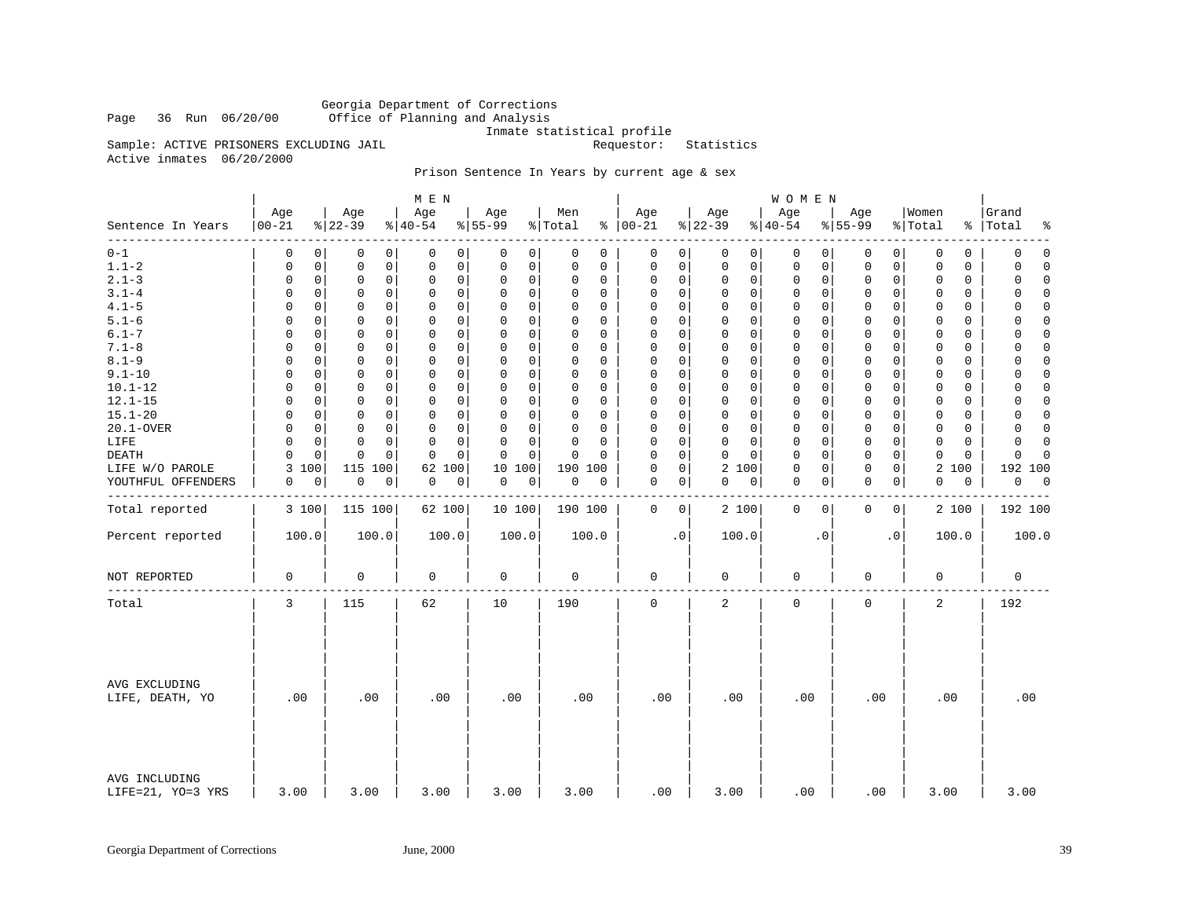Georgia Department of Corrections
Page 36 Run 06/20/00 Office of Planning and Analysis
Inmate statistical profile
Sample: ACTIVE PRISONERS EXCLUDING JAIL Requestor: Statistics
Active inmates 06/20/2000

Prison Sentence In Years by current age & sex

| Sentence In Years | MEN Age 00-21 | % | Age 22-39 | % | Age 40-54 | % | Age 55-99 | % | Men Total | % | WOMEN Age 00-21 | % | Age 22-39 | % | Age 40-54 | % | Age 55-99 | % | Women Total | % | Grand Total | % |
|---|---|---|---|---|---|---|---|---|---|---|---|---|---|---|---|---|---|---|---|---|---|---|
| 0-1 | 0 | 0 | 0 | 0 | 0 | 0 | 0 | 0 | 0 | 0 | 0 | 0 | 0 | 0 | 0 | 0 | 0 | 0 | 0 | 0 | 0 | 0 |
| 1.1-2 | 0 | 0 | 0 | 0 | 0 | 0 | 0 | 0 | 0 | 0 | 0 | 0 | 0 | 0 | 0 | 0 | 0 | 0 | 0 | 0 | 0 | 0 |
| 2.1-3 | 0 | 0 | 0 | 0 | 0 | 0 | 0 | 0 | 0 | 0 | 0 | 0 | 0 | 0 | 0 | 0 | 0 | 0 | 0 | 0 | 0 | 0 |
| 3.1-4 | 0 | 0 | 0 | 0 | 0 | 0 | 0 | 0 | 0 | 0 | 0 | 0 | 0 | 0 | 0 | 0 | 0 | 0 | 0 | 0 | 0 | 0 |
| 4.1-5 | 0 | 0 | 0 | 0 | 0 | 0 | 0 | 0 | 0 | 0 | 0 | 0 | 0 | 0 | 0 | 0 | 0 | 0 | 0 | 0 | 0 | 0 |
| 5.1-6 | 0 | 0 | 0 | 0 | 0 | 0 | 0 | 0 | 0 | 0 | 0 | 0 | 0 | 0 | 0 | 0 | 0 | 0 | 0 | 0 | 0 | 0 |
| 6.1-7 | 0 | 0 | 0 | 0 | 0 | 0 | 0 | 0 | 0 | 0 | 0 | 0 | 0 | 0 | 0 | 0 | 0 | 0 | 0 | 0 | 0 | 0 |
| 7.1-8 | 0 | 0 | 0 | 0 | 0 | 0 | 0 | 0 | 0 | 0 | 0 | 0 | 0 | 0 | 0 | 0 | 0 | 0 | 0 | 0 | 0 | 0 |
| 8.1-9 | 0 | 0 | 0 | 0 | 0 | 0 | 0 | 0 | 0 | 0 | 0 | 0 | 0 | 0 | 0 | 0 | 0 | 0 | 0 | 0 | 0 | 0 |
| 9.1-10 | 0 | 0 | 0 | 0 | 0 | 0 | 0 | 0 | 0 | 0 | 0 | 0 | 0 | 0 | 0 | 0 | 0 | 0 | 0 | 0 | 0 | 0 |
| 10.1-12 | 0 | 0 | 0 | 0 | 0 | 0 | 0 | 0 | 0 | 0 | 0 | 0 | 0 | 0 | 0 | 0 | 0 | 0 | 0 | 0 | 0 | 0 |
| 12.1-15 | 0 | 0 | 0 | 0 | 0 | 0 | 0 | 0 | 0 | 0 | 0 | 0 | 0 | 0 | 0 | 0 | 0 | 0 | 0 | 0 | 0 | 0 |
| 15.1-20 | 0 | 0 | 0 | 0 | 0 | 0 | 0 | 0 | 0 | 0 | 0 | 0 | 0 | 0 | 0 | 0 | 0 | 0 | 0 | 0 | 0 | 0 |
| 20.1-OVER | 0 | 0 | 0 | 0 | 0 | 0 | 0 | 0 | 0 | 0 | 0 | 0 | 0 | 0 | 0 | 0 | 0 | 0 | 0 | 0 | 0 | 0 |
| LIFE | 0 | 0 | 0 | 0 | 0 | 0 | 0 | 0 | 0 | 0 | 0 | 0 | 0 | 0 | 0 | 0 | 0 | 0 | 0 | 0 | 0 | 0 |
| DEATH | 0 | 0 | 0 | 0 | 0 | 0 | 0 | 0 | 0 | 0 | 0 | 0 | 0 | 0 | 0 | 0 | 0 | 0 | 0 | 0 | 0 | 0 |
| LIFE W/O PAROLE | 3 | 100 | 115 | 100 | 62 | 100 | 10 | 100 | 190 | 100 | 0 | 0 | 2 | 100 | 0 | 0 | 0 | 0 | 2 | 100 | 192 | 100 |
| YOUTHFUL OFFENDERS | 0 | 0 | 0 | 0 | 0 | 0 | 0 | 0 | 0 | 0 | 0 | 0 | 0 | 0 | 0 | 0 | 0 | 0 | 0 | 0 | 0 | 0 |
| Total reported | 3 | 100 | 115 | 100 | 62 | 100 | 10 | 100 | 190 | 100 | 0 | 0 | 2 | 100 | 0 | 0 | 0 | 0 | 2 | 100 | 192 | 100 |
| Percent reported | 100.0 | | 100.0 | | 100.0 | | 100.0 | | 100.0 | | .0 | | 100.0 | | .0 | | .0 | | 100.0 | | 100.0 | |
| NOT REPORTED | 0 | | 0 | | 0 | | 0 | | 0 | | 0 | | 0 | | 0 | | 0 | | 0 | | 0 | |
| Total | 3 | | 115 | | 62 | | 10 | | 190 | | 0 | | 2 | | 0 | | 0 | | 2 | | 192 | |
| AVG EXCLUDING LIFE, DEATH, YO | .00 | | .00 | | .00 | | .00 | | .00 | | .00 | | .00 | | .00 | | .00 | | .00 | | .00 | |
| AVG INCLUDING LIFE=21, YO=3 YRS | 3.00 | | 3.00 | | 3.00 | | 3.00 | | 3.00 | | .00 | | 3.00 | | .00 | | .00 | | 3.00 | | 3.00 | |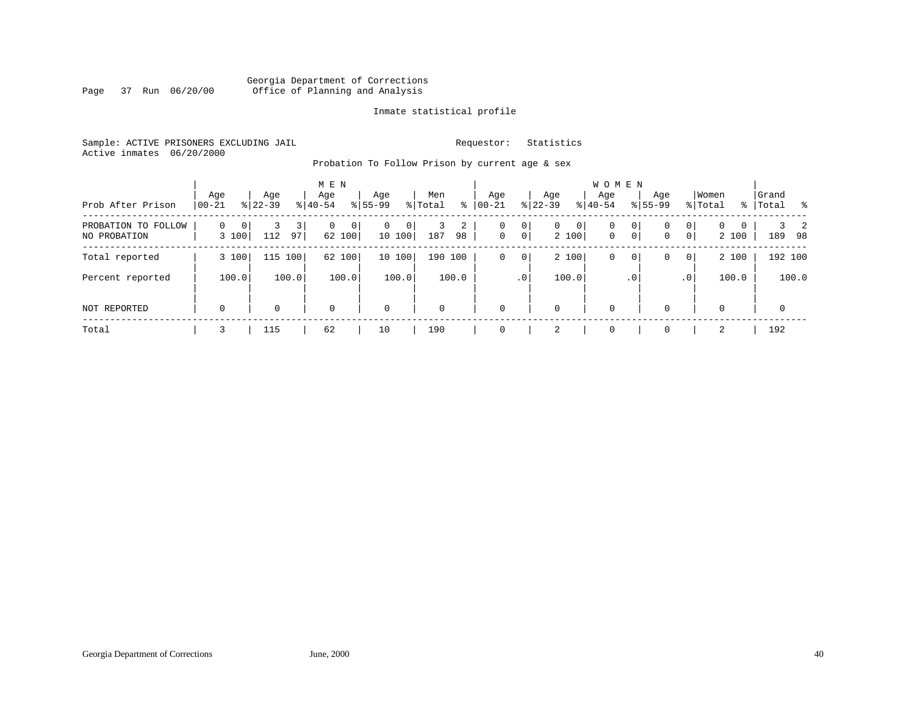Georgia Department of Corrections
Office of Planning and Analysis

Inmate statistical profile

Sample: ACTIVE PRISONERS EXCLUDING JAIL

Requestor: Statistics

Active inmates 06/20/2000

Probation To Follow Prison by current age & sex

| Prob After Prison | MEN Age 00-21 | % | Age 22-39 | % | Age 40-54 | % | Age 55-99 | % | Men Total | % | WOMEN Age 00-21 | % | Age 22-39 | % | Age 40-54 | % | Age 55-99 | % | Women Total | % | Grand Total | % |
|---|---|---|---|---|---|---|---|---|---|---|---|---|---|---|---|---|---|---|---|---|---|---|
| PROBATION TO FOLLOW | 0 | 0 | 3 | 3 | 0 | 0 | 0 | 0 | 3 | 2 | 0 | 0 | 0 | 0 | 0 | 0 | 0 | 0 | 0 | 0 | 3 | 2 |
| NO PROBATION | 3 | 100 | 112 | 97 | 62 | 100 | 10 | 100 | 187 | 98 | 0 | 0 | 2 | 100 | 0 | 0 | 0 | 0 | 2 | 100 | 189 | 98 |
| Total reported | 3 | 100 | 115 | 100 | 62 | 100 | 10 | 100 | 190 | 100 | 0 | 0 | 2 | 100 | 0 | 0 | 0 | 0 | 2 | 100 | 192 | 100 |
| Percent reported | | 100.0 | | 100.0 | | 100.0 | | 100.0 | | 100.0 | | .0 | | 100.0 | | .0 | | .0 | | 100.0 | | 100.0 |
| NOT REPORTED | 0 | | 0 | | 0 | | 0 | | 0 | | 0 | | 0 | | 0 | | 0 | | 0 | | 0 | |
| Total | 3 | | 115 | | 62 | | 10 | | 190 | | 0 | | 2 | | 0 | | 0 | | 2 | | 192 | |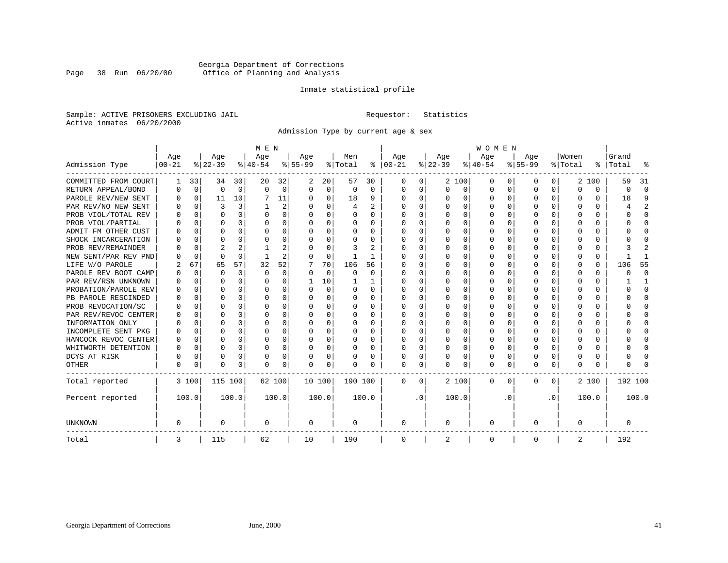Georgia Department of Corrections
Office of Planning and Analysis

Inmate statistical profile

Sample: ACTIVE PRISONERS EXCLUDING JAIL

Requestor: Statistics

Active inmates 06/20/2000

Admission Type by current age & sex

| Admission Type | MEN Age 00-21 | % | Age 22-39 | % | Age 40-54 | % | Age 55-99 | % | Men Total | % | WOMEN Age 00-21 | % | Age 22-39 | % | Age 40-54 | % | Age 55-99 | % | Women Total | % | Grand Total | % |
|---|---|---|---|---|---|---|---|---|---|---|---|---|---|---|---|---|---|---|---|---|---|---|
| COMMITTED FROM COURT | 1 | 33 | 34 | 30 | 20 | 32 | 2 | 20 | 57 | 30 | 0 | 0 | 2 | 100 | 0 | 0 | 0 | 0 | 2 | 100 | 59 | 31 |
| RETURN APPEAL/BOND | 0 | 0 | 0 | 0 | 0 | 0 | 0 | 0 | 0 | 0 | 0 | 0 | 0 | 0 | 0 | 0 | 0 | 0 | 0 | 0 | 0 | 0 |
| PAROLE REV/NEW SENT | 0 | 0 | 11 | 10 | 7 | 11 | 0 | 0 | 18 | 9 | 0 | 0 | 0 | 0 | 0 | 0 | 0 | 0 | 0 | 0 | 18 | 9 |
| PAR REV/NO NEW SENT | 0 | 0 | 3 | 3 | 1 | 2 | 0 | 0 | 4 | 2 | 0 | 0 | 0 | 0 | 0 | 0 | 0 | 0 | 0 | 0 | 4 | 2 |
| PROB VIOL/TOTAL REV | 0 | 0 | 0 | 0 | 0 | 0 | 0 | 0 | 0 | 0 | 0 | 0 | 0 | 0 | 0 | 0 | 0 | 0 | 0 | 0 | 0 | 0 |
| PROB VIOL/PARTIAL | 0 | 0 | 0 | 0 | 0 | 0 | 0 | 0 | 0 | 0 | 0 | 0 | 0 | 0 | 0 | 0 | 0 | 0 | 0 | 0 | 0 | 0 |
| ADMIT FM OTHER CUST | 0 | 0 | 0 | 0 | 0 | 0 | 0 | 0 | 0 | 0 | 0 | 0 | 0 | 0 | 0 | 0 | 0 | 0 | 0 | 0 | 0 | 0 |
| SHOCK INCARCERATION | 0 | 0 | 0 | 0 | 0 | 0 | 0 | 0 | 0 | 0 | 0 | 0 | 0 | 0 | 0 | 0 | 0 | 0 | 0 | 0 | 0 | 0 |
| PROB REV/REMAINDER | 0 | 0 | 2 | 2 | 1 | 2 | 0 | 0 | 3 | 2 | 0 | 0 | 0 | 0 | 0 | 0 | 0 | 0 | 0 | 0 | 3 | 2 |
| NEW SENT/PAR REV PND | 0 | 0 | 0 | 0 | 1 | 2 | 0 | 0 | 1 | 1 | 0 | 0 | 0 | 0 | 0 | 0 | 0 | 0 | 0 | 0 | 1 | 1 |
| LIFE W/O PAROLE | 2 | 67 | 65 | 57 | 32 | 52 | 7 | 70 | 106 | 56 | 0 | 0 | 0 | 0 | 0 | 0 | 0 | 0 | 0 | 0 | 106 | 55 |
| PAROLE REV BOOT CAMP | 0 | 0 | 0 | 0 | 0 | 0 | 0 | 0 | 0 | 0 | 0 | 0 | 0 | 0 | 0 | 0 | 0 | 0 | 0 | 0 | 0 | 0 |
| PAR REV/RSN UNKNOWN | 0 | 0 | 0 | 0 | 0 | 0 | 1 | 10 | 1 | 1 | 0 | 0 | 0 | 0 | 0 | 0 | 0 | 0 | 0 | 0 | 1 | 1 |
| PROBATION/PAROLE REV | 0 | 0 | 0 | 0 | 0 | 0 | 0 | 0 | 0 | 0 | 0 | 0 | 0 | 0 | 0 | 0 | 0 | 0 | 0 | 0 | 0 | 0 |
| PB PAROLE RESCINDED | 0 | 0 | 0 | 0 | 0 | 0 | 0 | 0 | 0 | 0 | 0 | 0 | 0 | 0 | 0 | 0 | 0 | 0 | 0 | 0 | 0 | 0 |
| PROB REVOCATION/SC | 0 | 0 | 0 | 0 | 0 | 0 | 0 | 0 | 0 | 0 | 0 | 0 | 0 | 0 | 0 | 0 | 0 | 0 | 0 | 0 | 0 | 0 |
| PAR REV/REVOC CENTER | 0 | 0 | 0 | 0 | 0 | 0 | 0 | 0 | 0 | 0 | 0 | 0 | 0 | 0 | 0 | 0 | 0 | 0 | 0 | 0 | 0 | 0 |
| INFORMATION ONLY | 0 | 0 | 0 | 0 | 0 | 0 | 0 | 0 | 0 | 0 | 0 | 0 | 0 | 0 | 0 | 0 | 0 | 0 | 0 | 0 | 0 | 0 |
| INCOMPLETE SENT PKG | 0 | 0 | 0 | 0 | 0 | 0 | 0 | 0 | 0 | 0 | 0 | 0 | 0 | 0 | 0 | 0 | 0 | 0 | 0 | 0 | 0 | 0 |
| HANCOCK REVOC CENTER | 0 | 0 | 0 | 0 | 0 | 0 | 0 | 0 | 0 | 0 | 0 | 0 | 0 | 0 | 0 | 0 | 0 | 0 | 0 | 0 | 0 | 0 |
| WHITWORTH DETENTION | 0 | 0 | 0 | 0 | 0 | 0 | 0 | 0 | 0 | 0 | 0 | 0 | 0 | 0 | 0 | 0 | 0 | 0 | 0 | 0 | 0 | 0 |
| DCYS AT RISK | 0 | 0 | 0 | 0 | 0 | 0 | 0 | 0 | 0 | 0 | 0 | 0 | 0 | 0 | 0 | 0 | 0 | 0 | 0 | 0 | 0 | 0 |
| OTHER | 0 | 0 | 0 | 0 | 0 | 0 | 0 | 0 | 0 | 0 | 0 | 0 | 0 | 0 | 0 | 0 | 0 | 0 | 0 | 0 | 0 | 0 |
| Total reported | 3 | 100 | 115 | 100 | 62 | 100 | 10 | 100 | 190 | 100 | 0 | 0 | 2 | 100 | 0 | 0 | 0 | 0 | 2 | 100 | 192 | 100 |
| Percent reported | | 100.0 | | 100.0 | | 100.0 | | 100.0 | | 100.0 | | .0 | | 100.0 | | .0 | | .0 | | 100.0 | | 100.0 |
| UNKNOWN | 0 | | 0 | | 0 | | 0 | | 0 | | 0 | | 0 | | 0 | | 0 | | 0 | | 0 | |
| Total | 3 | | 115 | | 62 | | 10 | | 190 | | 0 | | 2 | | 0 | | 0 | | 2 | | 192 | |

Georgia Department of Corrections June, 2000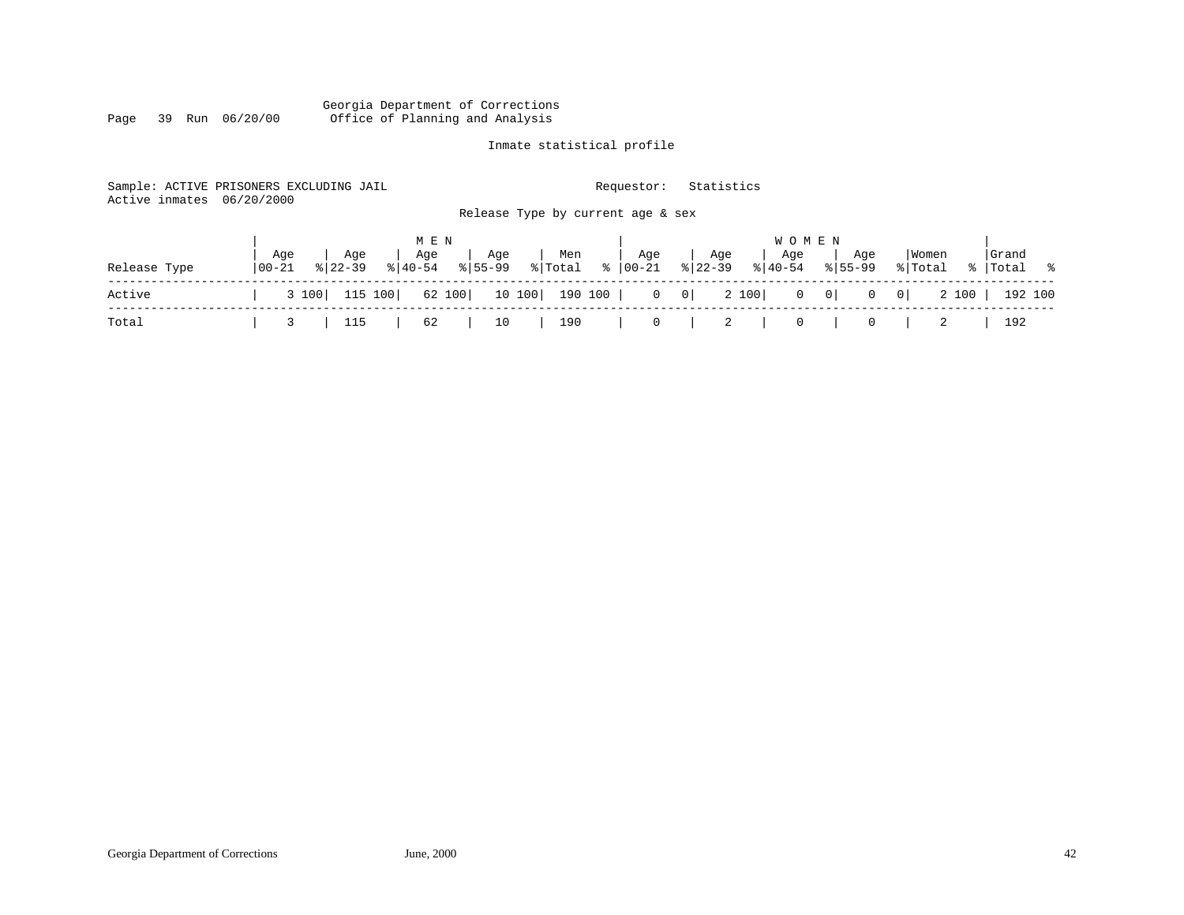Georgia Department of Corrections
Office of Planning and Analysis

Page 39 Run 06/20/00

Inmate statistical profile

Sample: ACTIVE PRISONERS EXCLUDING JAIL

Requestor: Statistics

Active inmates 06/20/2000

Release Type by current age & sex

| Release Type | MEN Age 00-21 | % | Age 22-39 | % | Age 40-54 | % | Age 55-99 | % | Men Total | % | WOMEN Age 00-21 | % | Age 22-39 | % | Age 40-54 | % | Age 55-99 | % | Women Total | % | Grand Total | % |
|---|---|---|---|---|---|---|---|---|---|---|---|---|---|---|---|---|---|---|---|---|---|---|
| Active | 3 | 100 | 115 | 100 | 62 | 100 | 10 | 100 | 190 | 100 | 0 | 0 | 2 | 100 | 0 | 0 | 0 | 0 | 2 | 100 | 192 | 100 |
| Total | 3 | | 115 | | 62 | | 10 | | 190 | | 0 | | 2 | | 0 | | 0 | | 2 | | 192 | |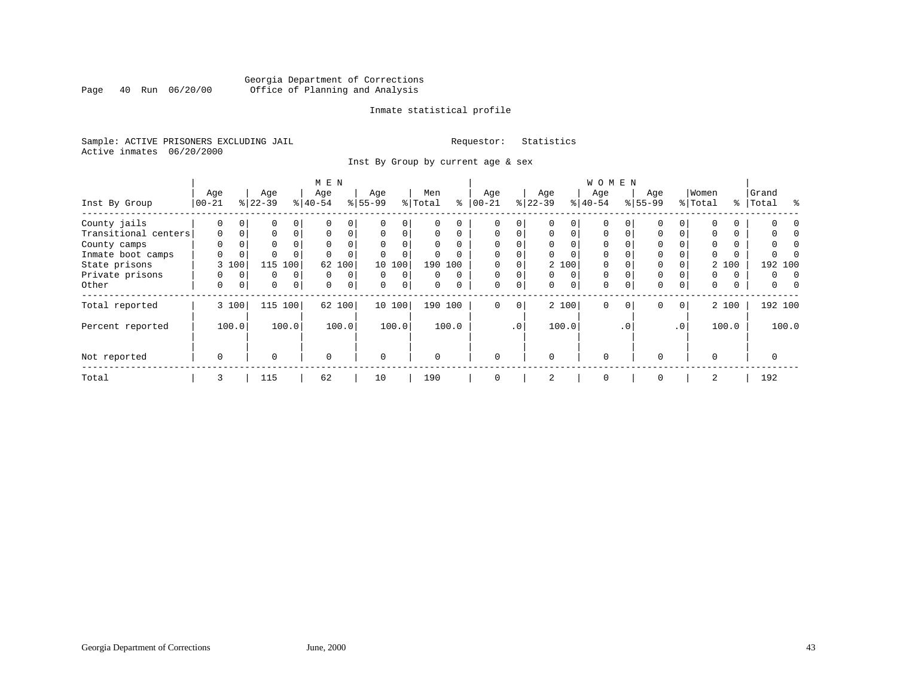Georgia Department of Corrections
Office of Planning and Analysis

Page 40 Run 06/20/00

Inmate statistical profile

Sample: ACTIVE PRISONERS EXCLUDING JAIL

Requestor: Statistics

Active inmates 06/20/2000

Inst By Group by current age & sex

| Inst By Group | MEN Age 00-21 | % | Age 22-39 | % | Age 40-54 | % | Age 55-99 | % | Men Total | % | WOMEN Age 00-21 | % | Age 22-39 | % | Age 40-54 | % | Age 55-99 | % | Women Total | % | Grand Total | % |
|---|---|---|---|---|---|---|---|---|---|---|---|---|---|---|---|---|---|---|---|---|---|---|
| County jails | 0 | 0 | 0 | 0 | 0 | 0 | 0 | 0 | 0 | 0 | 0 | 0 | 0 | 0 | 0 | 0 | 0 | 0 | 0 | 0 | 0 | 0 |
| Transitional centers | 0 | 0 | 0 | 0 | 0 | 0 | 0 | 0 | 0 | 0 | 0 | 0 | 0 | 0 | 0 | 0 | 0 | 0 | 0 | 0 | 0 | 0 |
| County camps | 0 | 0 | 0 | 0 | 0 | 0 | 0 | 0 | 0 | 0 | 0 | 0 | 0 | 0 | 0 | 0 | 0 | 0 | 0 | 0 | 0 | 0 |
| Inmate boot camps | 0 | 0 | 0 | 0 | 0 | 0 | 0 | 0 | 0 | 0 | 0 | 0 | 0 | 0 | 0 | 0 | 0 | 0 | 0 | 0 | 0 | 0 |
| State prisons | 3 | 100 | 115 | 100 | 62 | 100 | 10 | 100 | 190 | 100 | 0 | 0 | 2 | 100 | 0 | 0 | 0 | 0 | 2 | 100 | 192 | 100 |
| Private prisons | 0 | 0 | 0 | 0 | 0 | 0 | 0 | 0 | 0 | 0 | 0 | 0 | 0 | 0 | 0 | 0 | 0 | 0 | 0 | 0 | 0 | 0 |
| Other | 0 | 0 | 0 | 0 | 0 | 0 | 0 | 0 | 0 | 0 | 0 | 0 | 0 | 0 | 0 | 0 | 0 | 0 | 0 | 0 | 0 | 0 |
| Total reported | 3 | 100 | 115 | 100 | 62 | 100 | 10 | 100 | 190 | 100 | 0 | 0 | 2 | 100 | 0 | 0 | 0 | 0 | 2 | 100 | 192 | 100 |
| Percent reported | 100.0 | | 100.0 | | 100.0 | | 100.0 | | 100.0 | | .0 | | 100.0 | | .0 | | .0 | | 100.0 | | 100.0 | |
| Not reported | 0 | | 0 | | 0 | | 0 | | 0 | | 0 | | 0 | | 0 | | 0 | | 0 | | 0 | |
| Total | 3 | | 115 | | 62 | | 10 | | 190 | | 0 | | 2 | | 0 | | 0 | | 2 | | 192 | |

Georgia Department of Corrections June, 2000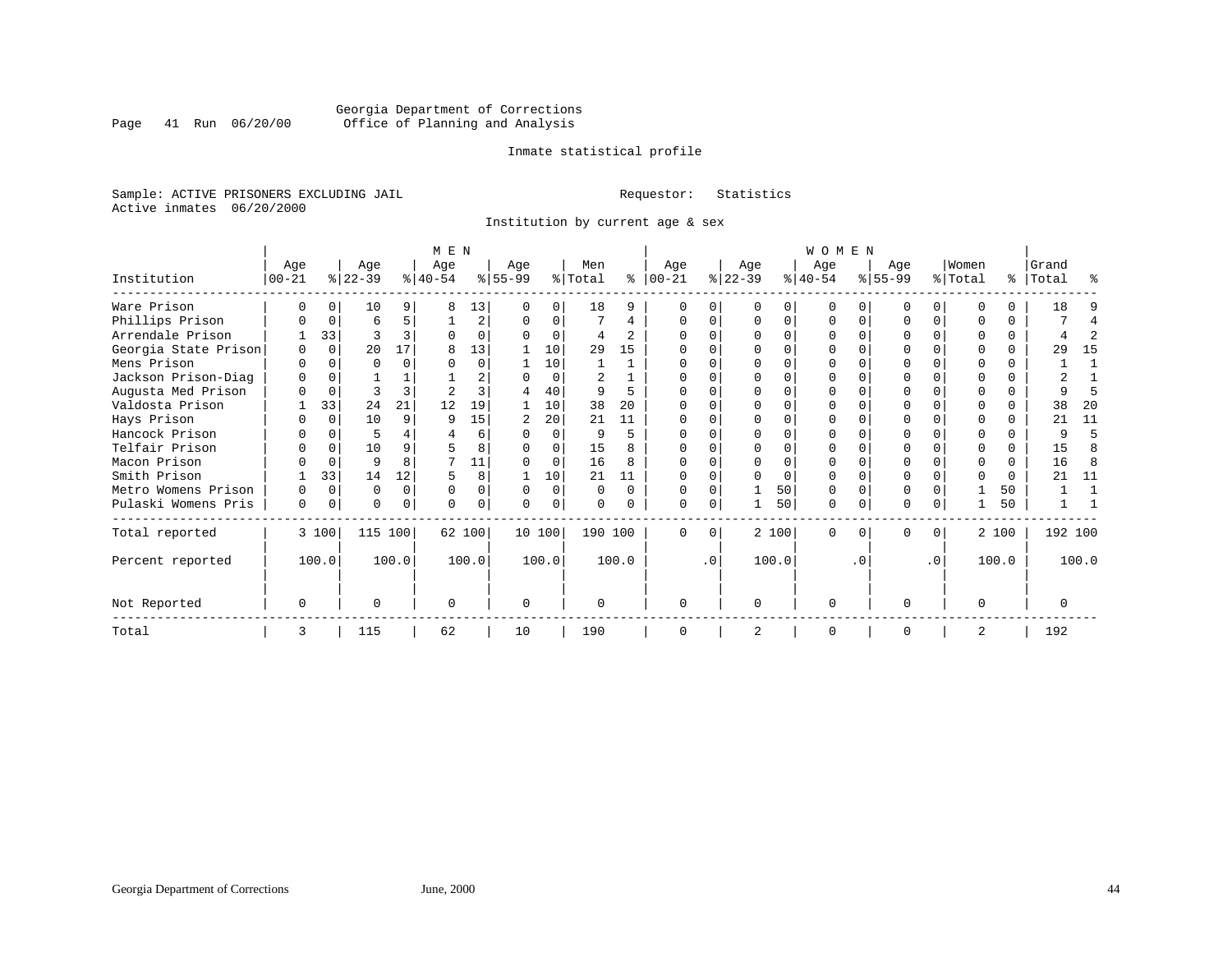Georgia Department of Corrections
Office of Planning and Analysis

Inmate statistical profile

Sample: ACTIVE PRISONERS EXCLUDING JAIL  Requestor: Statistics
Active inmates 06/20/2000

Institution by current age & sex

| Institution | MEN Age 00-21 | % | Age 22-39 | % | Age 40-54 | % | Age 55-99 | % | Men Total | % | WOMEN Age 00-21 | % | Age 22-39 | % | Age 40-54 | % | Age 55-99 | % | Women Total | % | Grand Total | % |
|---|---|---|---|---|---|---|---|---|---|---|---|---|---|---|---|---|---|---|---|---|---|---|
| Ware Prison | 0 | 0 | 10 | 9 | 8 | 13 | 0 | 0 | 18 | 9 | 0 | 0 | 0 | 0 | 0 | 0 | 0 | 0 | 0 | 0 | 18 | 9 |
| Phillips Prison | 0 | 0 | 6 | 5 | 1 | 2 | 0 | 0 | 7 | 4 | 0 | 0 | 0 | 0 | 0 | 0 | 0 | 0 | 0 | 0 | 7 | 4 |
| Arrendale Prison | 1 | 33 | 3 | 3 | 0 | 0 | 0 | 0 | 4 | 2 | 0 | 0 | 0 | 0 | 0 | 0 | 0 | 0 | 0 | 0 | 4 | 2 |
| Georgia State Prison | 0 | 0 | 20 | 17 | 8 | 13 | 1 | 10 | 29 | 15 | 0 | 0 | 0 | 0 | 0 | 0 | 0 | 0 | 0 | 0 | 29 | 15 |
| Mens Prison | 0 | 0 | 0 | 0 | 0 | 0 | 1 | 10 | 1 | 1 | 0 | 0 | 0 | 0 | 0 | 0 | 0 | 0 | 0 | 0 | 1 | 1 |
| Jackson Prison-Diag | 0 | 0 | 1 | 1 | 1 | 2 | 0 | 0 | 2 | 1 | 0 | 0 | 0 | 0 | 0 | 0 | 0 | 0 | 0 | 0 | 2 | 1 |
| Augusta Med Prison | 0 | 0 | 3 | 3 | 2 | 3 | 4 | 40 | 9 | 5 | 0 | 0 | 0 | 0 | 0 | 0 | 0 | 0 | 0 | 0 | 9 | 5 |
| Valdosta Prison | 1 | 33 | 24 | 21 | 12 | 19 | 1 | 10 | 38 | 20 | 0 | 0 | 0 | 0 | 0 | 0 | 0 | 0 | 0 | 0 | 38 | 20 |
| Hays Prison | 0 | 0 | 10 | 9 | 9 | 15 | 2 | 20 | 21 | 11 | 0 | 0 | 0 | 0 | 0 | 0 | 0 | 0 | 0 | 0 | 21 | 11 |
| Hancock Prison | 0 | 0 | 5 | 4 | 4 | 6 | 0 | 0 | 9 | 5 | 0 | 0 | 0 | 0 | 0 | 0 | 0 | 0 | 0 | 0 | 9 | 5 |
| Telfair Prison | 0 | 0 | 10 | 9 | 5 | 8 | 0 | 0 | 15 | 8 | 0 | 0 | 0 | 0 | 0 | 0 | 0 | 0 | 0 | 0 | 15 | 8 |
| Macon Prison | 0 | 0 | 9 | 8 | 7 | 11 | 0 | 0 | 16 | 8 | 0 | 0 | 0 | 0 | 0 | 0 | 0 | 0 | 0 | 0 | 16 | 8 |
| Smith Prison | 1 | 33 | 14 | 12 | 5 | 8 | 1 | 10 | 21 | 11 | 0 | 0 | 0 | 0 | 0 | 0 | 0 | 0 | 0 | 0 | 21 | 11 |
| Metro Womens Prison | 0 | 0 | 0 | 0 | 0 | 0 | 0 | 0 | 0 | 0 | 0 | 0 | 1 | 50 | 0 | 0 | 0 | 0 | 1 | 50 | 1 | 1 |
| Pulaski Womens Pris | 0 | 0 | 0 | 0 | 0 | 0 | 0 | 0 | 0 | 0 | 0 | 0 | 1 | 50 | 0 | 0 | 0 | 0 | 1 | 50 | 1 | 1 |
| Total reported | 3 | 100 | 115 | 100 | 62 | 100 | 10 | 100 | 190 | 100 | 0 | 0 | 2 | 100 | 0 | 0 | 0 | 0 | 2 | 100 | 192 | 100 |
| Percent reported | | 100.0 | | 100.0 | | 100.0 | | 100.0 | | 100.0 | | .0 | | 100.0 | | .0 | | .0 | | 100.0 | | 100.0 |
| Not Reported | 0 | | 0 | | 0 | | 0 | | 0 | | 0 | | 0 | | 0 | | 0 | | 0 | | 0 | |
| Total | 3 | | 115 | | 62 | | 10 | | 190 | | 0 | | 2 | | 0 | | 0 | | 2 | | 192 | |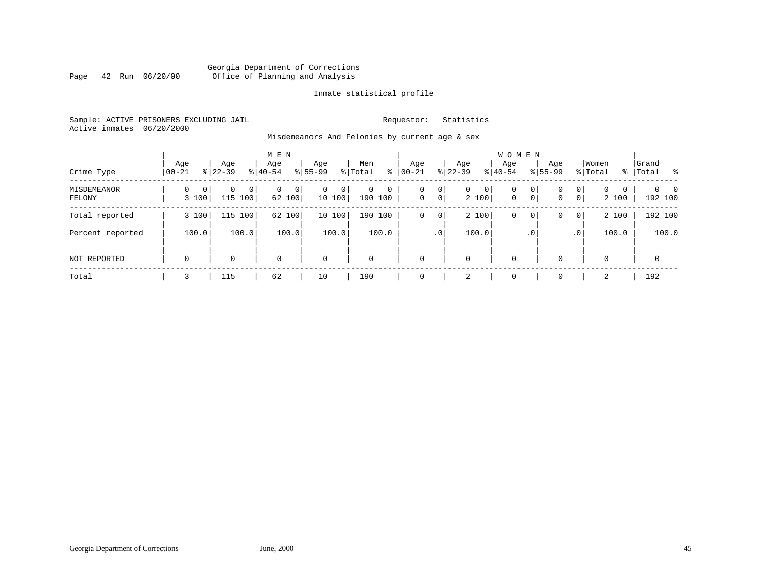Georgia Department of Corrections
Office of Planning and Analysis

Inmate statistical profile

Sample: ACTIVE PRISONERS EXCLUDING JAIL    Requestor: Statistics
Active inmates 06/20/2000

Misdemeanors And Felonies by current age & sex

| Crime Type | MEN Age 00-21 | % | Age 22-39 | % | Age 40-54 | % | Age 55-99 | % | Men Total | % | WOMEN Age 00-21 | % | Age 22-39 | % | Age 40-54 | % | Age 55-99 | % | Women Total | % | Grand Total | % |
|---|---|---|---|---|---|---|---|---|---|---|---|---|---|---|---|---|---|---|---|---|---|---|
| MISDEMEANOR | 0 | 0 | 0 | 0 | 0 | 0 | 0 | 0 | 0 | 0 | 0 | 0 | 0 | 0 | 0 | 0 | 0 | 0 | 0 | 0 | 0 | 0 |
| FELONY | 3 | 100 | 115 | 100 | 62 | 100 | 10 | 100 | 190 | 100 | 0 | 0 | 2 | 100 | 0 | 0 | 0 | 0 | 2 | 100 | 192 | 100 |
| Total reported | 3 | 100 | 115 | 100 | 62 | 100 | 10 | 100 | 190 | 100 | 0 | 0 | 2 | 100 | 0 | 0 | 0 | 0 | 2 | 100 | 192 | 100 |
| Percent reported | | 100.0 | | 100.0 | | 100.0 | | 100.0 | | 100.0 | | .0 | | 100.0 | | .0 | | .0 | | 100.0 | | 100.0 |
| NOT REPORTED | 0 | | 0 | | 0 | | 0 | | 0 | | 0 | | 0 | | 0 | | 0 | | 0 | | 0 | |
| Total | 3 | | 115 | | 62 | | 10 | | 190 | | 0 | | 2 | | 0 | | 0 | | 2 | | 192 | |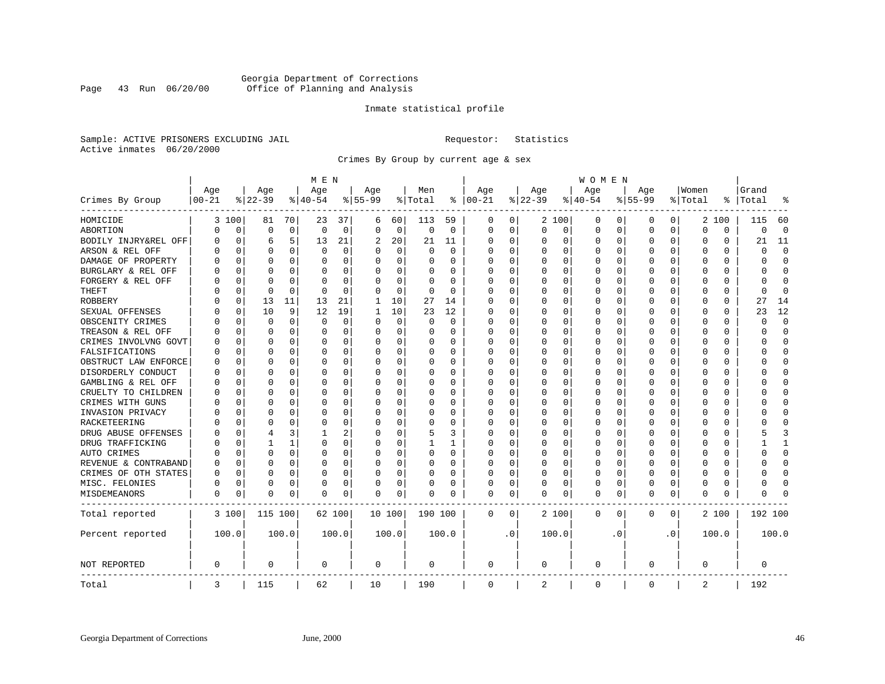Georgia Department of Corrections
Office of Planning and Analysis

Inmate statistical profile

Sample: ACTIVE PRISONERS EXCLUDING JAIL     Requestor: Statistics
Active inmates 06/20/2000

Crimes By Group by current age & sex

| Crimes By Group | MEN Age 00-21 | % | Age 22-39 | % | Age 40-54 | % | Age 55-99 | % | Men Total | % | WOMEN Age 00-21 | % | Age 22-39 | % | Age 40-54 | % | Age 55-99 | % | Women Total | % | Grand Total | % |
|---|---|---|---|---|---|---|---|---|---|---|---|---|---|---|---|---|---|---|---|---|---|---|
| HOMICIDE | 3 | 100 | 81 | 70 | 23 | 37 | 6 | 60 | 113 | 59 | 0 | 0 | 2 | 100 | 0 | 0 | 0 | 0 | 2 | 100 | 115 | 60 |
| ABORTION | 0 | 0 | 0 | 0 | 0 | 0 | 0 | 0 | 0 | 0 | 0 | 0 | 0 | 0 | 0 | 0 | 0 | 0 | 0 | 0 | 0 | 0 |
| BODILY INJRY&REL OFF | 0 | 0 | 6 | 5 | 13 | 21 | 2 | 20 | 21 | 11 | 0 | 0 | 0 | 0 | 0 | 0 | 0 | 0 | 0 | 0 | 21 | 11 |
| ARSON & REL OFF | 0 | 0 | 0 | 0 | 0 | 0 | 0 | 0 | 0 | 0 | 0 | 0 | 0 | 0 | 0 | 0 | 0 | 0 | 0 | 0 | 0 | 0 |
| DAMAGE OF PROPERTY | 0 | 0 | 0 | 0 | 0 | 0 | 0 | 0 | 0 | 0 | 0 | 0 | 0 | 0 | 0 | 0 | 0 | 0 | 0 | 0 | 0 | 0 |
| BURGLARY & REL OFF | 0 | 0 | 0 | 0 | 0 | 0 | 0 | 0 | 0 | 0 | 0 | 0 | 0 | 0 | 0 | 0 | 0 | 0 | 0 | 0 | 0 | 0 |
| FORGERY & REL OFF | 0 | 0 | 0 | 0 | 0 | 0 | 0 | 0 | 0 | 0 | 0 | 0 | 0 | 0 | 0 | 0 | 0 | 0 | 0 | 0 | 0 | 0 |
| THEFT | 0 | 0 | 0 | 0 | 0 | 0 | 0 | 0 | 0 | 0 | 0 | 0 | 0 | 0 | 0 | 0 | 0 | 0 | 0 | 0 | 0 | 0 |
| ROBBERY | 0 | 0 | 13 | 11 | 13 | 21 | 1 | 10 | 27 | 14 | 0 | 0 | 0 | 0 | 0 | 0 | 0 | 0 | 0 | 0 | 27 | 14 |
| SEXUAL OFFENSES | 0 | 0 | 10 | 9 | 12 | 19 | 1 | 10 | 23 | 12 | 0 | 0 | 0 | 0 | 0 | 0 | 0 | 0 | 0 | 0 | 23 | 12 |
| OBSCENITY CRIMES | 0 | 0 | 0 | 0 | 0 | 0 | 0 | 0 | 0 | 0 | 0 | 0 | 0 | 0 | 0 | 0 | 0 | 0 | 0 | 0 | 0 | 0 |
| TREASON & REL OFF | 0 | 0 | 0 | 0 | 0 | 0 | 0 | 0 | 0 | 0 | 0 | 0 | 0 | 0 | 0 | 0 | 0 | 0 | 0 | 0 | 0 | 0 |
| CRIMES INVOLVNG GOVT | 0 | 0 | 0 | 0 | 0 | 0 | 0 | 0 | 0 | 0 | 0 | 0 | 0 | 0 | 0 | 0 | 0 | 0 | 0 | 0 | 0 | 0 |
| FALSIFICATIONS | 0 | 0 | 0 | 0 | 0 | 0 | 0 | 0 | 0 | 0 | 0 | 0 | 0 | 0 | 0 | 0 | 0 | 0 | 0 | 0 | 0 | 0 |
| OBSTRUCT LAW ENFORCE | 0 | 0 | 0 | 0 | 0 | 0 | 0 | 0 | 0 | 0 | 0 | 0 | 0 | 0 | 0 | 0 | 0 | 0 | 0 | 0 | 0 | 0 |
| DISORDERLY CONDUCT | 0 | 0 | 0 | 0 | 0 | 0 | 0 | 0 | 0 | 0 | 0 | 0 | 0 | 0 | 0 | 0 | 0 | 0 | 0 | 0 | 0 | 0 |
| GAMBLING & REL OFF | 0 | 0 | 0 | 0 | 0 | 0 | 0 | 0 | 0 | 0 | 0 | 0 | 0 | 0 | 0 | 0 | 0 | 0 | 0 | 0 | 0 | 0 |
| CRUELTY TO CHILDREN | 0 | 0 | 0 | 0 | 0 | 0 | 0 | 0 | 0 | 0 | 0 | 0 | 0 | 0 | 0 | 0 | 0 | 0 | 0 | 0 | 0 | 0 |
| CRIMES WITH GUNS | 0 | 0 | 0 | 0 | 0 | 0 | 0 | 0 | 0 | 0 | 0 | 0 | 0 | 0 | 0 | 0 | 0 | 0 | 0 | 0 | 0 | 0 |
| INVASION PRIVACY | 0 | 0 | 0 | 0 | 0 | 0 | 0 | 0 | 0 | 0 | 0 | 0 | 0 | 0 | 0 | 0 | 0 | 0 | 0 | 0 | 0 | 0 |
| RACKETEERING | 0 | 0 | 0 | 0 | 0 | 0 | 0 | 0 | 0 | 0 | 0 | 0 | 0 | 0 | 0 | 0 | 0 | 0 | 0 | 0 | 0 | 0 |
| DRUG ABUSE OFFENSES | 0 | 0 | 4 | 3 | 1 | 2 | 0 | 0 | 5 | 3 | 0 | 0 | 0 | 0 | 0 | 0 | 0 | 0 | 0 | 0 | 5 | 3 |
| DRUG TRAFFICKING | 0 | 0 | 1 | 1 | 0 | 0 | 0 | 0 | 1 | 1 | 0 | 0 | 0 | 0 | 0 | 0 | 0 | 0 | 0 | 0 | 1 | 1 |
| AUTO CRIMES | 0 | 0 | 0 | 0 | 0 | 0 | 0 | 0 | 0 | 0 | 0 | 0 | 0 | 0 | 0 | 0 | 0 | 0 | 0 | 0 | 0 | 0 |
| REVENUE & CONTRABAND | 0 | 0 | 0 | 0 | 0 | 0 | 0 | 0 | 0 | 0 | 0 | 0 | 0 | 0 | 0 | 0 | 0 | 0 | 0 | 0 | 0 | 0 |
| CRIMES OF OTH STATES | 0 | 0 | 0 | 0 | 0 | 0 | 0 | 0 | 0 | 0 | 0 | 0 | 0 | 0 | 0 | 0 | 0 | 0 | 0 | 0 | 0 | 0 |
| MISC. FELONIES | 0 | 0 | 0 | 0 | 0 | 0 | 0 | 0 | 0 | 0 | 0 | 0 | 0 | 0 | 0 | 0 | 0 | 0 | 0 | 0 | 0 | 0 |
| MISDEMEANORS | 0 | 0 | 0 | 0 | 0 | 0 | 0 | 0 | 0 | 0 | 0 | 0 | 0 | 0 | 0 | 0 | 0 | 0 | 0 | 0 | 0 | 0 |
| Total reported | 3 | 100 | 115 | 100 | 62 | 100 | 10 | 100 | 190 | 100 | 0 | 0 | 2 | 100 | 0 | 0 | 0 | 0 | 2 | 100 | 192 | 100 |
| Percent reported | | 100.0 | | 100.0 | | 100.0 | | 100.0 | | 100.0 | | .0 | | 100.0 | | .0 | | .0 | | 100.0 | | 100.0 |
| NOT REPORTED | 0 | | 0 | | 0 | | 0 | | 0 | | 0 | | 0 | | 0 | | 0 | | 0 | | 0 | |
| Total | 3 | | 115 | | 62 | | 10 | | 190 | | 0 | | 2 | | 0 | | 0 | | 2 | | 192 | |

Georgia Department of Corrections     June, 2000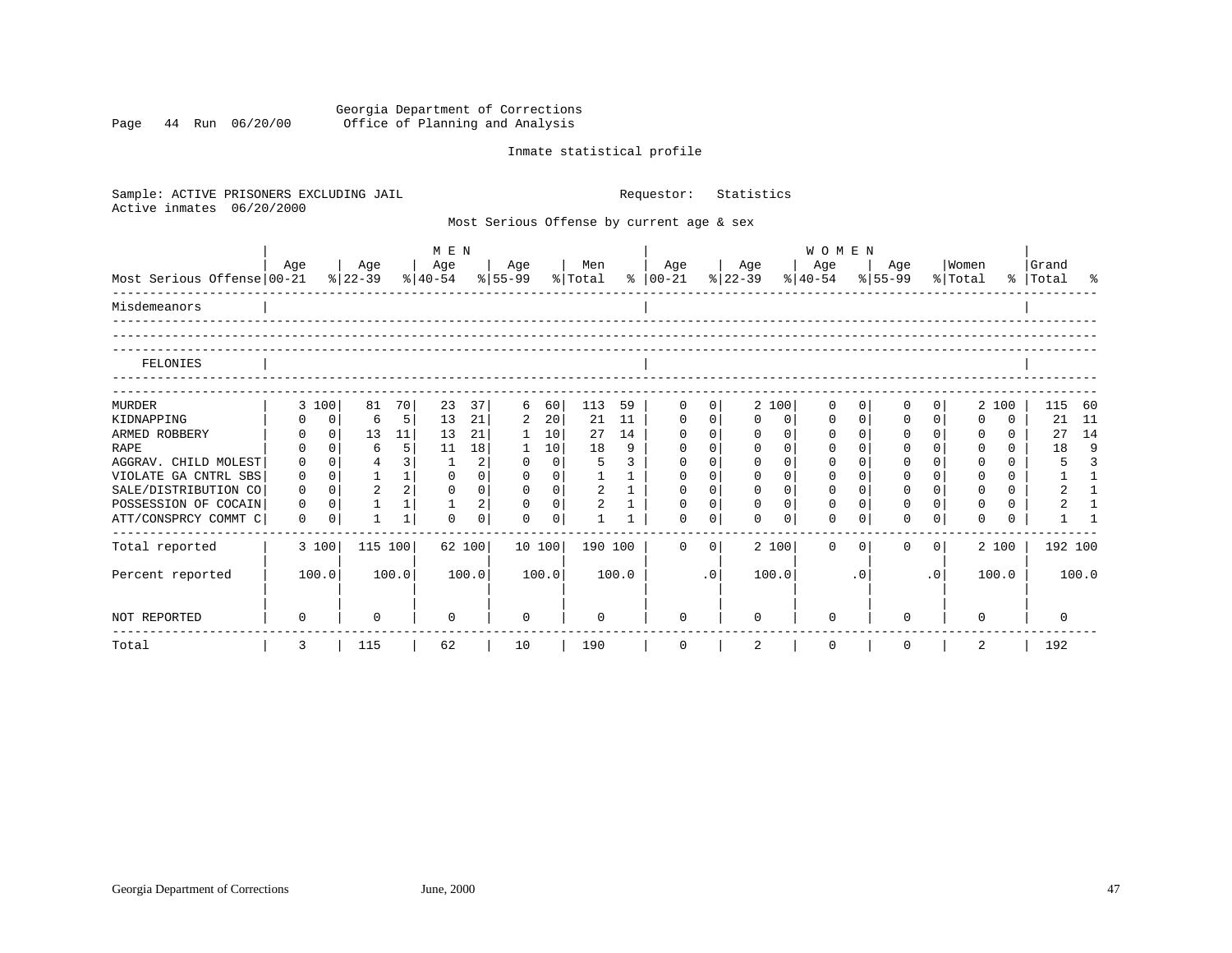Georgia Department of Corrections
Office of Planning and Analysis

Inmate statistical profile

Sample: ACTIVE PRISONERS EXCLUDING JAIL　　　　Requestor: Statistics
Active inmates 06/20/2000

Most Serious Offense by current age & sex

| Most Serious Offense | MEN Age 00-21 | % | Age 22-39 | % | Age 40-54 | % | Age 55-99 | % | Men Total | % | WOMEN Age 00-21 | % | Age 22-39 | % | Age 40-54 | % | Age 55-99 | % | Women Total | % | Grand Total | % |
|---|---|---|---|---|---|---|---|---|---|---|---|---|---|---|---|---|---|---|---|---|---|---|
| Misdemeanors | | | | | | | | | | | | | | | | | | | | | | |
| FELONIES | | | | | | | | | | | | | | | | | | | | | | |
| MURDER | 3 | 100 | 81 | 70 | 23 | 37 | 6 | 60 | 113 | 59 | 0 | 0 | 2 | 100 | 0 | 0 | 0 | 0 | 2 | 100 | 115 | 60 |
| KIDNAPPING | 0 | 0 | 6 | 5 | 13 | 21 | 2 | 20 | 21 | 11 | 0 | 0 | 0 | 0 | 0 | 0 | 0 | 0 | 0 | 0 | 21 | 11 |
| ARMED ROBBERY | 0 | 0 | 13 | 11 | 13 | 21 | 1 | 10 | 27 | 14 | 0 | 0 | 0 | 0 | 0 | 0 | 0 | 0 | 0 | 0 | 27 | 14 |
| RAPE | 0 | 0 | 6 | 5 | 11 | 18 | 1 | 10 | 18 | 9 | 0 | 0 | 0 | 0 | 0 | 0 | 0 | 0 | 0 | 0 | 18 | 9 |
| AGGRAV. CHILD MOLEST | 0 | 0 | 4 | 3 | 1 | 2 | 0 | 0 | 5 | 3 | 0 | 0 | 0 | 0 | 0 | 0 | 0 | 0 | 0 | 0 | 5 | 3 |
| VIOLATE GA CNTRL SBS | 0 | 0 | 1 | 1 | 0 | 0 | 0 | 0 | 1 | 1 | 0 | 0 | 0 | 0 | 0 | 0 | 0 | 0 | 0 | 0 | 1 | 1 |
| SALE/DISTRIBUTION CO | 0 | 0 | 2 | 2 | 0 | 0 | 0 | 0 | 2 | 1 | 0 | 0 | 0 | 0 | 0 | 0 | 0 | 0 | 0 | 0 | 2 | 1 |
| POSSESSION OF COCAIN | 0 | 0 | 1 | 1 | 1 | 2 | 0 | 0 | 2 | 1 | 0 | 0 | 0 | 0 | 0 | 0 | 0 | 0 | 0 | 0 | 2 | 1 |
| ATT/CONSPRCY COMMT C | 0 | 0 | 1 | 1 | 0 | 0 | 0 | 0 | 1 | 1 | 0 | 0 | 0 | 0 | 0 | 0 | 0 | 0 | 0 | 0 | 1 | 1 |
| Total reported | 3 | 100 | 115 | 100 | 62 | 100 | 10 | 100 | 190 | 100 | 0 | 0 | 2 | 100 | 0 | 0 | 0 | 0 | 2 | 100 | 192 | 100 |
| Percent reported | 100.0 | | 100.0 | | 100.0 | | 100.0 | | 100.0 | | .0 | | 100.0 | | .0 | | .0 | | 100.0 | | 100.0 | |
| NOT REPORTED | 0 | | 0 | | 0 | | 0 | | 0 | | 0 | | 0 | | 0 | | 0 | | 0 | | 0 | |
| Total | 3 | | 115 | | 62 | | 10 | | 190 | | 0 | | 2 | | 0 | | 0 | | 2 | | 192 | |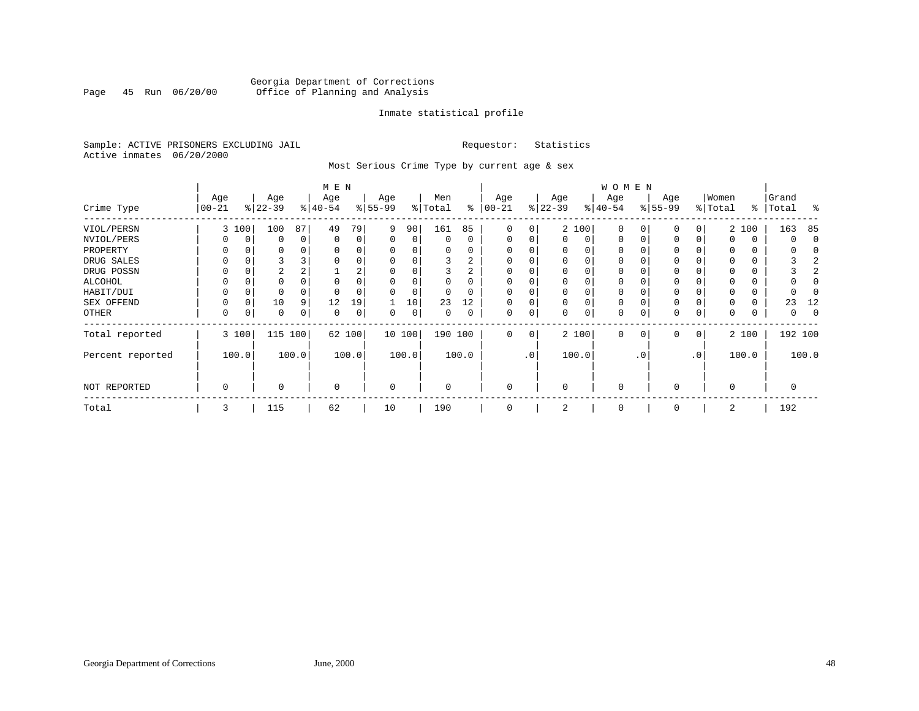Georgia Department of Corrections
Office of Planning and Analysis

Inmate statistical profile

Sample: ACTIVE PRISONERS EXCLUDING JAIL

Requestor: Statistics

Active inmates 06/20/2000

Most Serious Crime Type by current age & sex

| Crime Type | MEN Age 00-21 | % | Age 22-39 | % | Age 40-54 | % | Age 55-99 | % | Men Total | % | WOMEN Age 00-21 | % | Age 22-39 | % | Age 40-54 | % | Age 55-99 | % | Women Total | % | Grand Total | % |
|---|---|---|---|---|---|---|---|---|---|---|---|---|---|---|---|---|---|---|---|---|---|---|
| VIOL/PERSN | 3 | 100 | 100 | 87 | 49 | 79 | 9 | 90 | 161 | 85 | 0 | 0 | 2 | 100 | 0 | 0 | 0 | 0 | 2 | 100 | 163 | 85 |
| NVIOL/PERS | 0 | 0 | 0 | 0 | 0 | 0 | 0 | 0 | 0 | 0 | 0 | 0 | 0 | 0 | 0 | 0 | 0 | 0 | 0 | 0 | 0 | 0 |
| PROPERTY | 0 | 0 | 0 | 0 | 0 | 0 | 0 | 0 | 0 | 0 | 0 | 0 | 0 | 0 | 0 | 0 | 0 | 0 | 0 | 0 | 0 | 0 |
| DRUG SALES | 0 | 0 | 3 | 3 | 0 | 0 | 0 | 0 | 3 | 2 | 0 | 0 | 0 | 0 | 0 | 0 | 0 | 0 | 0 | 0 | 3 | 2 |
| DRUG POSSN | 0 | 0 | 2 | 2 | 1 | 2 | 0 | 0 | 3 | 2 | 0 | 0 | 0 | 0 | 0 | 0 | 0 | 0 | 0 | 0 | 3 | 2 |
| ALCOHOL | 0 | 0 | 0 | 0 | 0 | 0 | 0 | 0 | 0 | 0 | 0 | 0 | 0 | 0 | 0 | 0 | 0 | 0 | 0 | 0 | 0 | 0 |
| HABIT/DUI | 0 | 0 | 0 | 0 | 0 | 0 | 0 | 0 | 0 | 0 | 0 | 0 | 0 | 0 | 0 | 0 | 0 | 0 | 0 | 0 | 0 | 0 |
| SEX OFFEND | 0 | 0 | 10 | 9 | 12 | 19 | 1 | 10 | 23 | 12 | 0 | 0 | 0 | 0 | 0 | 0 | 0 | 0 | 0 | 0 | 23 | 12 |
| OTHER | 0 | 0 | 0 | 0 | 0 | 0 | 0 | 0 | 0 | 0 | 0 | 0 | 0 | 0 | 0 | 0 | 0 | 0 | 0 | 0 | 0 | 0 |
| Total reported | 3 | 100 | 115 | 100 | 62 | 100 | 10 | 100 | 190 | 100 | 0 | 0 | 2 | 100 | 0 | 0 | 0 | 0 | 2 | 100 | 192 | 100 |
| Percent reported | | 100.0 | | 100.0 | | 100.0 | | 100.0 | | 100.0 | | .0 | | 100.0 | | .0 | | .0 | | 100.0 | | 100.0 |
| NOT REPORTED | 0 | | 0 | | 0 | | 0 | | 0 | | 0 | | 0 | | 0 | | 0 | | 0 | | 0 | |
| Total | 3 | | 115 | | 62 | | 10 | | 190 | | 0 | | 2 | | 0 | | 0 | | 2 | | 192 | |

Georgia Department of Corrections June, 2000